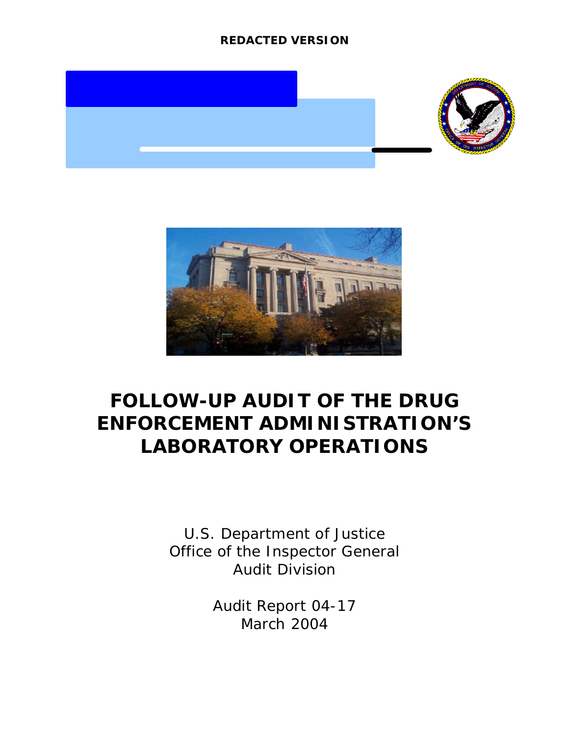**REDACTED VERSION**

# FOLLOW-UP AUDIT OF THE DRUG ENFORCEMENT ADMINISTRATION'S LABORATORY OPERATIONS

U.S. Department of Justice
Office of the Inspector General
Audit Division

Audit Report 04-17
March 2004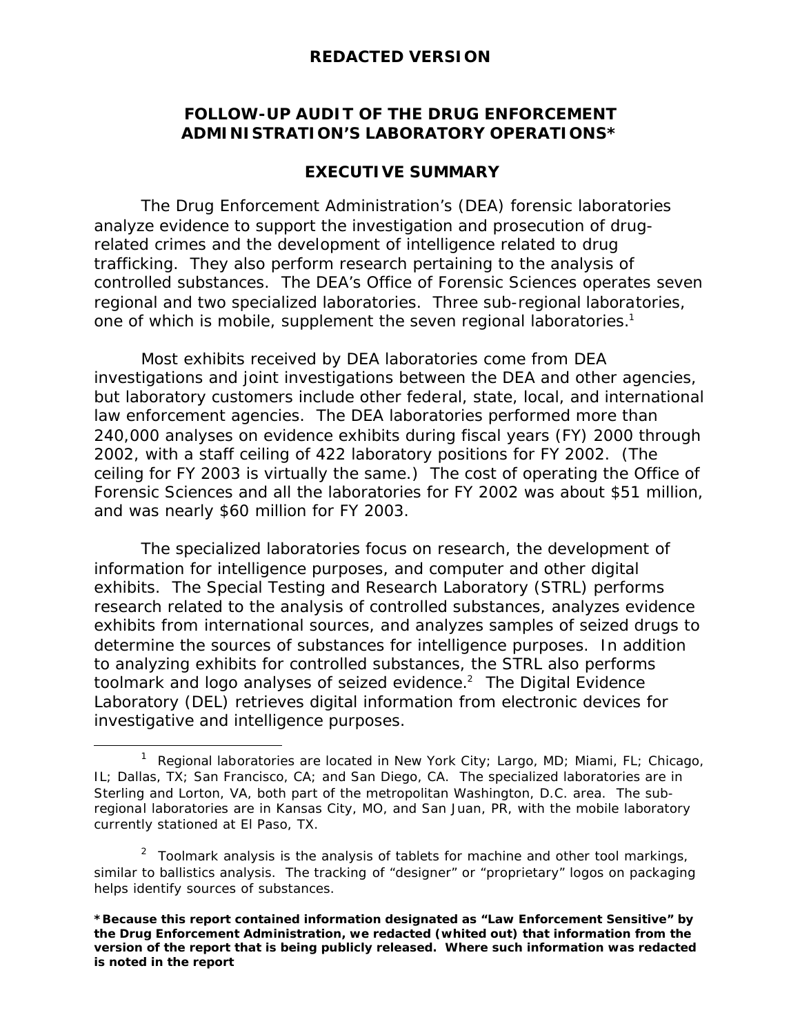**REDACTED VERSION**

# FOLLOW-UP AUDIT OF THE DRUG ENFORCEMENT ADMINISTRATION'S LABORATORY OPERATIONS*

## EXECUTIVE SUMMARY

The Drug Enforcement Administration's (DEA) forensic laboratories analyze evidence to support the investigation and prosecution of drug-related crimes and the development of intelligence related to drug trafficking. They also perform research pertaining to the analysis of controlled substances. The DEA's Office of Forensic Sciences operates seven regional and two specialized laboratories. Three sub-regional laboratories, one of which is mobile, supplement the seven regional laboratories.[1]

Most exhibits received by DEA laboratories come from DEA investigations and joint investigations between the DEA and other agencies, but laboratory customers include other federal, state, local, and international law enforcement agencies. The DEA laboratories performed more than 240,000 analyses on evidence exhibits during fiscal years (FY) 2000 through 2002, with a staff ceiling of 422 laboratory positions for FY 2002. (The ceiling for FY 2003 is virtually the same.) The cost of operating the Office of Forensic Sciences and all the laboratories for FY 2002 was about $51 million, and was nearly $60 million for FY 2003.

The specialized laboratories focus on research, the development of information for intelligence purposes, and computer and other digital exhibits. The Special Testing and Research Laboratory (STRL) performs research related to the analysis of controlled substances, analyzes evidence exhibits from international sources, and analyzes samples of seized drugs to determine the sources of substances for intelligence purposes. In addition to analyzing exhibits for controlled substances, the STRL also performs toolmark and logo analyses of seized evidence.[2] The Digital Evidence Laboratory (DEL) retrieves digital information from electronic devices for investigative and intelligence purposes.

---

[1] Regional laboratories are located in New York City; Largo, MD; Miami, FL; Chicago, IL; Dallas, TX; San Francisco, CA; and San Diego, CA. The specialized laboratories are in Sterling and Lorton, VA, both part of the metropolitan Washington, D.C. area. The sub-regional laboratories are in Kansas City, MO, and San Juan, PR, with the mobile laboratory currently stationed at El Paso, TX.

[2] Toolmark analysis is the analysis of tablets for machine and other tool markings, similar to ballistics analysis. The tracking of "designer" or "proprietary" logos on packaging helps identify sources of substances.

**\*Because this report contained information designated as "Law Enforcement Sensitive" by the Drug Enforcement Administration, we redacted (whited out) that information from the version of the report that is being publicly released. Where such information was redacted is noted in the report**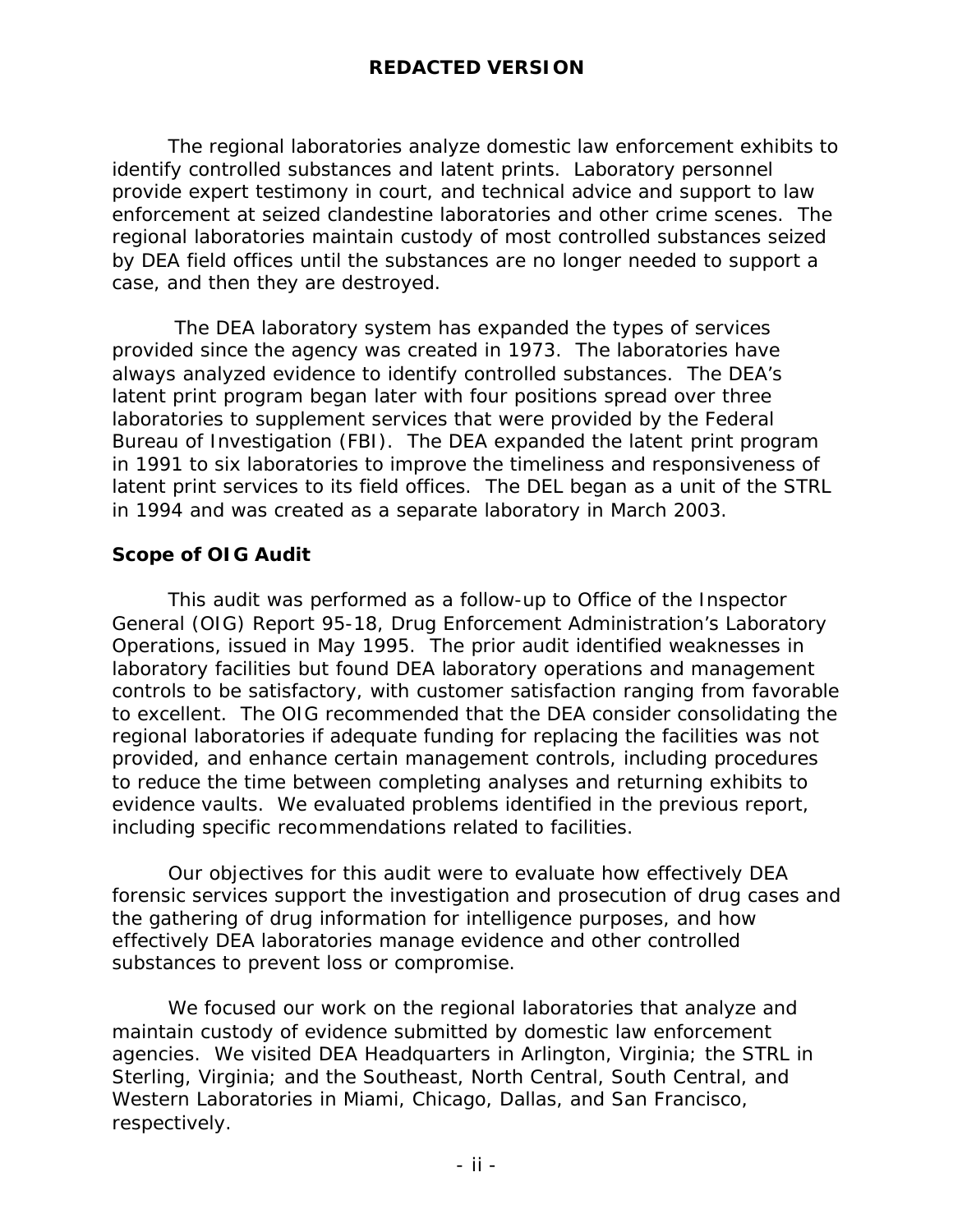The regional laboratories analyze domestic law enforcement exhibits to identify controlled substances and latent prints. Laboratory personnel provide expert testimony in court, and technical advice and support to law enforcement at seized clandestine laboratories and other crime scenes. The regional laboratories maintain custody of most controlled substances seized by DEA field offices until the substances are no longer needed to support a case, and then they are destroyed.

The DEA laboratory system has expanded the types of services provided since the agency was created in 1973. The laboratories have always analyzed evidence to identify controlled substances. The DEA's latent print program began later with four positions spread over three laboratories to supplement services that were provided by the Federal Bureau of Investigation (FBI). The DEA expanded the latent print program in 1991 to six laboratories to improve the timeliness and responsiveness of latent print services to its field offices. The DEL began as a unit of the STRL in 1994 and was created as a separate laboratory in March 2003.

### Scope of OIG Audit

This audit was performed as a follow-up to Office of the Inspector General (OIG) Report 95-18, Drug Enforcement Administration's Laboratory Operations, issued in May 1995. The prior audit identified weaknesses in laboratory facilities but found DEA laboratory operations and management controls to be satisfactory, with customer satisfaction ranging from favorable to excellent. The OIG recommended that the DEA consider consolidating the regional laboratories if adequate funding for replacing the facilities was not provided, and enhance certain management controls, including procedures to reduce the time between completing analyses and returning exhibits to evidence vaults. We evaluated problems identified in the previous report, including specific recommendations related to facilities.

Our objectives for this audit were to evaluate how effectively DEA forensic services support the investigation and prosecution of drug cases and the gathering of drug information for intelligence purposes, and how effectively DEA laboratories manage evidence and other controlled substances to prevent loss or compromise.

We focused our work on the regional laboratories that analyze and maintain custody of evidence submitted by domestic law enforcement agencies. We visited DEA Headquarters in Arlington, Virginia; the STRL in Sterling, Virginia; and the Southeast, North Central, South Central, and Western Laboratories in Miami, Chicago, Dallas, and San Francisco, respectively.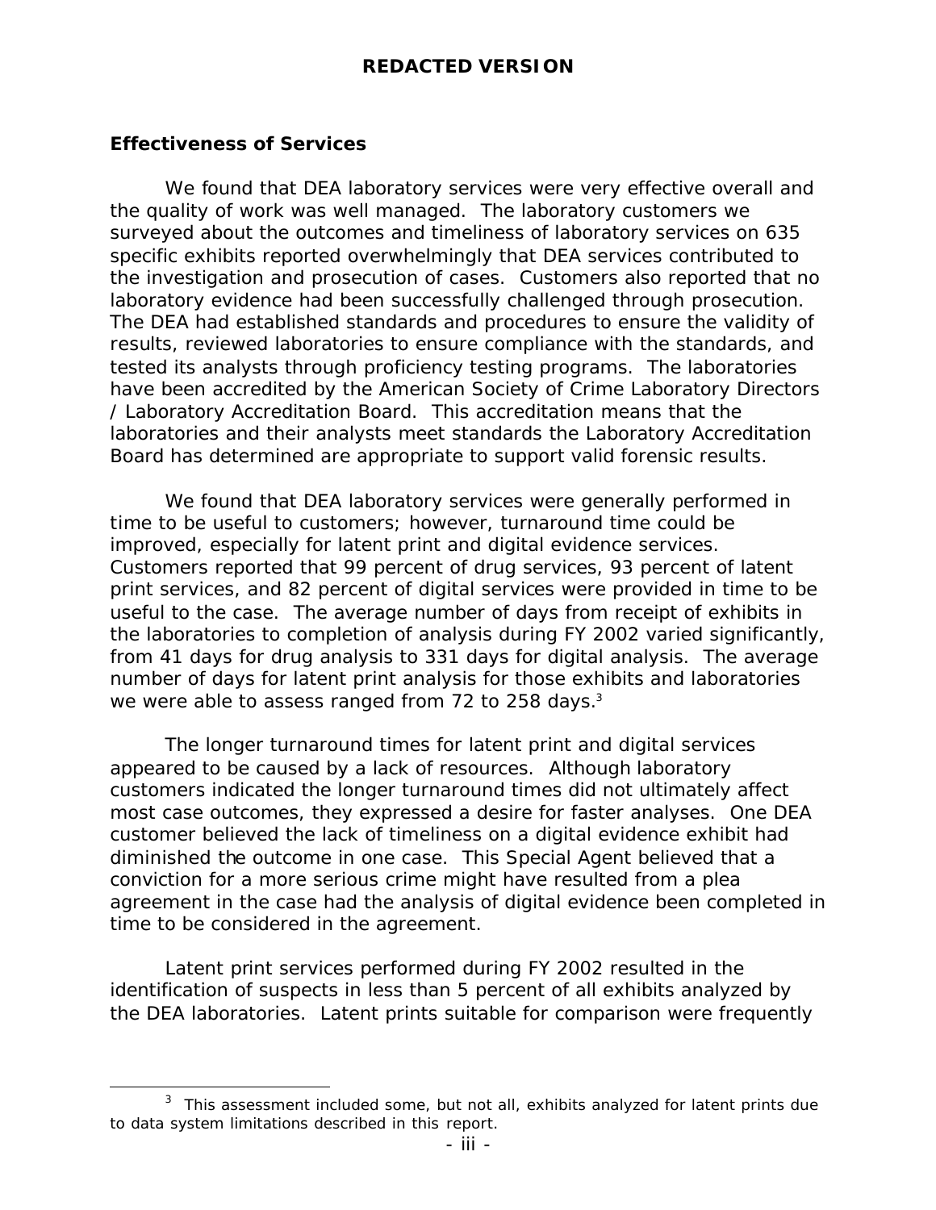## Effectiveness of Services

We found that DEA laboratory services were very effective overall and the quality of work was well managed. The laboratory customers we surveyed about the outcomes and timeliness of laboratory services on 635 specific exhibits reported overwhelmingly that DEA services contributed to the investigation and prosecution of cases. Customers also reported that no laboratory evidence had been successfully challenged through prosecution. The DEA had established standards and procedures to ensure the validity of results, reviewed laboratories to ensure compliance with the standards, and tested its analysts through proficiency testing programs. The laboratories have been accredited by the American Society of Crime Laboratory Directors / Laboratory Accreditation Board. This accreditation means that the laboratories and their analysts meet standards the Laboratory Accreditation Board has determined are appropriate to support valid forensic results.

We found that DEA laboratory services were generally performed in time to be useful to customers; however, turnaround time could be improved, especially for latent print and digital evidence services. Customers reported that 99 percent of drug services, 93 percent of latent print services, and 82 percent of digital services were provided in time to be useful to the case. The average number of days from receipt of exhibits in the laboratories to completion of analysis during FY 2002 varied significantly, from 41 days for drug analysis to 331 days for digital analysis. The average number of days for latent print analysis for those exhibits and laboratories we were able to assess ranged from 72 to 258 days.[3]

The longer turnaround times for latent print and digital services appeared to be caused by a lack of resources. Although laboratory customers indicated the longer turnaround times did not ultimately affect most case outcomes, they expressed a desire for faster analyses. One DEA customer believed the lack of timeliness on a digital evidence exhibit had diminished the outcome in one case. This Special Agent believed that a conviction for a more serious crime might have resulted from a plea agreement in the case had the analysis of digital evidence been completed in time to be considered in the agreement.

Latent print services performed during FY 2002 resulted in the identification of suspects in less than 5 percent of all exhibits analyzed by the DEA laboratories. Latent prints suitable for comparison were frequently

[3] This assessment included some, but not all, exhibits analyzed for latent prints due to data system limitations described in this report.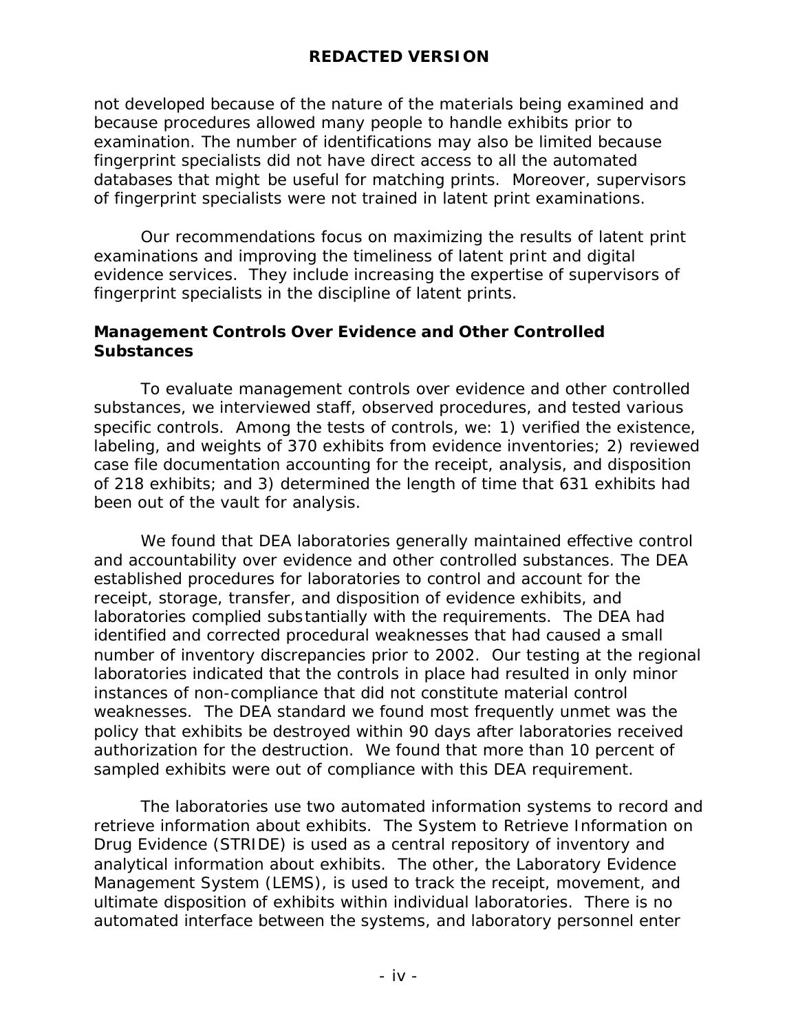not developed because of the nature of the materials being examined and because procedures allowed many people to handle exhibits prior to examination. The number of identifications may also be limited because fingerprint specialists did not have direct access to all the automated databases that might be useful for matching prints. Moreover, supervisors of fingerprint specialists were not trained in latent print examinations.

Our recommendations focus on maximizing the results of latent print examinations and improving the timeliness of latent print and digital evidence services. They include increasing the expertise of supervisors of fingerprint specialists in the discipline of latent prints.

### Management Controls Over Evidence and Other Controlled Substances

To evaluate management controls over evidence and other controlled substances, we interviewed staff, observed procedures, and tested various specific controls. Among the tests of controls, we: 1) verified the existence, labeling, and weights of 370 exhibits from evidence inventories; 2) reviewed case file documentation accounting for the receipt, analysis, and disposition of 218 exhibits; and 3) determined the length of time that 631 exhibits had been out of the vault for analysis.

We found that DEA laboratories generally maintained effective control and accountability over evidence and other controlled substances. The DEA established procedures for laboratories to control and account for the receipt, storage, transfer, and disposition of evidence exhibits, and laboratories complied substantially with the requirements. The DEA had identified and corrected procedural weaknesses that had caused a small number of inventory discrepancies prior to 2002. Our testing at the regional laboratories indicated that the controls in place had resulted in only minor instances of non-compliance that did not constitute material control weaknesses. The DEA standard we found most frequently unmet was the policy that exhibits be destroyed within 90 days after laboratories received authorization for the destruction. We found that more than 10 percent of sampled exhibits were out of compliance with this DEA requirement.

The laboratories use two automated information systems to record and retrieve information about exhibits. The System to Retrieve Information on Drug Evidence (STRIDE) is used as a central repository of inventory and analytical information about exhibits. The other, the Laboratory Evidence Management System (LEMS), is used to track the receipt, movement, and ultimate disposition of exhibits within individual laboratories. There is no automated interface between the systems, and laboratory personnel enter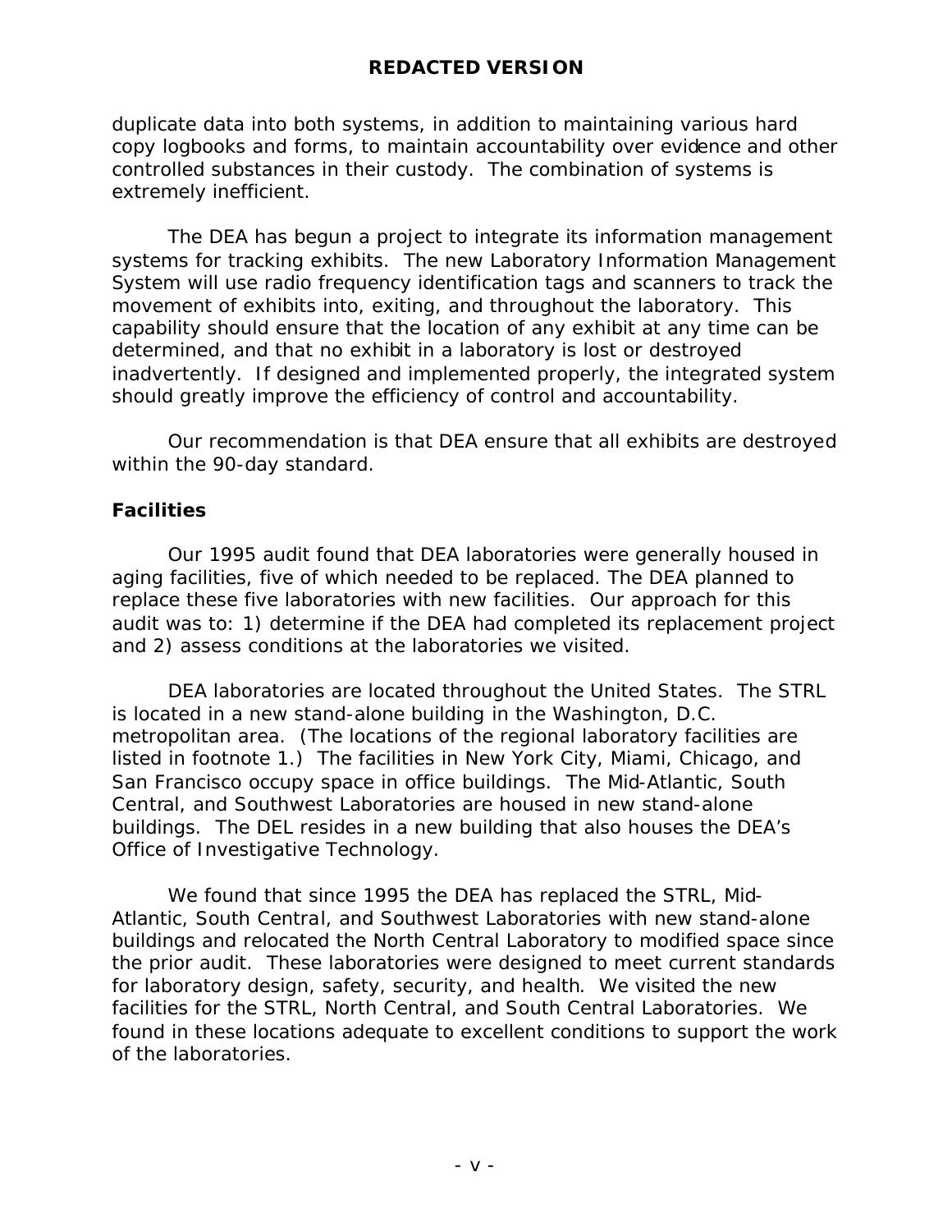duplicate data into both systems, in addition to maintaining various hard copy logbooks and forms, to maintain accountability over evidence and other controlled substances in their custody. The combination of systems is extremely inefficient.

The DEA has begun a project to integrate its information management systems for tracking exhibits. The new Laboratory Information Management System will use radio frequency identification tags and scanners to track the movement of exhibits into, exiting, and throughout the laboratory. This capability should ensure that the location of any exhibit at any time can be determined, and that no exhibit in a laboratory is lost or destroyed inadvertently. If designed and implemented properly, the integrated system should greatly improve the efficiency of control and accountability.

Our recommendation is that DEA ensure that all exhibits are destroyed within the 90-day standard.

**Facilities**

Our 1995 audit found that DEA laboratories were generally housed in aging facilities, five of which needed to be replaced. The DEA planned to replace these five laboratories with new facilities. Our approach for this audit was to: 1) determine if the DEA had completed its replacement project and 2) assess conditions at the laboratories we visited.

DEA laboratories are located throughout the United States. The STRL is located in a new stand-alone building in the Washington, D.C. metropolitan area. (The locations of the regional laboratory facilities are listed in footnote 1.) The facilities in New York City, Miami, Chicago, and San Francisco occupy space in office buildings. The Mid-Atlantic, South Central, and Southwest Laboratories are housed in new stand-alone buildings. The DEL resides in a new building that also houses the DEA's Office of Investigative Technology.

We found that since 1995 the DEA has replaced the STRL, Mid-Atlantic, South Central, and Southwest Laboratories with new stand-alone buildings and relocated the North Central Laboratory to modified space since the prior audit. These laboratories were designed to meet current standards for laboratory design, safety, security, and health. We visited the new facilities for the STRL, North Central, and South Central Laboratories. We found in these locations adequate to excellent conditions to support the work of the laboratories.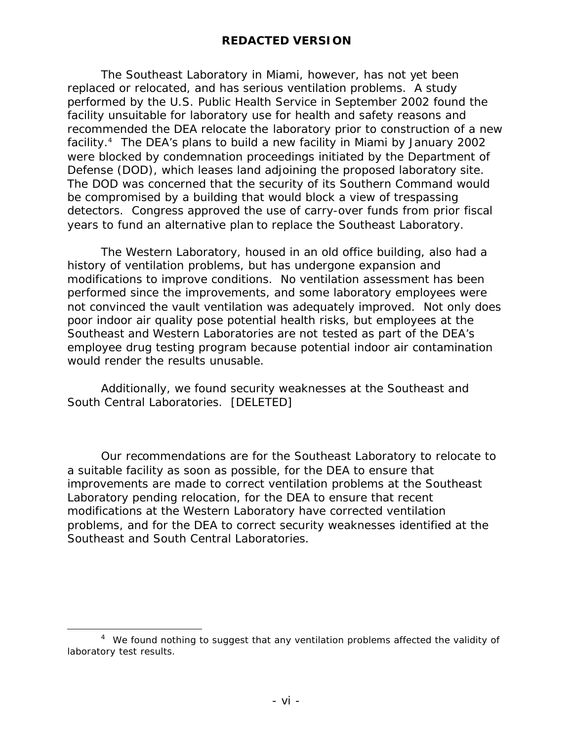The Southeast Laboratory in Miami, however, has not yet been replaced or relocated, and has serious ventilation problems. A study performed by the U.S. Public Health Service in September 2002 found the facility unsuitable for laboratory use for health and safety reasons and recommended the DEA relocate the laboratory prior to construction of a new facility.[4] The DEA's plans to build a new facility in Miami by January 2002 were blocked by condemnation proceedings initiated by the Department of Defense (DOD), which leases land adjoining the proposed laboratory site. The DOD was concerned that the security of its Southern Command would be compromised by a building that would block a view of trespassing detectors. Congress approved the use of carry-over funds from prior fiscal years to fund an alternative plan to replace the Southeast Laboratory.

The Western Laboratory, housed in an old office building, also had a history of ventilation problems, but has undergone expansion and modifications to improve conditions. No ventilation assessment has been performed since the improvements, and some laboratory employees were not convinced the vault ventilation was adequately improved. Not only does poor indoor air quality pose potential health risks, but employees at the Southeast and Western Laboratories are not tested as part of the DEA's employee drug testing program because potential indoor air contamination would render the results unusable.

Additionally, we found security weaknesses at the Southeast and South Central Laboratories. [DELETED]

Our recommendations are for the Southeast Laboratory to relocate to a suitable facility as soon as possible, for the DEA to ensure that improvements are made to correct ventilation problems at the Southeast Laboratory pending relocation, for the DEA to ensure that recent modifications at the Western Laboratory have corrected ventilation problems, and for the DEA to correct security weaknesses identified at the Southeast and South Central Laboratories.

[4] We found nothing to suggest that any ventilation problems affected the validity of laboratory test results.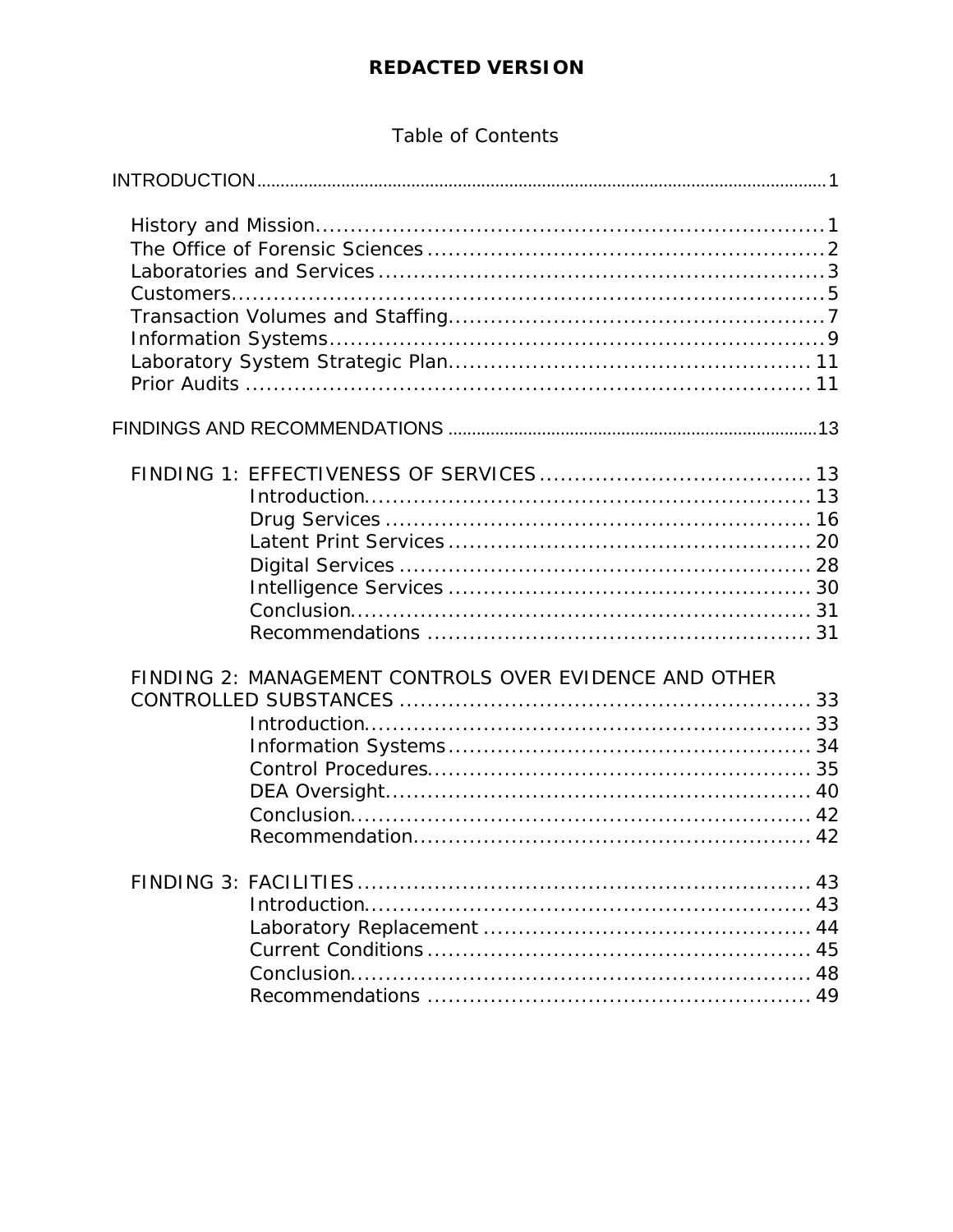**REDACTED VERSION**

Table of Contents

INTRODUCTION ........................................................................ 1

- History and Mission ........................................................................ 1
- The Office of Forensic Sciences ........................................................................ 2
- Laboratories and Services ........................................................................ 3
- Customers ........................................................................ 5
- Transaction Volumes and Staffing ........................................................................ 7
- Information Systems ........................................................................ 9
- Laboratory System Strategic Plan ........................................................................ 11
- Prior Audits ........................................................................ 11

FINDINGS AND RECOMMENDATIONS ........................................................................ 13

- FINDING 1: EFFECTIVENESS OF SERVICES ........................................................................ 13
  - Introduction ........................................................................ 13
  - Drug Services ........................................................................ 16
  - Latent Print Services ........................................................................ 20
  - Digital Services ........................................................................ 28
  - Intelligence Services ........................................................................ 30
  - Conclusion ........................................................................ 31
  - Recommendations ........................................................................ 31
- FINDING 2: MANAGEMENT CONTROLS OVER EVIDENCE AND OTHER CONTROLLED SUBSTANCES ........................................................................ 33
  - Introduction ........................................................................ 33
  - Information Systems ........................................................................ 34
  - Control Procedures ........................................................................ 35
  - DEA Oversight ........................................................................ 40
  - Conclusion ........................................................................ 42
  - Recommendation ........................................................................ 42
- FINDING 3: FACILITIES ........................................................................ 43
  - Introduction ........................................................................ 43
  - Laboratory Replacement ........................................................................ 44
  - Current Conditions ........................................................................ 45
  - Conclusion ........................................................................ 48
  - Recommendations ........................................................................ 49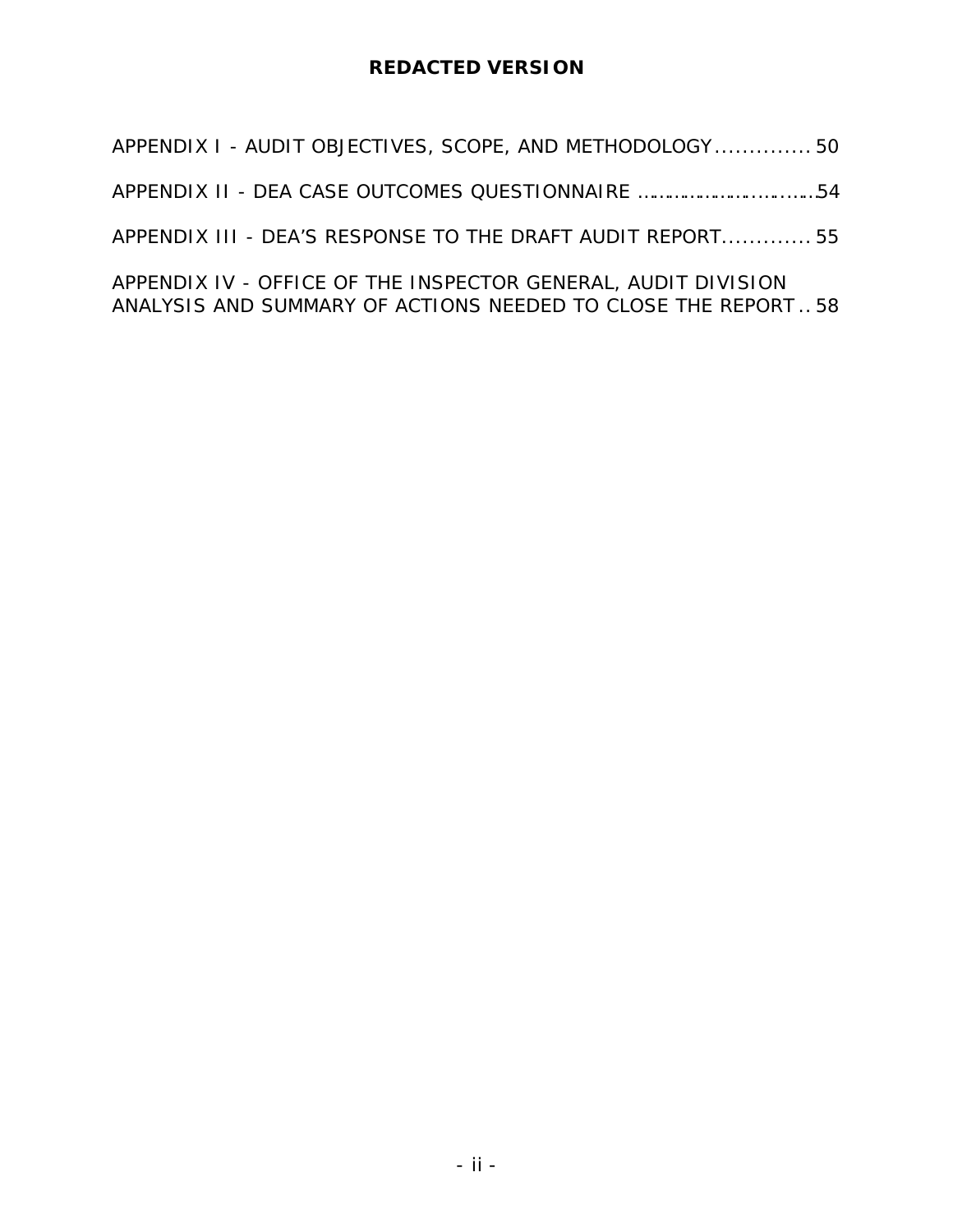**REDACTED VERSION**

APPENDIX I - AUDIT OBJECTIVES, SCOPE, AND METHODOLOGY .............. 50

APPENDIX II - DEA CASE OUTCOMES QUESTIONNAIRE ................................54

APPENDIX III - DEA'S RESPONSE TO THE DRAFT AUDIT REPORT............. 55

APPENDIX IV - OFFICE OF THE INSPECTOR GENERAL, AUDIT DIVISION ANALYSIS AND SUMMARY OF ACTIONS NEEDED TO CLOSE THE REPORT .. 58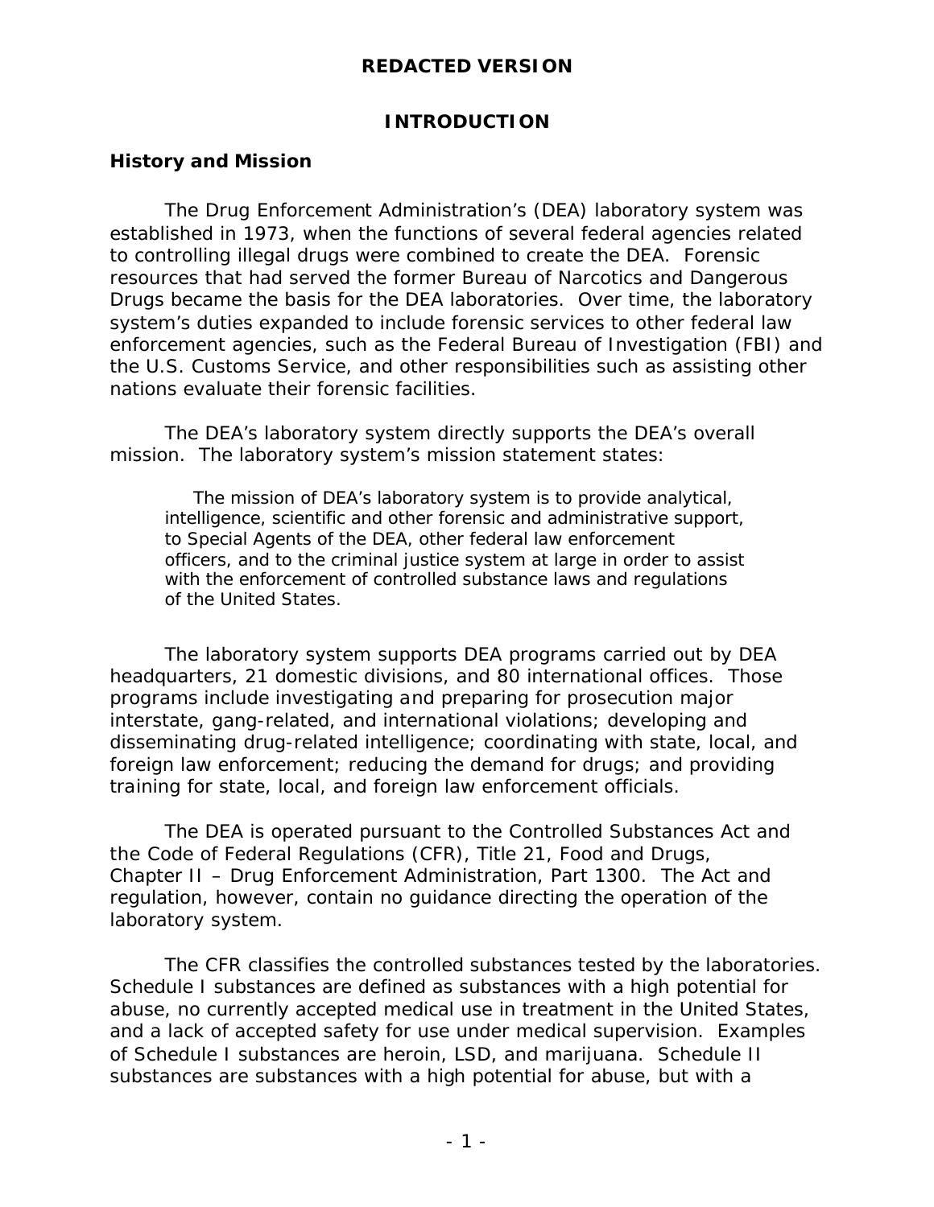**REDACTED VERSION**

# INTRODUCTION

## History and Mission

The Drug Enforcement Administration's (DEA) laboratory system was established in 1973, when the functions of several federal agencies related to controlling illegal drugs were combined to create the DEA. Forensic resources that had served the former Bureau of Narcotics and Dangerous Drugs became the basis for the DEA laboratories. Over time, the laboratory system's duties expanded to include forensic services to other federal law enforcement agencies, such as the Federal Bureau of Investigation (FBI) and the U.S. Customs Service, and other responsibilities such as assisting other nations evaluate their forensic facilities.

The DEA's laboratory system directly supports the DEA's overall mission. The laboratory system's mission statement states:

> The mission of DEA's laboratory system is to provide analytical, intelligence, scientific and other forensic and administrative support, to Special Agents of the DEA, other federal law enforcement officers, and to the criminal justice system at large in order to assist with the enforcement of controlled substance laws and regulations of the United States.

The laboratory system supports DEA programs carried out by DEA headquarters, 21 domestic divisions, and 80 international offices. Those programs include investigating and preparing for prosecution major interstate, gang-related, and international violations; developing and disseminating drug-related intelligence; coordinating with state, local, and foreign law enforcement; reducing the demand for drugs; and providing training for state, local, and foreign law enforcement officials.

The DEA is operated pursuant to the Controlled Substances Act and the Code of Federal Regulations (CFR), Title 21, Food and Drugs, Chapter II – Drug Enforcement Administration, Part 1300. The Act and regulation, however, contain no guidance directing the operation of the laboratory system.

The CFR classifies the controlled substances tested by the laboratories. Schedule I substances are defined as substances with a high potential for abuse, no currently accepted medical use in treatment in the United States, and a lack of accepted safety for use under medical supervision. Examples of Schedule I substances are heroin, LSD, and marijuana. Schedule II substances are substances with a high potential for abuse, but with a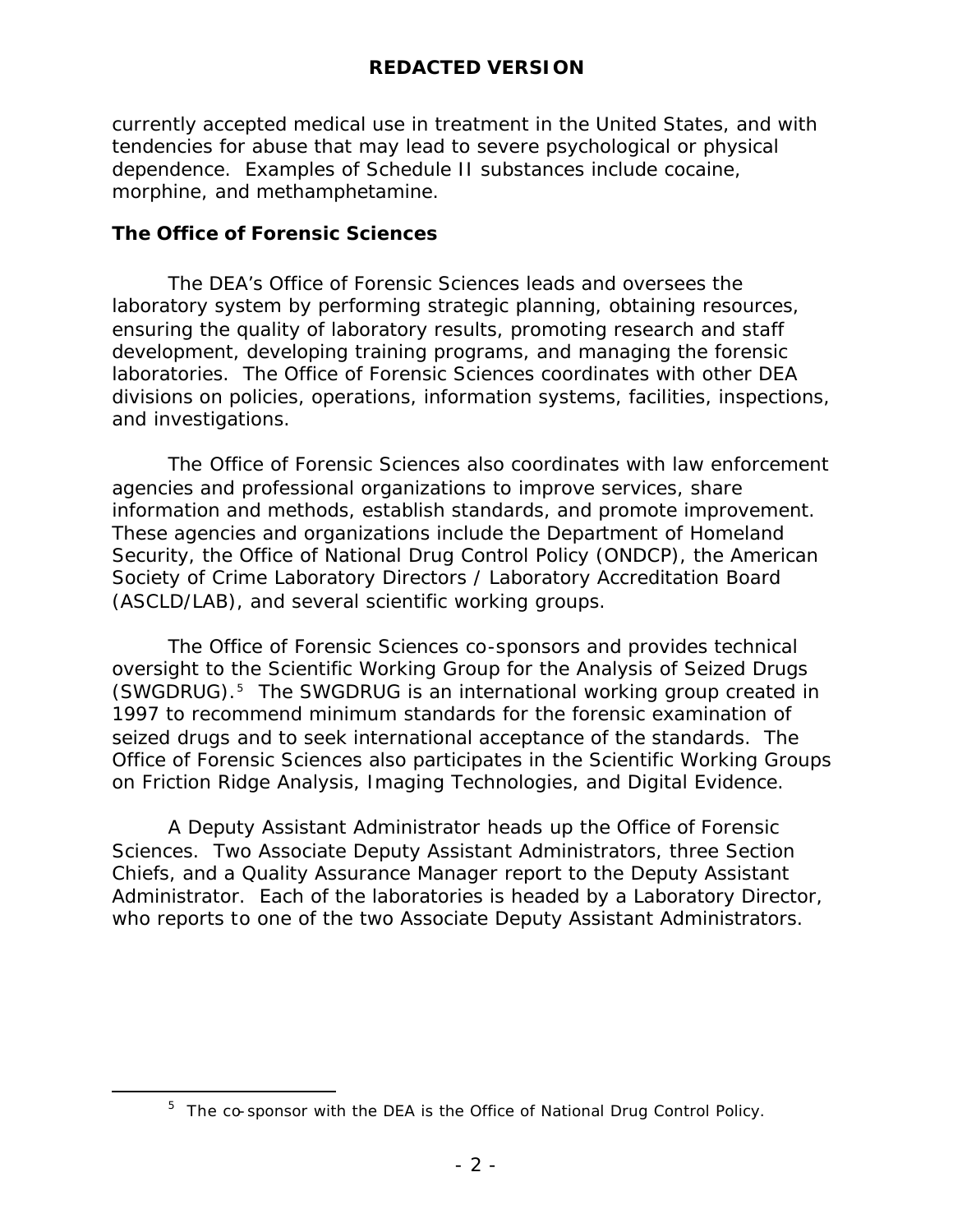currently accepted medical use in treatment in the United States, and with tendencies for abuse that may lead to severe psychological or physical dependence. Examples of Schedule II substances include cocaine, morphine, and methamphetamine.

## The Office of Forensic Sciences

The DEA's Office of Forensic Sciences leads and oversees the laboratory system by performing strategic planning, obtaining resources, ensuring the quality of laboratory results, promoting research and staff development, developing training programs, and managing the forensic laboratories. The Office of Forensic Sciences coordinates with other DEA divisions on policies, operations, information systems, facilities, inspections, and investigations.

The Office of Forensic Sciences also coordinates with law enforcement agencies and professional organizations to improve services, share information and methods, establish standards, and promote improvement. These agencies and organizations include the Department of Homeland Security, the Office of National Drug Control Policy (ONDCP), the American Society of Crime Laboratory Directors / Laboratory Accreditation Board (ASCLD/LAB), and several scientific working groups.

The Office of Forensic Sciences co-sponsors and provides technical oversight to the Scientific Working Group for the Analysis of Seized Drugs (SWGDRUG).[5] The SWGDRUG is an international working group created in 1997 to recommend minimum standards for the forensic examination of seized drugs and to seek international acceptance of the standards. The Office of Forensic Sciences also participates in the Scientific Working Groups on Friction Ridge Analysis, Imaging Technologies, and Digital Evidence.

A Deputy Assistant Administrator heads up the Office of Forensic Sciences. Two Associate Deputy Assistant Administrators, three Section Chiefs, and a Quality Assurance Manager report to the Deputy Assistant Administrator. Each of the laboratories is headed by a Laboratory Director, who reports to one of the two Associate Deputy Assistant Administrators.

---

[5] The co-sponsor with the DEA is the Office of National Drug Control Policy.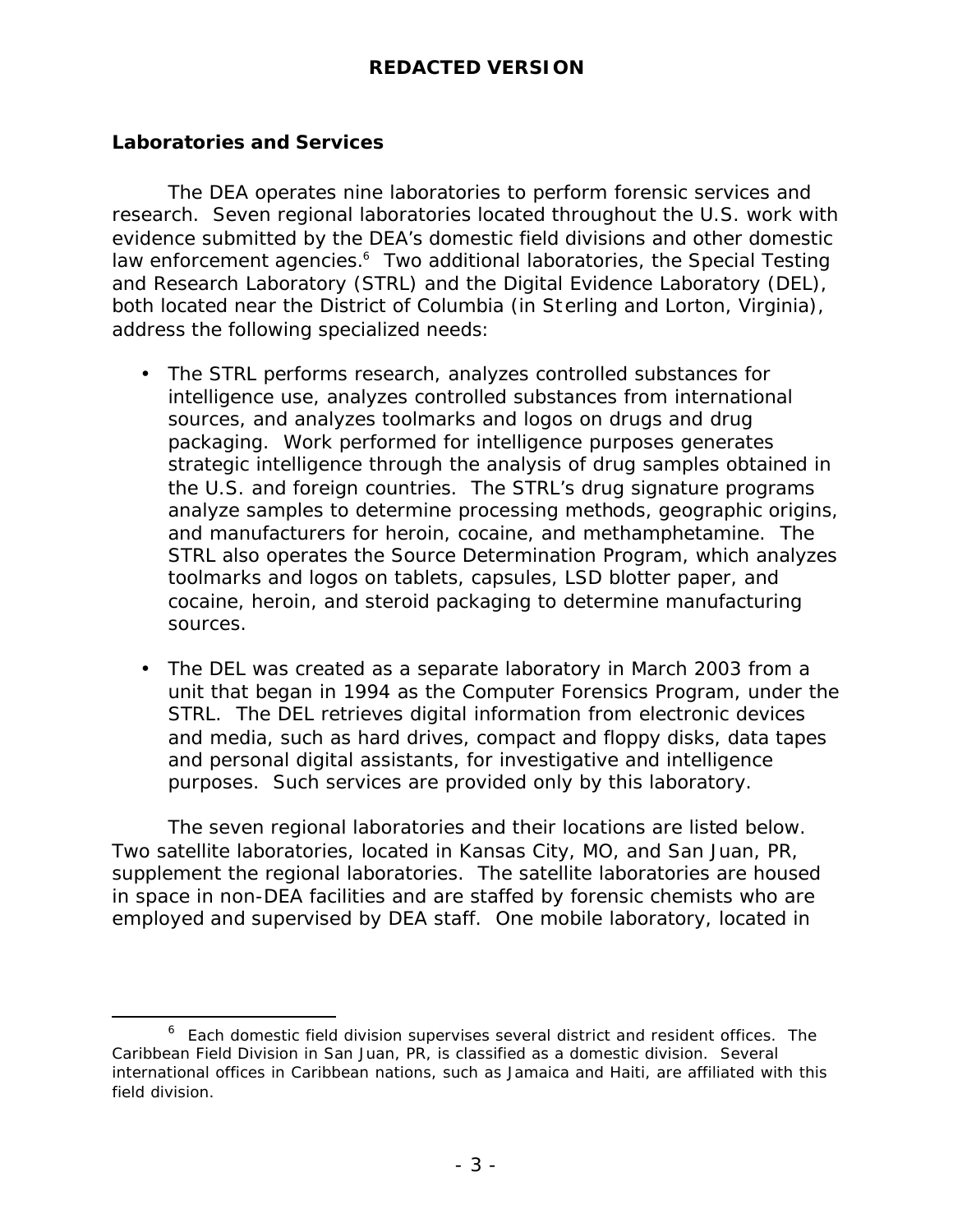REDACTED VERSION

## Laboratories and Services

The DEA operates nine laboratories to perform forensic services and research. Seven regional laboratories located throughout the U.S. work with evidence submitted by the DEA's domestic field divisions and other domestic law enforcement agencies.[6] Two additional laboratories, the Special Testing and Research Laboratory (STRL) and the Digital Evidence Laboratory (DEL), both located near the District of Columbia (in Sterling and Lorton, Virginia), address the following specialized needs:

- The STRL performs research, analyzes controlled substances for intelligence use, analyzes controlled substances from international sources, and analyzes toolmarks and logos on drugs and drug packaging. Work performed for intelligence purposes generates strategic intelligence through the analysis of drug samples obtained in the U.S. and foreign countries. The STRL's drug signature programs analyze samples to determine processing methods, geographic origins, and manufacturers for heroin, cocaine, and methamphetamine. The STRL also operates the Source Determination Program, which analyzes toolmarks and logos on tablets, capsules, LSD blotter paper, and cocaine, heroin, and steroid packaging to determine manufacturing sources.

- The DEL was created as a separate laboratory in March 2003 from a unit that began in 1994 as the Computer Forensics Program, under the STRL. The DEL retrieves digital information from electronic devices and media, such as hard drives, compact and floppy disks, data tapes and personal digital assistants, for investigative and intelligence purposes. Such services are provided only by this laboratory.

The seven regional laboratories and their locations are listed below. Two satellite laboratories, located in Kansas City, MO, and San Juan, PR, supplement the regional laboratories. The satellite laboratories are housed in space in non-DEA facilities and are staffed by forensic chemists who are employed and supervised by DEA staff. One mobile laboratory, located in

---

[6] Each domestic field division supervises several district and resident offices. The Caribbean Field Division in San Juan, PR, is classified as a domestic division. Several international offices in Caribbean nations, such as Jamaica and Haiti, are affiliated with this field division.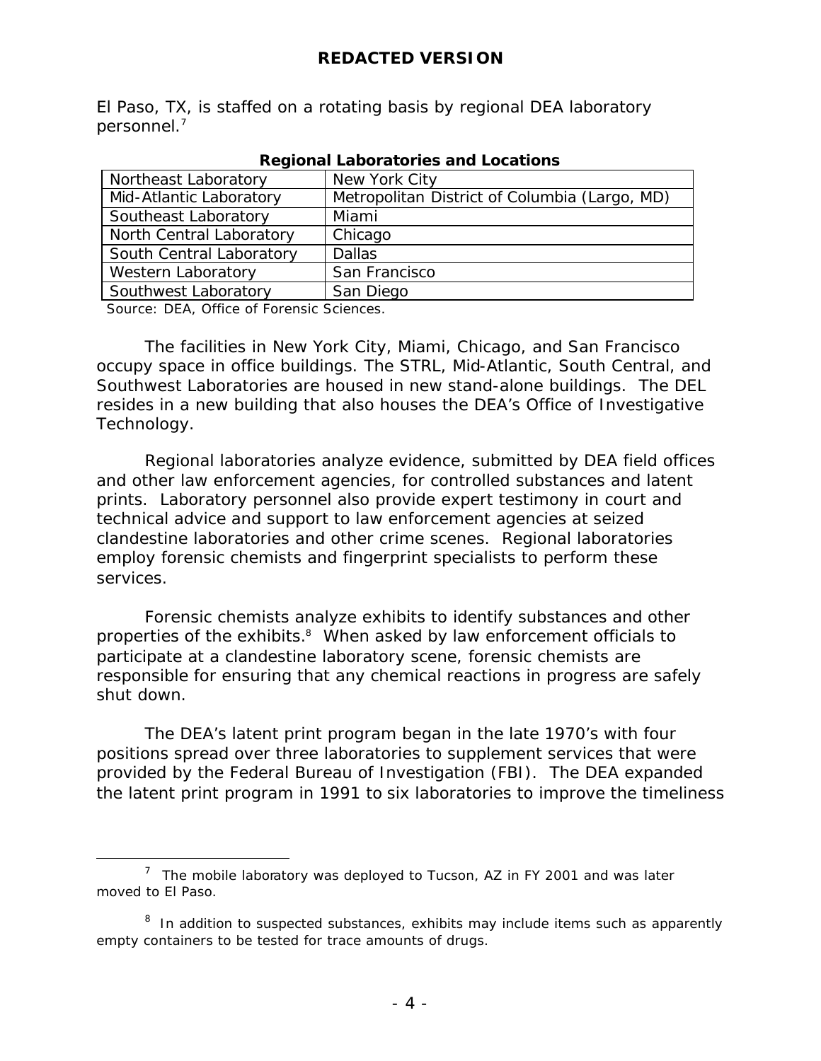El Paso, TX, is staffed on a rotating basis by regional DEA laboratory personnel.[7]

**Regional Laboratories and Locations**

| Northeast Laboratory | New York City |
|---|---|
| Mid-Atlantic Laboratory | Metropolitan District of Columbia (Largo, MD) |
| Southeast Laboratory | Miami |
| North Central Laboratory | Chicago |
| South Central Laboratory | Dallas |
| Western Laboratory | San Francisco |
| Southwest Laboratory | San Diego |

Source: DEA, Office of Forensic Sciences.

The facilities in New York City, Miami, Chicago, and San Francisco occupy space in office buildings. The STRL, Mid-Atlantic, South Central, and Southwest Laboratories are housed in new stand-alone buildings. The DEL resides in a new building that also houses the DEA's Office of Investigative Technology.

Regional laboratories analyze evidence, submitted by DEA field offices and other law enforcement agencies, for controlled substances and latent prints. Laboratory personnel also provide expert testimony in court and technical advice and support to law enforcement agencies at seized clandestine laboratories and other crime scenes. Regional laboratories employ forensic chemists and fingerprint specialists to perform these services.

Forensic chemists analyze exhibits to identify substances and other properties of the exhibits.[8] When asked by law enforcement officials to participate at a clandestine laboratory scene, forensic chemists are responsible for ensuring that any chemical reactions in progress are safely shut down.

The DEA's latent print program began in the late 1970's with four positions spread over three laboratories to supplement services that were provided by the Federal Bureau of Investigation (FBI). The DEA expanded the latent print program in 1991 to six laboratories to improve the timeliness

---

[7] The mobile laboratory was deployed to Tucson, AZ in FY 2001 and was later moved to El Paso.

[8] In addition to suspected substances, exhibits may include items such as apparently empty containers to be tested for trace amounts of drugs.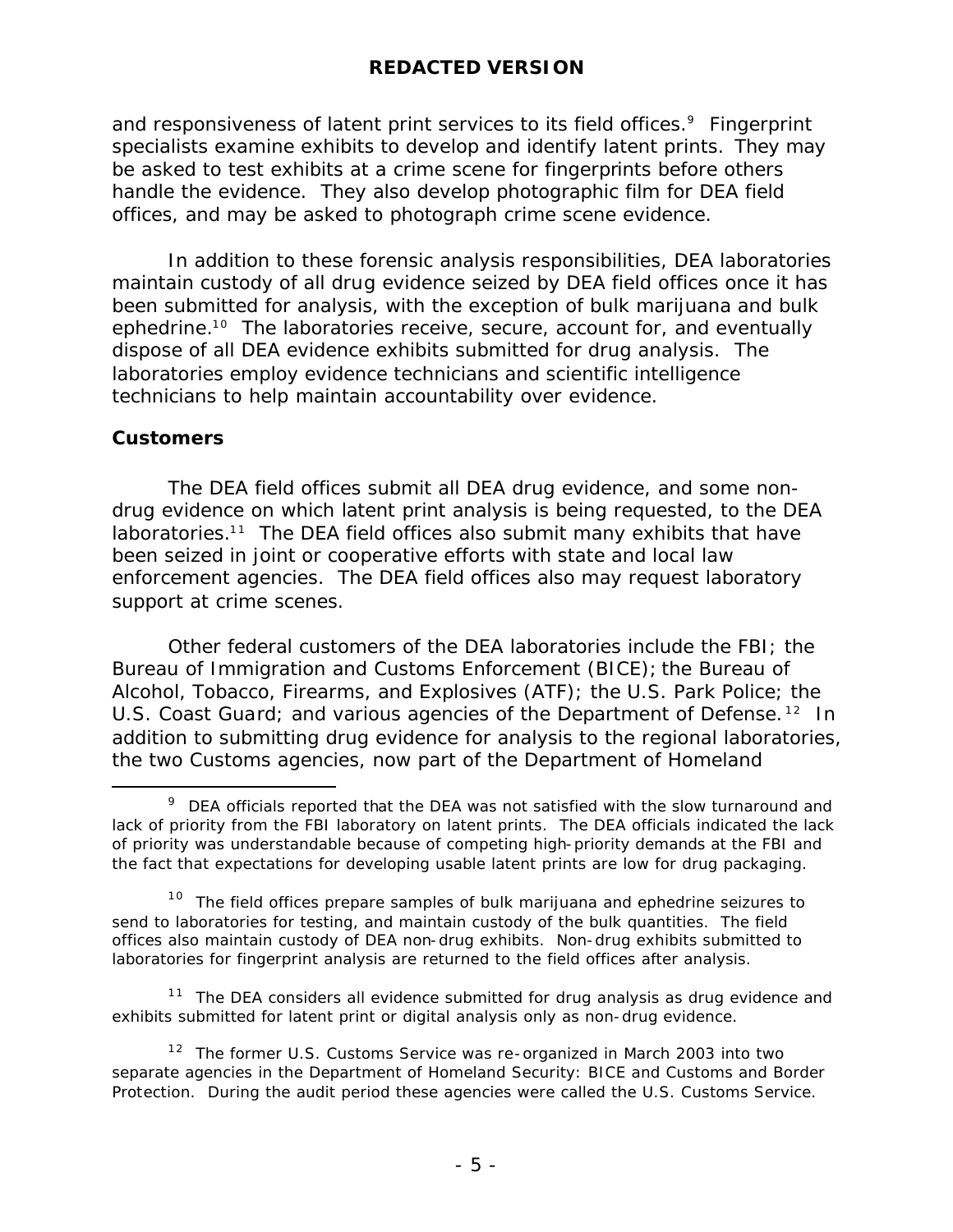and responsiveness of latent print services to its field offices.[9] Fingerprint specialists examine exhibits to develop and identify latent prints. They may be asked to test exhibits at a crime scene for fingerprints before others handle the evidence. They also develop photographic film for DEA field offices, and may be asked to photograph crime scene evidence.

In addition to these forensic analysis responsibilities, DEA laboratories maintain custody of all drug evidence seized by DEA field offices once it has been submitted for analysis, with the exception of bulk marijuana and bulk ephedrine.[10] The laboratories receive, secure, account for, and eventually dispose of all DEA evidence exhibits submitted for drug analysis. The laboratories employ evidence technicians and scientific intelligence technicians to help maintain accountability over evidence.

**Customers**

The DEA field offices submit all DEA drug evidence, and some non-drug evidence on which latent print analysis is being requested, to the DEA laboratories.[11] The DEA field offices also submit many exhibits that have been seized in joint or cooperative efforts with state and local law enforcement agencies. The DEA field offices also may request laboratory support at crime scenes.

Other federal customers of the DEA laboratories include the FBI; the Bureau of Immigration and Customs Enforcement (BICE); the Bureau of Alcohol, Tobacco, Firearms, and Explosives (ATF); the U.S. Park Police; the U.S. Coast Guard; and various agencies of the Department of Defense.[12] In addition to submitting drug evidence for analysis to the regional laboratories, the two Customs agencies, now part of the Department of Homeland

---

[9] DEA officials reported that the DEA was not satisfied with the slow turnaround and lack of priority from the FBI laboratory on latent prints. The DEA officials indicated the lack of priority was understandable because of competing high-priority demands at the FBI and the fact that expectations for developing usable latent prints are low for drug packaging.

[10] The field offices prepare samples of bulk marijuana and ephedrine seizures to send to laboratories for testing, and maintain custody of the bulk quantities. The field offices also maintain custody of DEA non-drug exhibits. Non-drug exhibits submitted to laboratories for fingerprint analysis are returned to the field offices after analysis.

[11] The DEA considers all evidence submitted for drug analysis as drug evidence and exhibits submitted for latent print or digital analysis only as non-drug evidence.

[12] The former U.S. Customs Service was re-organized in March 2003 into two separate agencies in the Department of Homeland Security: BICE and Customs and Border Protection. During the audit period these agencies were called the U.S. Customs Service.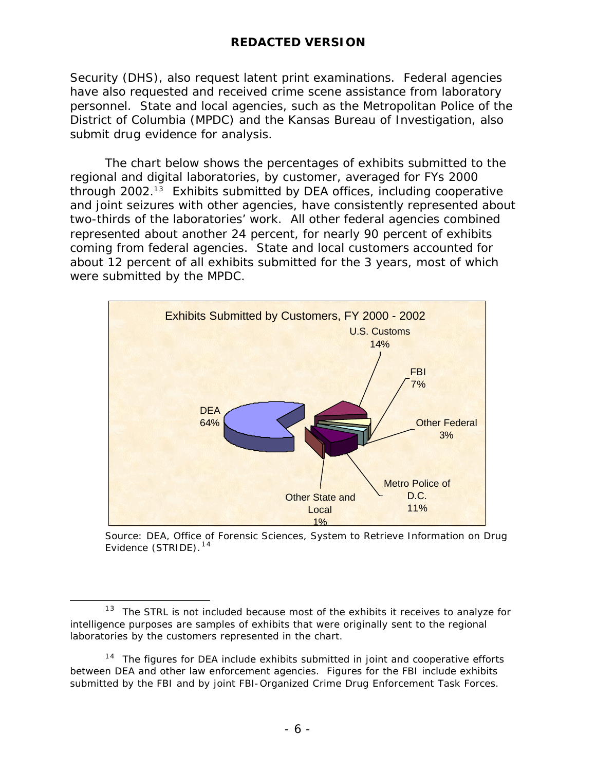Security (DHS), also request latent print examinations. Federal agencies have also requested and received crime scene assistance from laboratory personnel. State and local agencies, such as the Metropolitan Police of the District of Columbia (MPDC) and the Kansas Bureau of Investigation, also submit drug evidence for analysis.

The chart below shows the percentages of exhibits submitted to the regional and digital laboratories, by customer, averaged for FYs 2000 through 2002.[13] Exhibits submitted by DEA offices, including cooperative and joint seizures with other agencies, have consistently represented about two-thirds of the laboratories' work. All other federal agencies combined represented about another 24 percent, for nearly 90 percent of exhibits coming from federal agencies. State and local customers accounted for about 12 percent of all exhibits submitted for the 3 years, most of which were submitted by the MPDC.

**Exhibits Submitted by Customers, FY 2000 - 2002**

| Customer | Percent |
|---|---|
| DEA | 64% |
| U.S. Customs | 14% |
| FBI | 7% |
| Other Federal | 3% |
| Metro Police of D.C. | 11% |
| Other State and Local | 1% |

Source: DEA, Office of Forensic Sciences, System to Retrieve Information on Drug Evidence (STRIDE).[14]

---

[13] The STRL is not included because most of the exhibits it receives to analyze for intelligence purposes are samples of exhibits that were originally sent to the regional laboratories by the customers represented in the chart.

[14] The figures for DEA include exhibits submitted in joint and cooperative efforts between DEA and other law enforcement agencies. Figures for the FBI include exhibits submitted by the FBI and by joint FBI-Organized Crime Drug Enforcement Task Forces.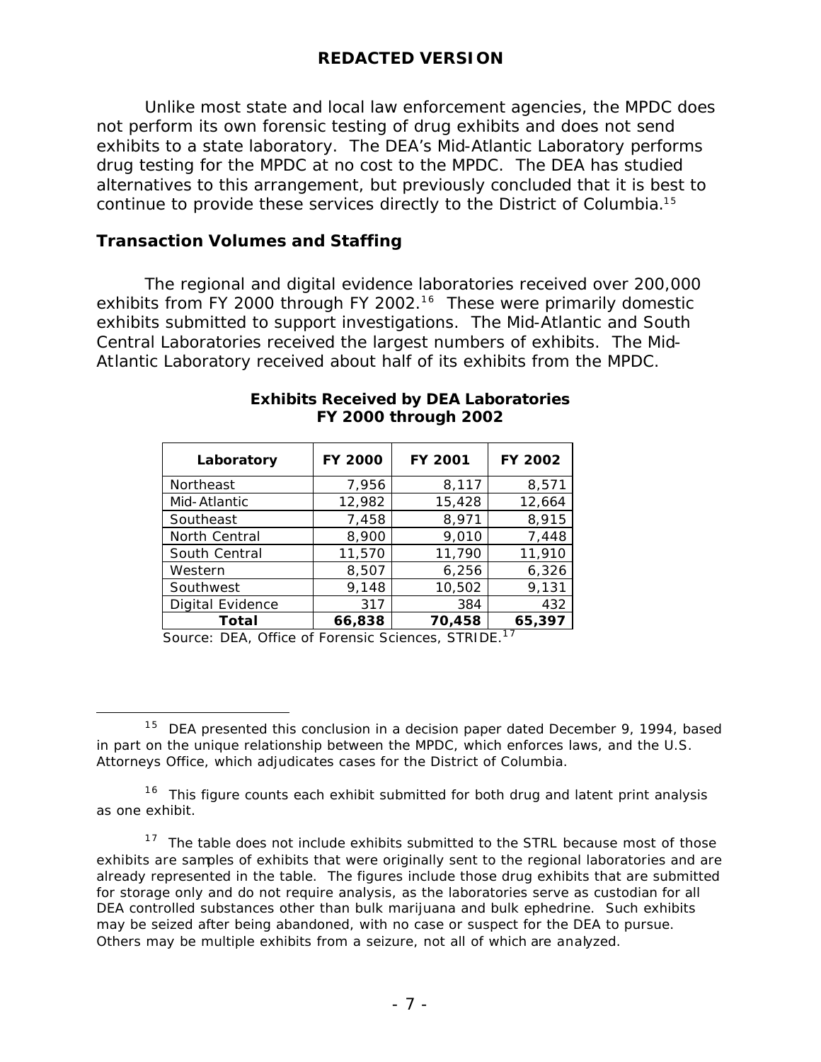REDACTED VERSION

Unlike most state and local law enforcement agencies, the MPDC does not perform its own forensic testing of drug exhibits and does not send exhibits to a state laboratory. The DEA's Mid-Atlantic Laboratory performs drug testing for the MPDC at no cost to the MPDC. The DEA has studied alternatives to this arrangement, but previously concluded that it is best to continue to provide these services directly to the District of Columbia.[15]

### Transaction Volumes and Staffing

The regional and digital evidence laboratories received over 200,000 exhibits from FY 2000 through FY 2002.[16] These were primarily domestic exhibits submitted to support investigations. The Mid-Atlantic and South Central Laboratories received the largest numbers of exhibits. The Mid-Atlantic Laboratory received about half of its exhibits from the MPDC.

**Exhibits Received by DEA Laboratories FY 2000 through 2002**

| Laboratory | FY 2000 | FY 2001 | FY 2002 |
|---|---|---|---|
| Northeast | 7,956 | 8,117 | 8,571 |
| Mid-Atlantic | 12,982 | 15,428 | 12,664 |
| Southeast | 7,458 | 8,971 | 8,915 |
| North Central | 8,900 | 9,010 | 7,448 |
| South Central | 11,570 | 11,790 | 11,910 |
| Western | 8,507 | 6,256 | 6,326 |
| Southwest | 9,148 | 10,502 | 9,131 |
| Digital Evidence | 317 | 384 | 432 |
| **Total** | **66,838** | **70,458** | **65,397** |

Source: DEA, Office of Forensic Sciences, STRIDE.[17]

---

[15] DEA presented this conclusion in a decision paper dated December 9, 1994, based in part on the unique relationship between the MPDC, which enforces laws, and the U.S. Attorneys Office, which adjudicates cases for the District of Columbia.

[16] This figure counts each exhibit submitted for both drug and latent print analysis as one exhibit.

[17] The table does not include exhibits submitted to the STRL because most of those exhibits are samples of exhibits that were originally sent to the regional laboratories and are already represented in the table. The figures include those drug exhibits that are submitted for storage only and do not require analysis, as the laboratories serve as custodian for all DEA controlled substances other than bulk marijuana and bulk ephedrine. Such exhibits may be seized after being abandoned, with no case or suspect for the DEA to pursue. Others may be multiple exhibits from a seizure, not all of which are analyzed.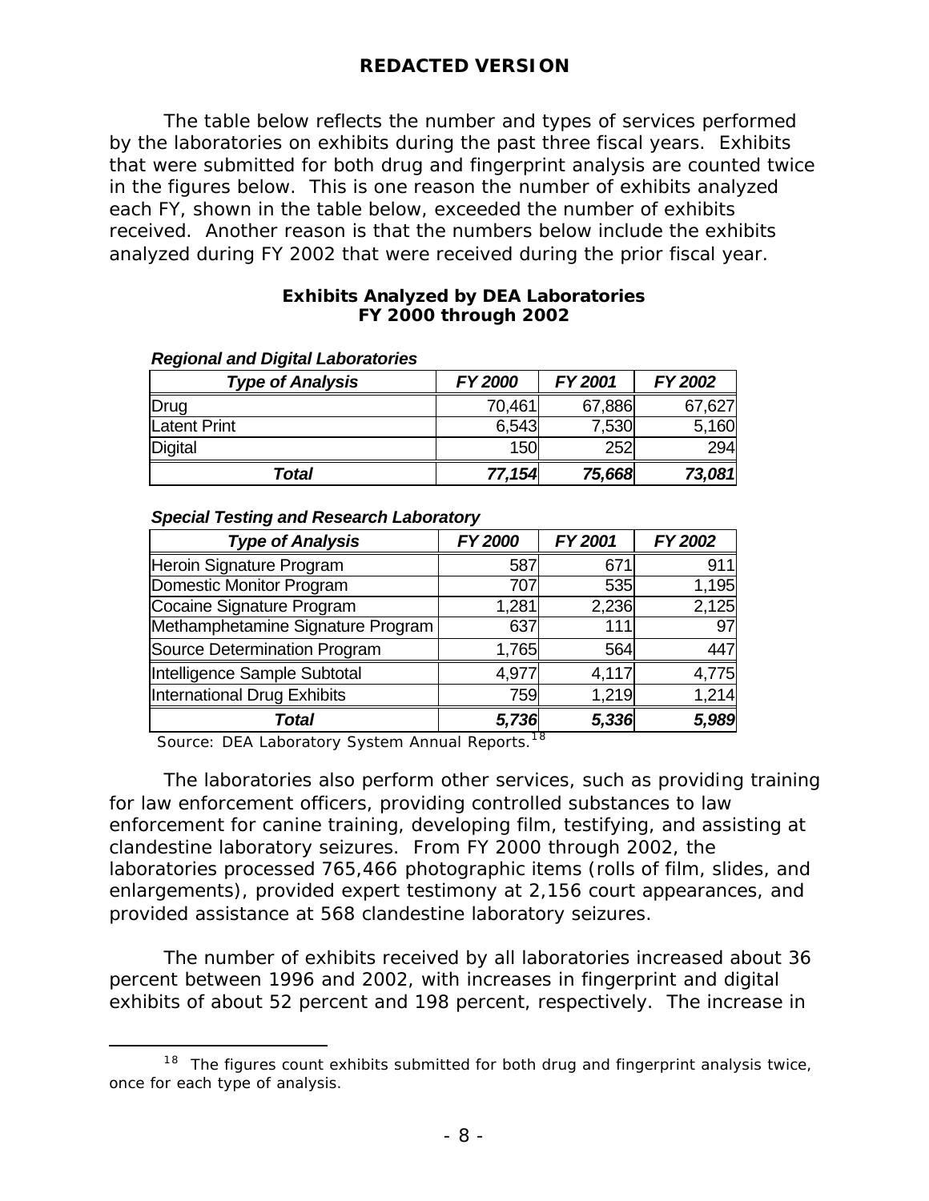**REDACTED VERSION**

The table below reflects the number and types of services performed by the laboratories on exhibits during the past three fiscal years. Exhibits that were submitted for both drug and fingerprint analysis are counted twice in the figures below. This is one reason the number of exhibits analyzed each FY, shown in the table below, exceeded the number of exhibits received. Another reason is that the numbers below include the exhibits analyzed during FY 2002 that were received during the prior fiscal year.

**Exhibits Analyzed by DEA Laboratories**
**FY 2000 through 2002**

***Regional and Digital Laboratories***

| *Type of Analysis* | *FY 2000* | *FY 2001* | *FY 2002* |
|---|---|---|---|
| Drug | 70,461 | 67,886 | 67,627 |
| Latent Print | 6,543 | 7,530 | 5,160 |
| Digital | 150 | 252 | 294 |
| ***Total*** | ***77,154*** | ***75,668*** | ***73,081*** |

***Special Testing and Research Laboratory***

| *Type of Analysis* | *FY 2000* | *FY 2001* | *FY 2002* |
|---|---|---|---|
| Heroin Signature Program | 587 | 671 | 911 |
| Domestic Monitor Program | 707 | 535 | 1,195 |
| Cocaine Signature Program | 1,281 | 2,236 | 2,125 |
| Methamphetamine Signature Program | 637 | 111 | 97 |
| Source Determination Program | 1,765 | 564 | 447 |
| Intelligence Sample Subtotal | 4,977 | 4,117 | 4,775 |
| International Drug Exhibits | 759 | 1,219 | 1,214 |
| ***Total*** | ***5,736*** | ***5,336*** | ***5,989*** |

Source: DEA Laboratory System Annual Reports.[18]

The laboratories also perform other services, such as providing training for law enforcement officers, providing controlled substances to law enforcement for canine training, developing film, testifying, and assisting at clandestine laboratory seizures. From FY 2000 through 2002, the laboratories processed 765,466 photographic items (rolls of film, slides, and enlargements), provided expert testimony at 2,156 court appearances, and provided assistance at 568 clandestine laboratory seizures.

The number of exhibits received by all laboratories increased about 36 percent between 1996 and 2002, with increases in fingerprint and digital exhibits of about 52 percent and 198 percent, respectively. The increase in

---

[18] The figures count exhibits submitted for both drug and fingerprint analysis twice, once for each type of analysis.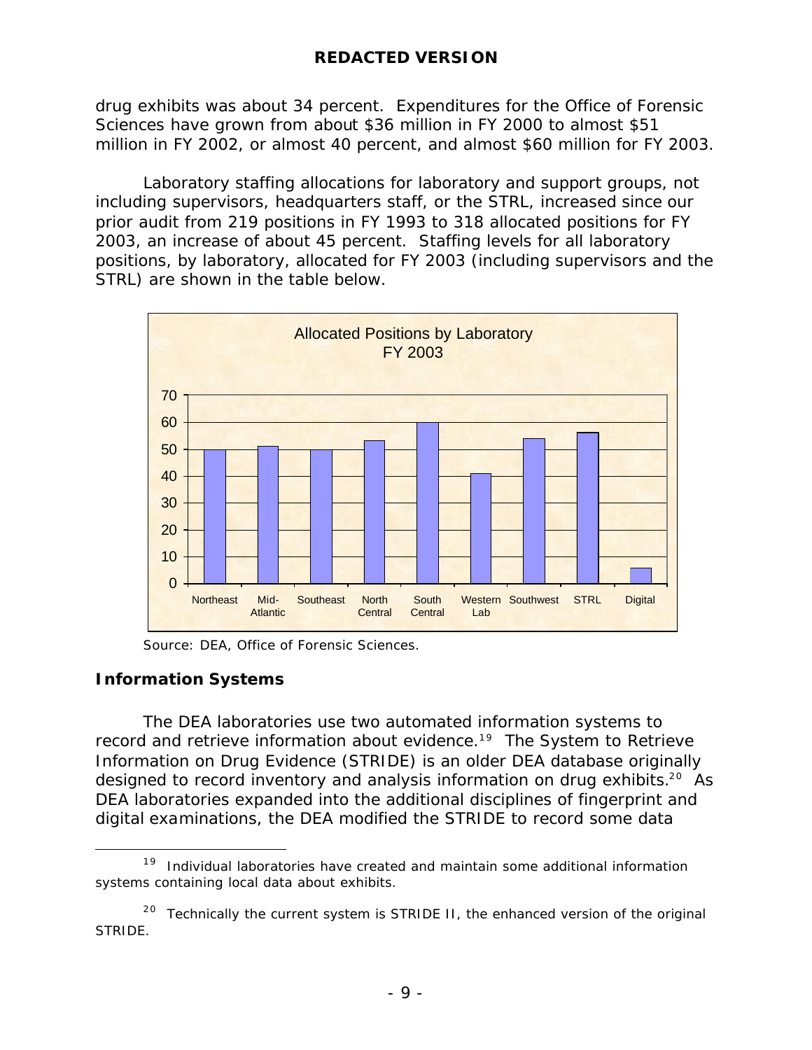drug exhibits was about 34 percent. Expenditures for the Office of Forensic Sciences have grown from about $36 million in FY 2000 to almost $51 million in FY 2002, or almost 40 percent, and almost $60 million for FY 2003.

Laboratory staffing allocations for laboratory and support groups, not including supervisors, headquarters staff, or the STRL, increased since our prior audit from 219 positions in FY 1993 to 318 allocated positions for FY 2003, an increase of about 45 percent. Staffing levels for all laboratory positions, by laboratory, allocated for FY 2003 (including supervisors and the STRL) are shown in the table below.

**Allocated Positions by Laboratory FY 2003**

Source: DEA, Office of Forensic Sciences.

### Information Systems

The DEA laboratories use two automated information systems to record and retrieve information about evidence.[19] The System to Retrieve Information on Drug Evidence (STRIDE) is an older DEA database originally designed to record inventory and analysis information on drug exhibits.[20] As DEA laboratories expanded into the additional disciplines of fingerprint and digital examinations, the DEA modified the STRIDE to record some data

---

[19] Individual laboratories have created and maintain some additional information systems containing local data about exhibits.

[20] Technically the current system is STRIDE II, the enhanced version of the original STRIDE.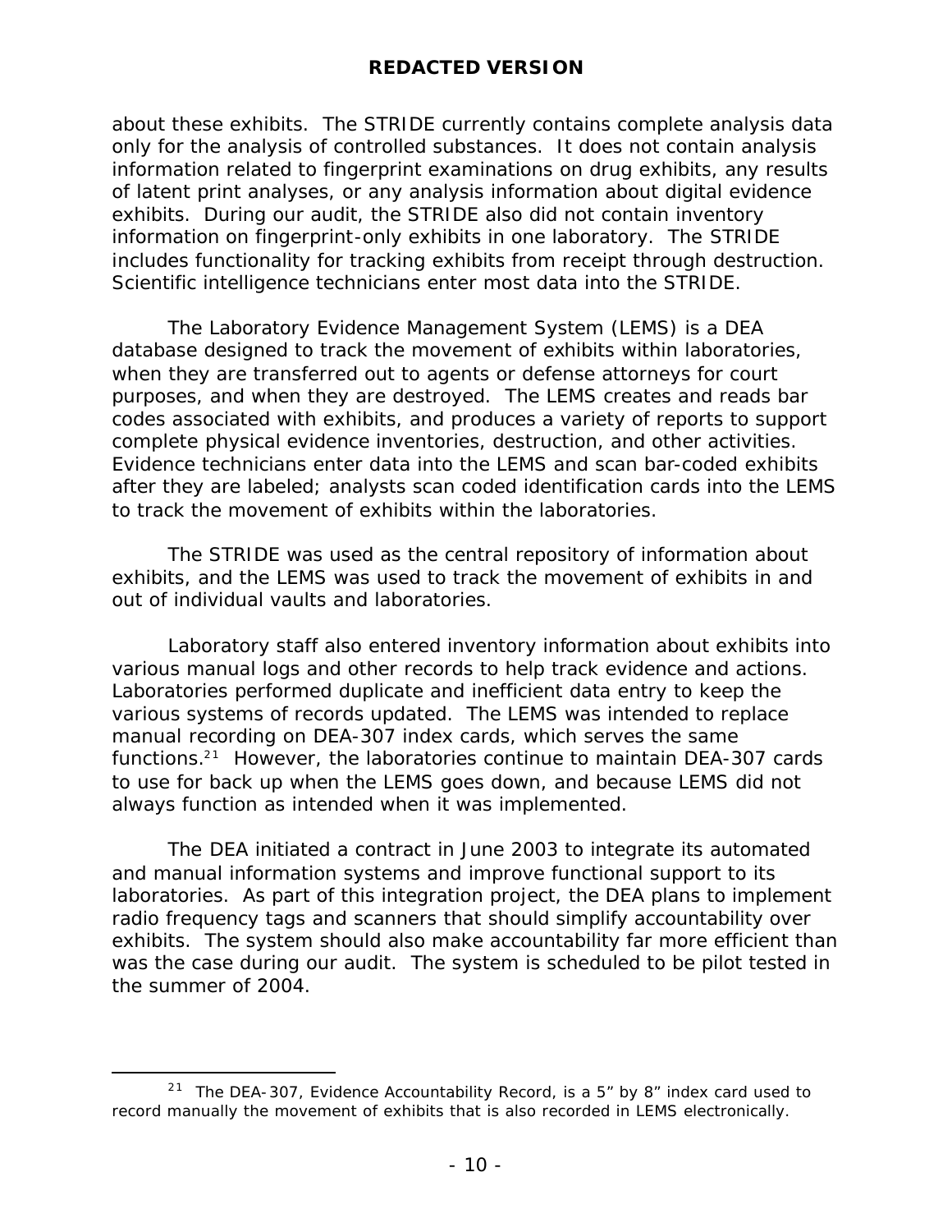about these exhibits. The STRIDE currently contains complete analysis data only for the analysis of controlled substances. It does not contain analysis information related to fingerprint examinations on drug exhibits, any results of latent print analyses, or any analysis information about digital evidence exhibits. During our audit, the STRIDE also did not contain inventory information on fingerprint-only exhibits in one laboratory. The STRIDE includes functionality for tracking exhibits from receipt through destruction. Scientific intelligence technicians enter most data into the STRIDE.

The Laboratory Evidence Management System (LEMS) is a DEA database designed to track the movement of exhibits within laboratories, when they are transferred out to agents or defense attorneys for court purposes, and when they are destroyed. The LEMS creates and reads bar codes associated with exhibits, and produces a variety of reports to support complete physical evidence inventories, destruction, and other activities. Evidence technicians enter data into the LEMS and scan bar-coded exhibits after they are labeled; analysts scan coded identification cards into the LEMS to track the movement of exhibits within the laboratories.

The STRIDE was used as the central repository of information about exhibits, and the LEMS was used to track the movement of exhibits in and out of individual vaults and laboratories.

Laboratory staff also entered inventory information about exhibits into various manual logs and other records to help track evidence and actions. Laboratories performed duplicate and inefficient data entry to keep the various systems of records updated. The LEMS was intended to replace manual recording on DEA-307 index cards, which serves the same functions.[21] However, the laboratories continue to maintain DEA-307 cards to use for back up when the LEMS goes down, and because LEMS did not always function as intended when it was implemented.

The DEA initiated a contract in June 2003 to integrate its automated and manual information systems and improve functional support to its laboratories. As part of this integration project, the DEA plans to implement radio frequency tags and scanners that should simplify accountability over exhibits. The system should also make accountability far more efficient than was the case during our audit. The system is scheduled to be pilot tested in the summer of 2004.

---

[21] The DEA-307, Evidence Accountability Record, is a 5" by 8" index card used to record manually the movement of exhibits that is also recorded in LEMS electronically.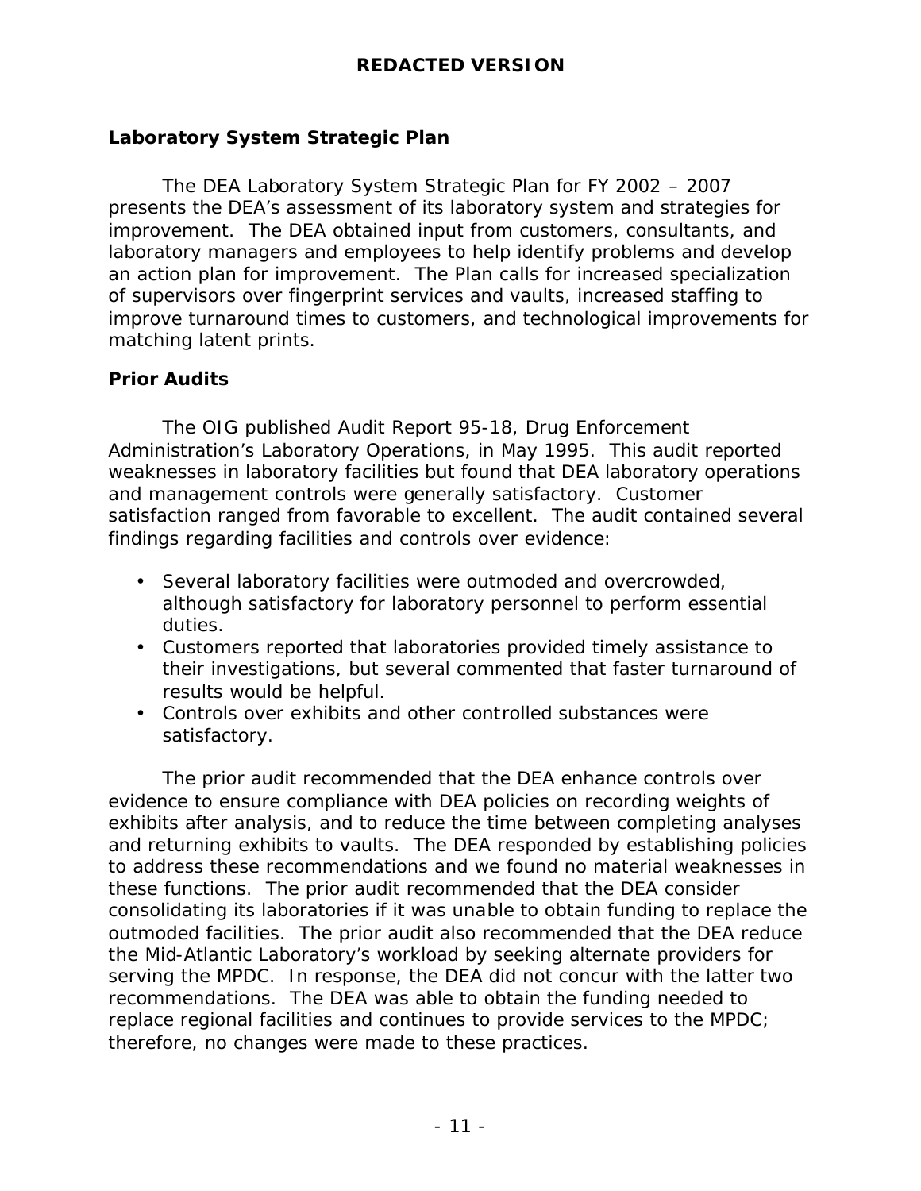## Laboratory System Strategic Plan

The DEA Laboratory System Strategic Plan for FY 2002 – 2007 presents the DEA's assessment of its laboratory system and strategies for improvement. The DEA obtained input from customers, consultants, and laboratory managers and employees to help identify problems and develop an action plan for improvement. The Plan calls for increased specialization of supervisors over fingerprint services and vaults, increased staffing to improve turnaround times to customers, and technological improvements for matching latent prints.

## Prior Audits

The OIG published Audit Report 95-18, Drug Enforcement Administration's Laboratory Operations, in May 1995. This audit reported weaknesses in laboratory facilities but found that DEA laboratory operations and management controls were generally satisfactory. Customer satisfaction ranged from favorable to excellent. The audit contained several findings regarding facilities and controls over evidence:

- Several laboratory facilities were outmoded and overcrowded, although satisfactory for laboratory personnel to perform essential duties.
- Customers reported that laboratories provided timely assistance to their investigations, but several commented that faster turnaround of results would be helpful.
- Controls over exhibits and other controlled substances were satisfactory.

The prior audit recommended that the DEA enhance controls over evidence to ensure compliance with DEA policies on recording weights of exhibits after analysis, and to reduce the time between completing analyses and returning exhibits to vaults. The DEA responded by establishing policies to address these recommendations and we found no material weaknesses in these functions. The prior audit recommended that the DEA consider consolidating its laboratories if it was unable to obtain funding to replace the outmoded facilities. The prior audit also recommended that the DEA reduce the Mid-Atlantic Laboratory's workload by seeking alternate providers for serving the MPDC. In response, the DEA did not concur with the latter two recommendations. The DEA was able to obtain the funding needed to replace regional facilities and continues to provide services to the MPDC; therefore, no changes were made to these practices.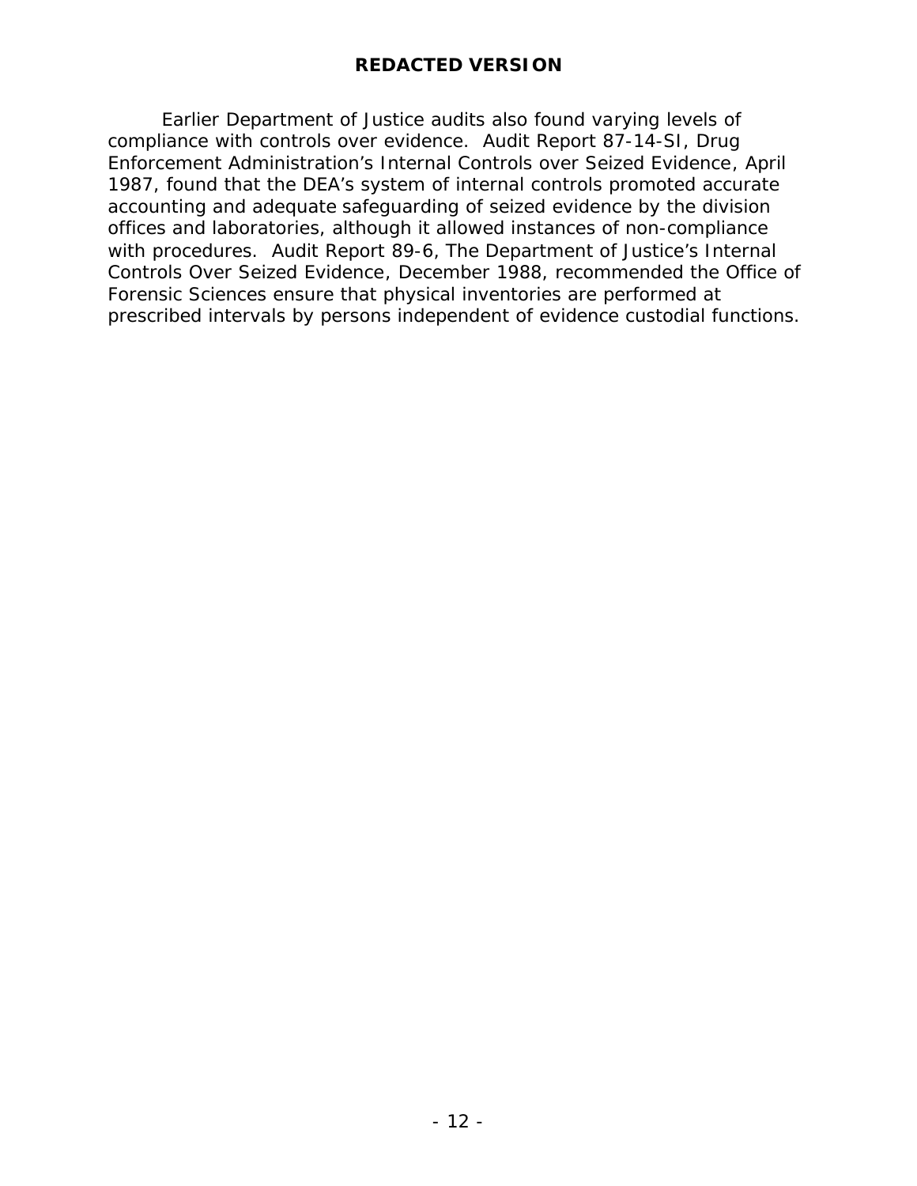Earlier Department of Justice audits also found varying levels of compliance with controls over evidence. Audit Report 87-14-SI, Drug Enforcement Administration's Internal Controls over Seized Evidence, April 1987, found that the DEA's system of internal controls promoted accurate accounting and adequate safeguarding of seized evidence by the division offices and laboratories, although it allowed instances of non-compliance with procedures. Audit Report 89-6, The Department of Justice's Internal Controls Over Seized Evidence, December 1988, recommended the Office of Forensic Sciences ensure that physical inventories are performed at prescribed intervals by persons independent of evidence custodial functions.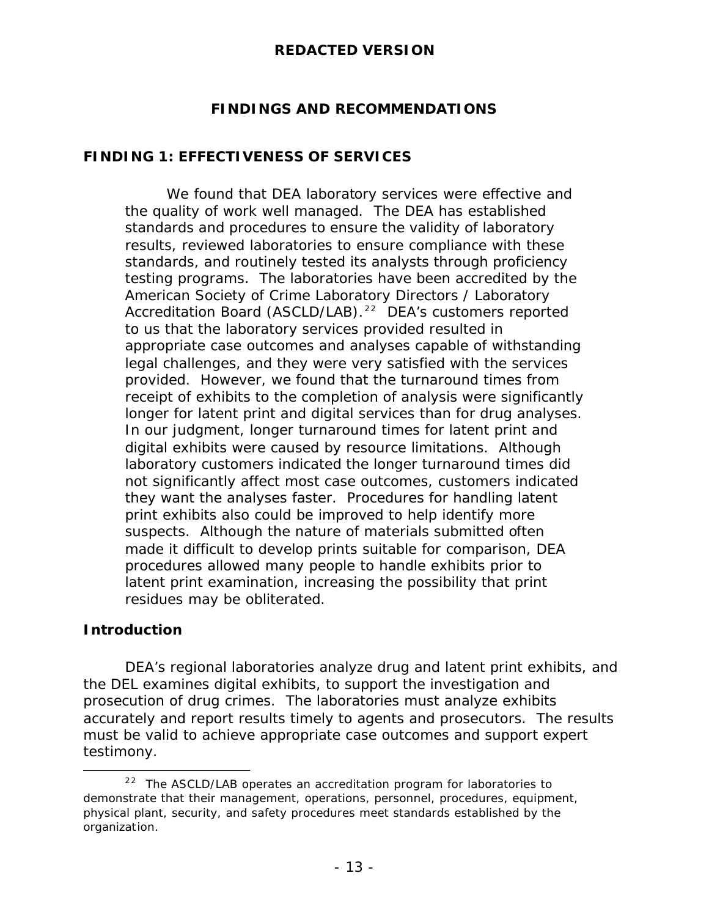## FINDINGS AND RECOMMENDATIONS

### FINDING 1: EFFECTIVENESS OF SERVICES

> We found that DEA laboratory services were effective and the quality of work well managed. The DEA has established standards and procedures to ensure the validity of laboratory results, reviewed laboratories to ensure compliance with these standards, and routinely tested its analysts through proficiency testing programs. The laboratories have been accredited by the American Society of Crime Laboratory Directors / Laboratory Accreditation Board (ASCLD/LAB).[22] DEA's customers reported to us that the laboratory services provided resulted in appropriate case outcomes and analyses capable of withstanding legal challenges, and they were very satisfied with the services provided. However, we found that the turnaround times from receipt of exhibits to the completion of analysis were significantly longer for latent print and digital services than for drug analyses. In our judgment, longer turnaround times for latent print and digital exhibits were caused by resource limitations. Although laboratory customers indicated the longer turnaround times did not significantly affect most case outcomes, customers indicated they want the analyses faster. Procedures for handling latent print exhibits also could be improved to help identify more suspects. Although the nature of materials submitted often made it difficult to develop prints suitable for comparison, DEA procedures allowed many people to handle exhibits prior to latent print examination, increasing the possibility that print residues may be obliterated.

### Introduction

DEA's regional laboratories analyze drug and latent print exhibits, and the DEL examines digital exhibits, to support the investigation and prosecution of drug crimes. The laboratories must analyze exhibits accurately and report results timely to agents and prosecutors. The results must be valid to achieve appropriate case outcomes and support expert testimony.

---

[22] The ASCLD/LAB operates an accreditation program for laboratories to demonstrate that their management, operations, personnel, procedures, equipment, physical plant, security, and safety procedures meet standards established by the organization.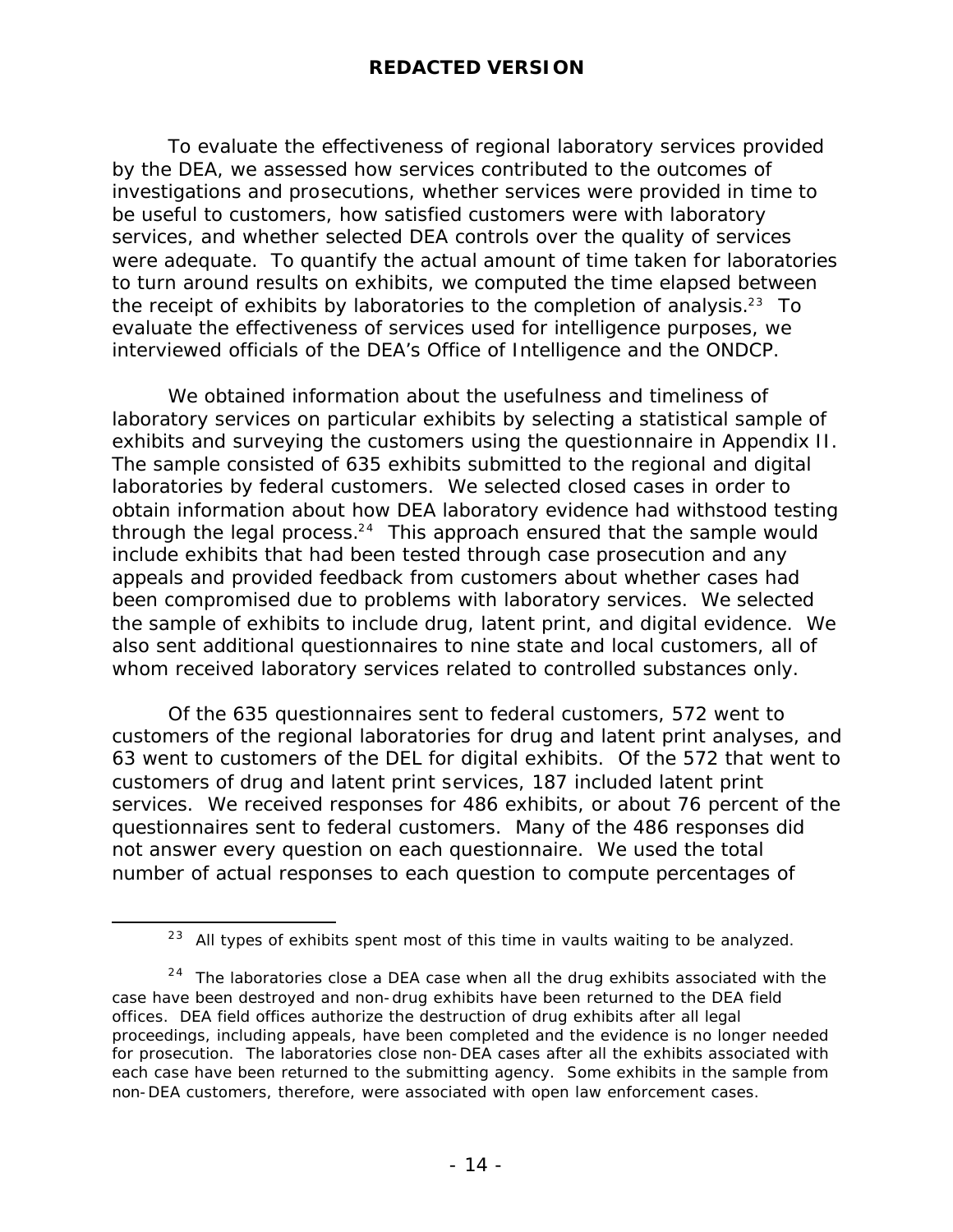To evaluate the effectiveness of regional laboratory services provided by the DEA, we assessed how services contributed to the outcomes of investigations and prosecutions, whether services were provided in time to be useful to customers, how satisfied customers were with laboratory services, and whether selected DEA controls over the quality of services were adequate. To quantify the actual amount of time taken for laboratories to turn around results on exhibits, we computed the time elapsed between the receipt of exhibits by laboratories to the completion of analysis.[23] To evaluate the effectiveness of services used for intelligence purposes, we interviewed officials of the DEA's Office of Intelligence and the ONDCP.

We obtained information about the usefulness and timeliness of laboratory services on particular exhibits by selecting a statistical sample of exhibits and surveying the customers using the questionnaire in Appendix II. The sample consisted of 635 exhibits submitted to the regional and digital laboratories by federal customers. We selected closed cases in order to obtain information about how DEA laboratory evidence had withstood testing through the legal process.[24] This approach ensured that the sample would include exhibits that had been tested through case prosecution and any appeals and provided feedback from customers about whether cases had been compromised due to problems with laboratory services. We selected the sample of exhibits to include drug, latent print, and digital evidence. We also sent additional questionnaires to nine state and local customers, all of whom received laboratory services related to controlled substances only.

Of the 635 questionnaires sent to federal customers, 572 went to customers of the regional laboratories for drug and latent print analyses, and 63 went to customers of the DEL for digital exhibits. Of the 572 that went to customers of drug and latent print services, 187 included latent print services. We received responses for 486 exhibits, or about 76 percent of the questionnaires sent to federal customers. Many of the 486 responses did not answer every question on each questionnaire. We used the total number of actual responses to each question to compute percentages of

---

[23] All types of exhibits spent most of this time in vaults waiting to be analyzed.

[24] The laboratories close a DEA case when all the drug exhibits associated with the case have been destroyed and non-drug exhibits have been returned to the DEA field offices. DEA field offices authorize the destruction of drug exhibits after all legal proceedings, including appeals, have been completed and the evidence is no longer needed for prosecution. The laboratories close non-DEA cases after all the exhibits associated with each case have been returned to the submitting agency. Some exhibits in the sample from non-DEA customers, therefore, were associated with open law enforcement cases.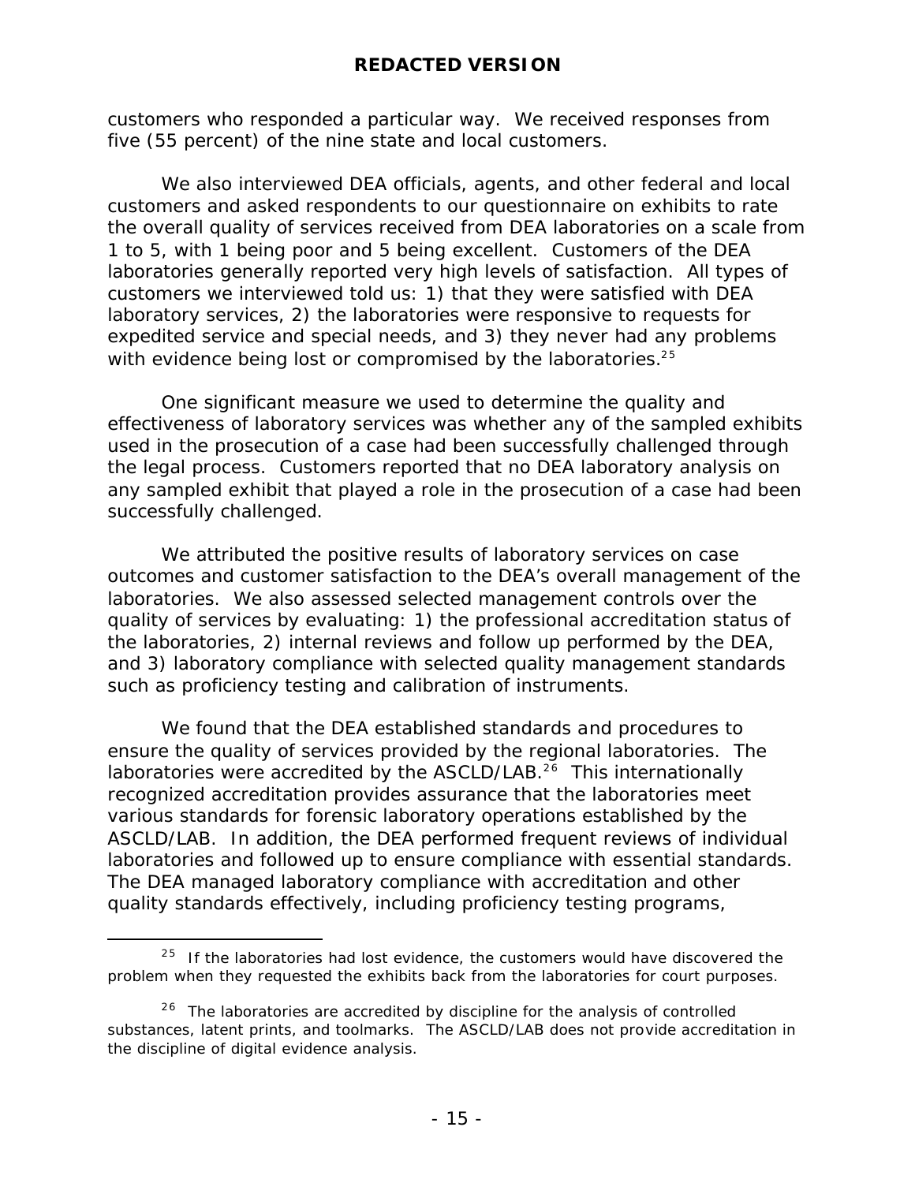customers who responded a particular way. We received responses from five (55 percent) of the nine state and local customers.

We also interviewed DEA officials, agents, and other federal and local customers and asked respondents to our questionnaire on exhibits to rate the overall quality of services received from DEA laboratories on a scale from 1 to 5, with 1 being poor and 5 being excellent. Customers of the DEA laboratories generally reported very high levels of satisfaction. All types of customers we interviewed told us: 1) that they were satisfied with DEA laboratory services, 2) the laboratories were responsive to requests for expedited service and special needs, and 3) they never had any problems with evidence being lost or compromised by the laboratories.[25]

One significant measure we used to determine the quality and effectiveness of laboratory services was whether any of the sampled exhibits used in the prosecution of a case had been successfully challenged through the legal process. Customers reported that no DEA laboratory analysis on any sampled exhibit that played a role in the prosecution of a case had been successfully challenged.

We attributed the positive results of laboratory services on case outcomes and customer satisfaction to the DEA's overall management of the laboratories. We also assessed selected management controls over the quality of services by evaluating: 1) the professional accreditation status of the laboratories, 2) internal reviews and follow up performed by the DEA, and 3) laboratory compliance with selected quality management standards such as proficiency testing and calibration of instruments.

We found that the DEA established standards and procedures to ensure the quality of services provided by the regional laboratories. The laboratories were accredited by the ASCLD/LAB.[26] This internationally recognized accreditation provides assurance that the laboratories meet various standards for forensic laboratory operations established by the ASCLD/LAB. In addition, the DEA performed frequent reviews of individual laboratories and followed up to ensure compliance with essential standards. The DEA managed laboratory compliance with accreditation and other quality standards effectively, including proficiency testing programs,

---

[25] If the laboratories had lost evidence, the customers would have discovered the problem when they requested the exhibits back from the laboratories for court purposes.

[26] The laboratories are accredited by discipline for the analysis of controlled substances, latent prints, and toolmarks. The ASCLD/LAB does not provide accreditation in the discipline of digital evidence analysis.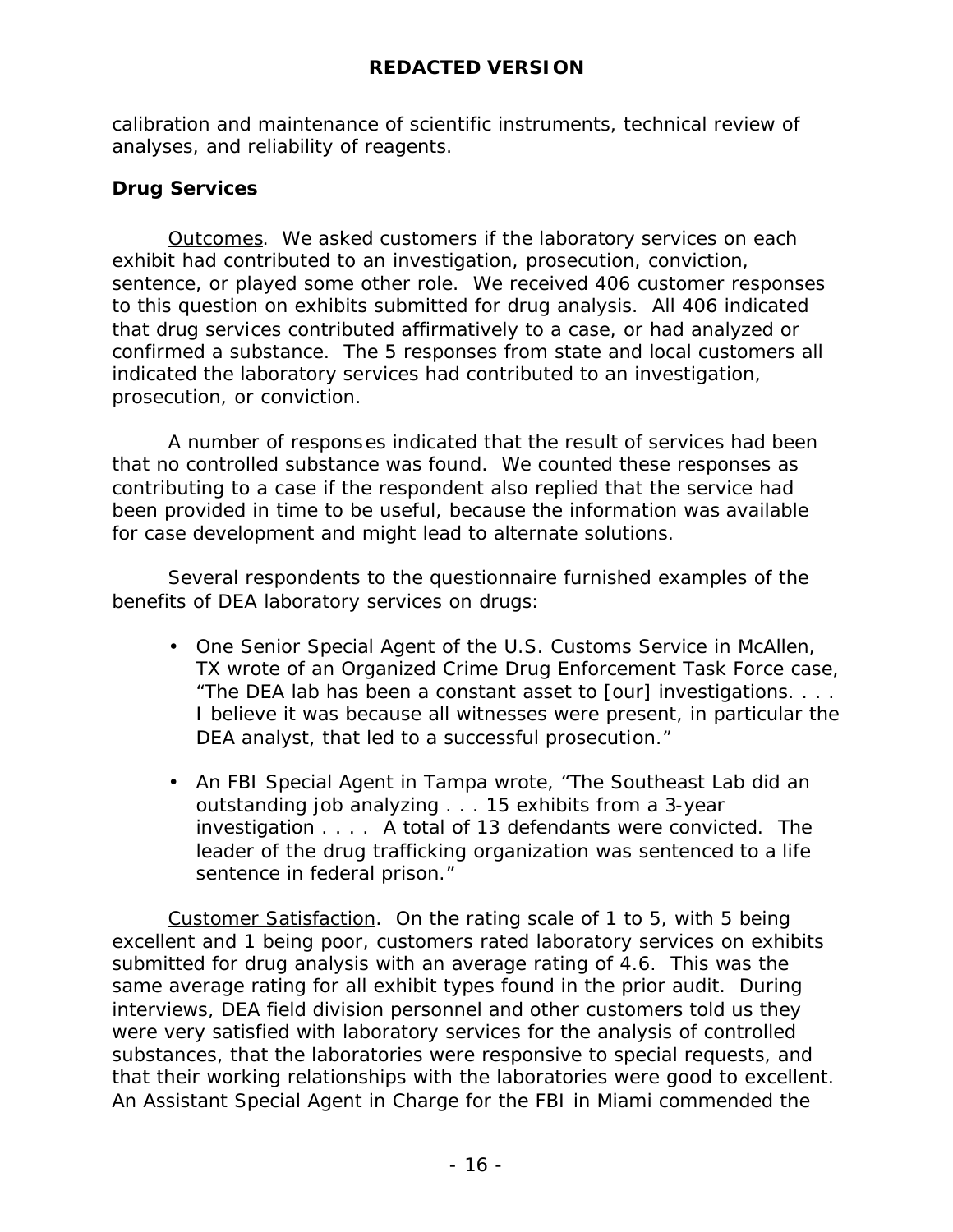calibration and maintenance of scientific instruments, technical review of analyses, and reliability of reagents.

### Drug Services

Outcomes. We asked customers if the laboratory services on each exhibit had contributed to an investigation, prosecution, conviction, sentence, or played some other role. We received 406 customer responses to this question on exhibits submitted for drug analysis. All 406 indicated that drug services contributed affirmatively to a case, or had analyzed or confirmed a substance. The 5 responses from state and local customers all indicated the laboratory services had contributed to an investigation, prosecution, or conviction.

A number of responses indicated that the result of services had been that no controlled substance was found. We counted these responses as contributing to a case if the respondent also replied that the service had been provided in time to be useful, because the information was available for case development and might lead to alternate solutions.

Several respondents to the questionnaire furnished examples of the benefits of DEA laboratory services on drugs:

- One Senior Special Agent of the U.S. Customs Service in McAllen, TX wrote of an Organized Crime Drug Enforcement Task Force case, "The DEA lab has been a constant asset to [our] investigations. . . . I believe it was because all witnesses were present, in particular the DEA analyst, that led to a successful prosecution."

- An FBI Special Agent in Tampa wrote, "The Southeast Lab did an outstanding job analyzing . . . 15 exhibits from a 3-year investigation . . . . A total of 13 defendants were convicted. The leader of the drug trafficking organization was sentenced to a life sentence in federal prison."

Customer Satisfaction. On the rating scale of 1 to 5, with 5 being excellent and 1 being poor, customers rated laboratory services on exhibits submitted for drug analysis with an average rating of 4.6. This was the same average rating for all exhibit types found in the prior audit. During interviews, DEA field division personnel and other customers told us they were very satisfied with laboratory services for the analysis of controlled substances, that the laboratories were responsive to special requests, and that their working relationships with the laboratories were good to excellent. An Assistant Special Agent in Charge for the FBI in Miami commended the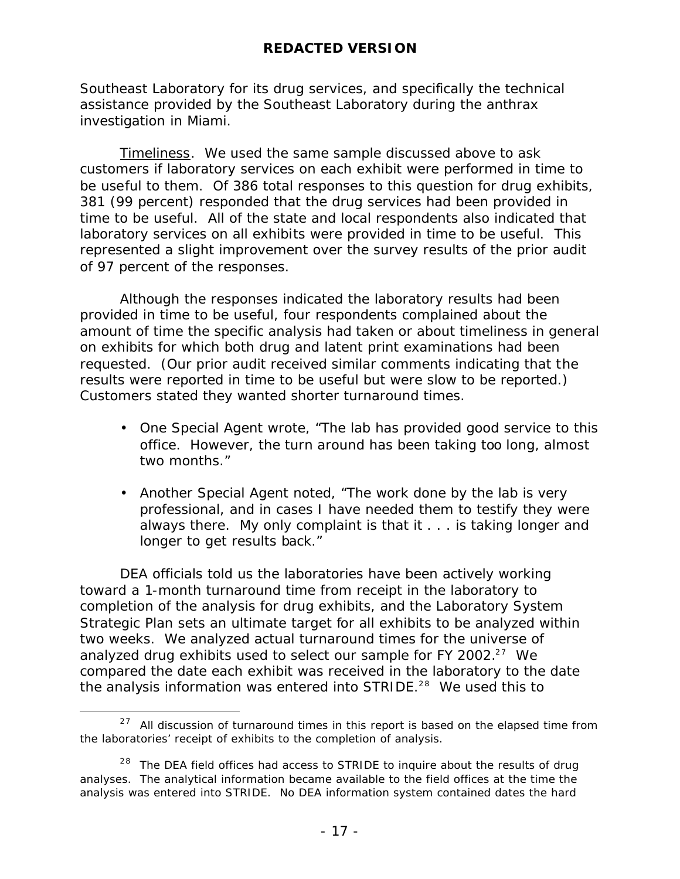Southeast Laboratory for its drug services, and specifically the technical assistance provided by the Southeast Laboratory during the anthrax investigation in Miami.

Timeliness. We used the same sample discussed above to ask customers if laboratory services on each exhibit were performed in time to be useful to them. Of 386 total responses to this question for drug exhibits, 381 (99 percent) responded that the drug services had been provided in time to be useful. All of the state and local respondents also indicated that laboratory services on all exhibits were provided in time to be useful. This represented a slight improvement over the survey results of the prior audit of 97 percent of the responses.

Although the responses indicated the laboratory results had been provided in time to be useful, four respondents complained about the amount of time the specific analysis had taken or about timeliness in general on exhibits for which both drug and latent print examinations had been requested. (Our prior audit received similar comments indicating that the results were reported in time to be useful but were slow to be reported.) Customers stated they wanted shorter turnaround times.

- One Special Agent wrote, "The lab has provided good service to this office. However, the turn around has been taking too long, almost two months."
- Another Special Agent noted, "The work done by the lab is very professional, and in cases I have needed them to testify they were always there. My only complaint is that it . . . is taking longer and longer to get results back."

DEA officials told us the laboratories have been actively working toward a 1-month turnaround time from receipt in the laboratory to completion of the analysis for drug exhibits, and the Laboratory System Strategic Plan sets an ultimate target for all exhibits to be analyzed within two weeks. We analyzed actual turnaround times for the universe of analyzed drug exhibits used to select our sample for FY 2002.[27] We compared the date each exhibit was received in the laboratory to the date the analysis information was entered into STRIDE.[28] We used this to

[27] All discussion of turnaround times in this report is based on the elapsed time from the laboratories' receipt of exhibits to the completion of analysis.

[28] The DEA field offices had access to STRIDE to inquire about the results of drug analyses. The analytical information became available to the field offices at the time the analysis was entered into STRIDE. No DEA information system contained dates the hard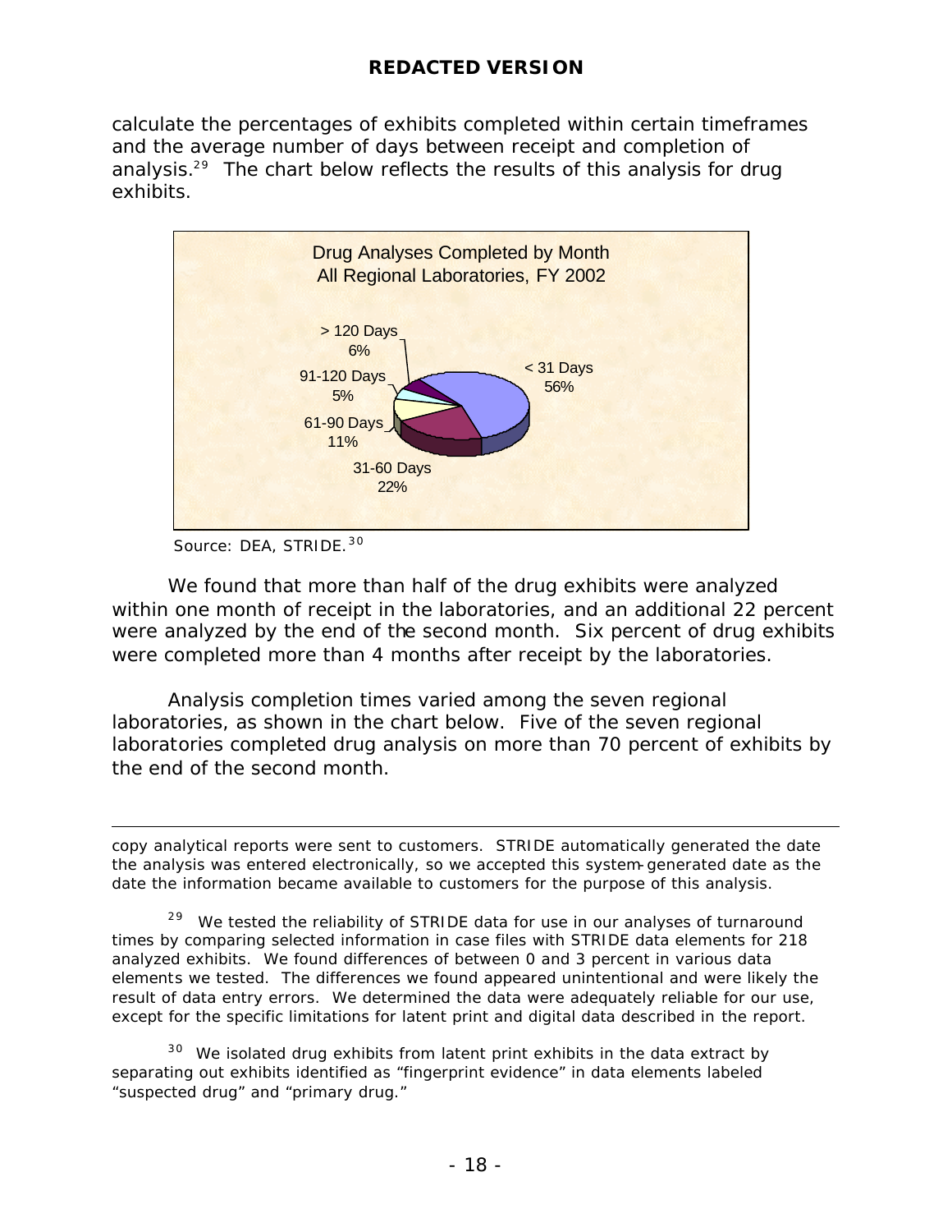calculate the percentages of exhibits completed within certain timeframes and the average number of days between receipt and completion of analysis.[29] The chart below reflects the results of this analysis for drug exhibits.

Drug Analyses Completed by Month
All Regional Laboratories, FY 2002

| Timeframe | Percent |
|---|---|
| < 31 Days | 56% |
| 31-60 Days | 22% |
| 61-90 Days | 11% |
| 91-120 Days | 5% |
| > 120 Days | 6% |

Source: DEA, STRIDE.[30]

We found that more than half of the drug exhibits were analyzed within one month of receipt in the laboratories, and an additional 22 percent were analyzed by the end of the second month. Six percent of drug exhibits were completed more than 4 months after receipt by the laboratories.

Analysis completion times varied among the seven regional laboratories, as shown in the chart below. Five of the seven regional laboratories completed drug analysis on more than 70 percent of exhibits by the end of the second month.

---

copy analytical reports were sent to customers. STRIDE automatically generated the date the analysis was entered electronically, so we accepted this system-generated date as the date the information became available to customers for the purpose of this analysis.

[29] We tested the reliability of STRIDE data for use in our analyses of turnaround times by comparing selected information in case files with STRIDE data elements for 218 analyzed exhibits. We found differences of between 0 and 3 percent in various data elements we tested. The differences we found appeared unintentional and were likely the result of data entry errors. We determined the data were adequately reliable for our use, except for the specific limitations for latent print and digital data described in the report.

[30] We isolated drug exhibits from latent print exhibits in the data extract by separating out exhibits identified as "fingerprint evidence" in data elements labeled "suspected drug" and "primary drug."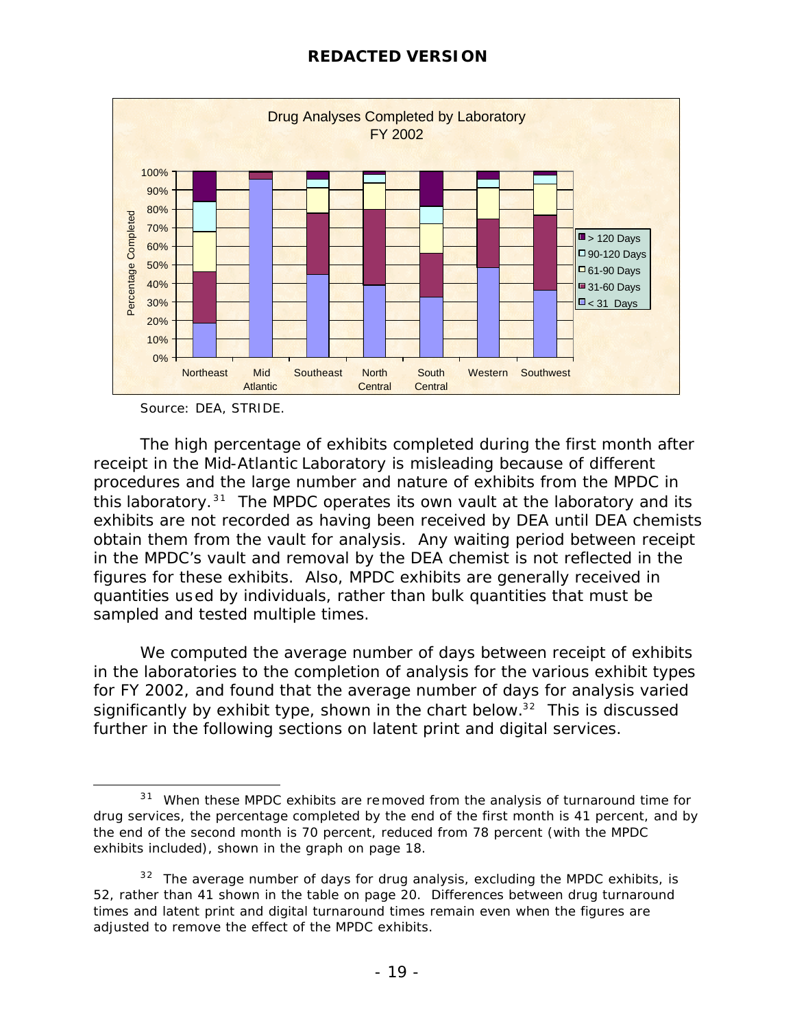**REDACTED VERSION**

Drug Analyses Completed by Laboratory
FY 2002

Source: DEA, STRIDE.

The high percentage of exhibits completed during the first month after receipt in the Mid-Atlantic Laboratory is misleading because of different procedures and the large number and nature of exhibits from the MPDC in this laboratory.[31] The MPDC operates its own vault at the laboratory and its exhibits are not recorded as having been received by DEA until DEA chemists obtain them from the vault for analysis. Any waiting period between receipt in the MPDC's vault and removal by the DEA chemist is not reflected in the figures for these exhibits. Also, MPDC exhibits are generally received in quantities used by individuals, rather than bulk quantities that must be sampled and tested multiple times.

We computed the average number of days between receipt of exhibits in the laboratories to the completion of analysis for the various exhibit types for FY 2002, and found that the average number of days for analysis varied significantly by exhibit type, shown in the chart below.[32] This is discussed further in the following sections on latent print and digital services.

---

[31] When these MPDC exhibits are removed from the analysis of turnaround time for drug services, the percentage completed by the end of the first month is 41 percent, and by the end of the second month is 70 percent, reduced from 78 percent (with the MPDC exhibits included), shown in the graph on page 18.

[32] The average number of days for drug analysis, excluding the MPDC exhibits, is 52, rather than 41 shown in the table on page 20. Differences between drug turnaround times and latent print and digital turnaround times remain even when the figures are adjusted to remove the effect of the MPDC exhibits.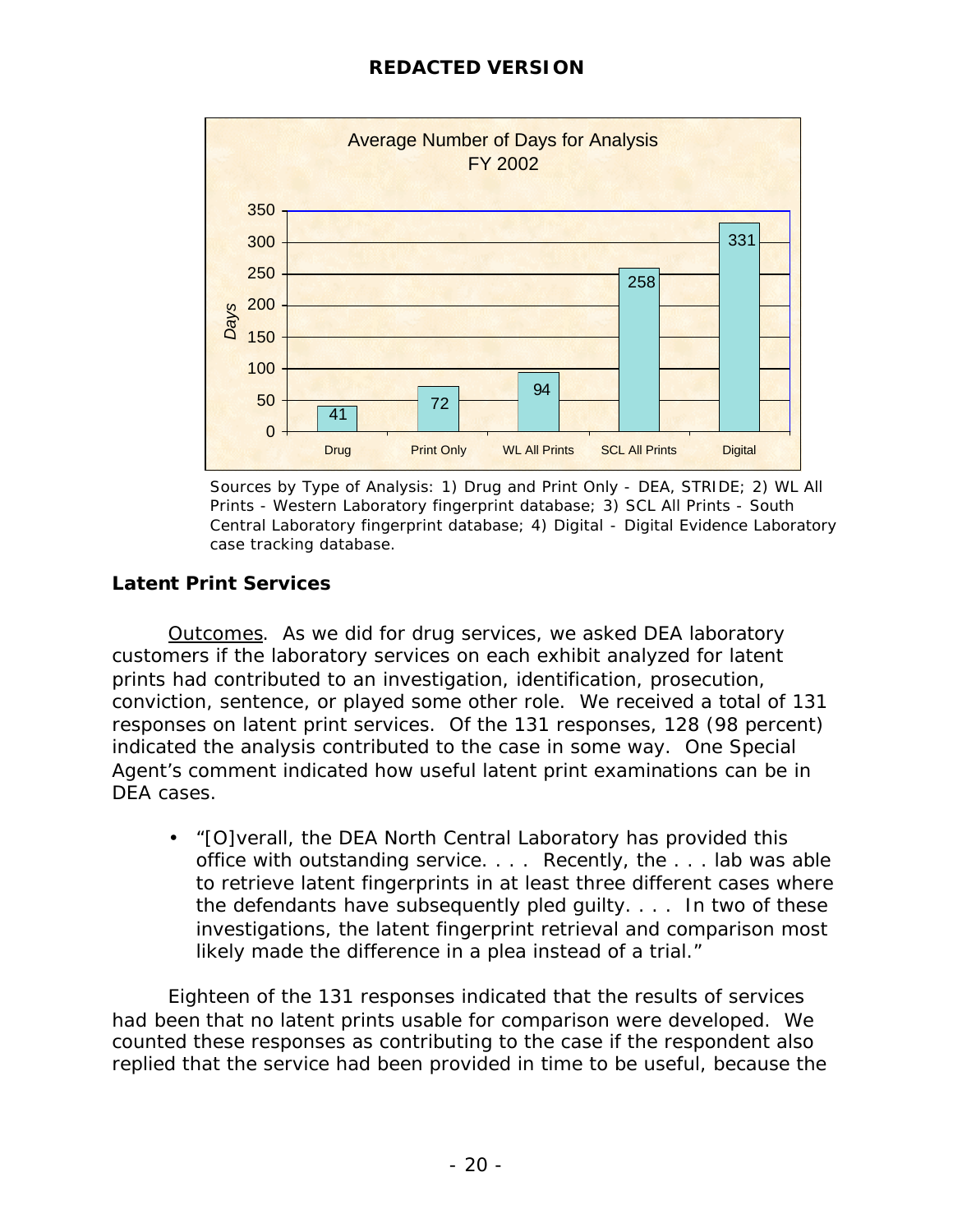**REDACTED VERSION**

Average Number of Days for Analysis
FY 2002

| Type of Analysis | Days |
|---|---|
| Drug | 41 |
| Print Only | 72 |
| WL All Prints | 94 |
| SCL All Prints | 258 |
| Digital | 331 |

Sources by Type of Analysis: 1) Drug and Print Only - DEA, STRIDE; 2) WL All Prints - Western Laboratory fingerprint database; 3) SCL All Prints - South Central Laboratory fingerprint database; 4) Digital - Digital Evidence Laboratory case tracking database.

### Latent Print Services

Outcomes. As we did for drug services, we asked DEA laboratory customers if the laboratory services on each exhibit analyzed for latent prints had contributed to an investigation, identification, prosecution, conviction, sentence, or played some other role. We received a total of 131 responses on latent print services. Of the 131 responses, 128 (98 percent) indicated the analysis contributed to the case in some way. One Special Agent's comment indicated how useful latent print examinations can be in DEA cases.

- "[O]verall, the DEA North Central Laboratory has provided this office with outstanding service. . . . Recently, the . . . lab was able to retrieve latent fingerprints in at least three different cases where the defendants have subsequently pled guilty. . . . In two of these investigations, the latent fingerprint retrieval and comparison most likely made the difference in a plea instead of a trial."

Eighteen of the 131 responses indicated that the results of services had been that no latent prints usable for comparison were developed. We counted these responses as contributing to the case if the respondent also replied that the service had been provided in time to be useful, because the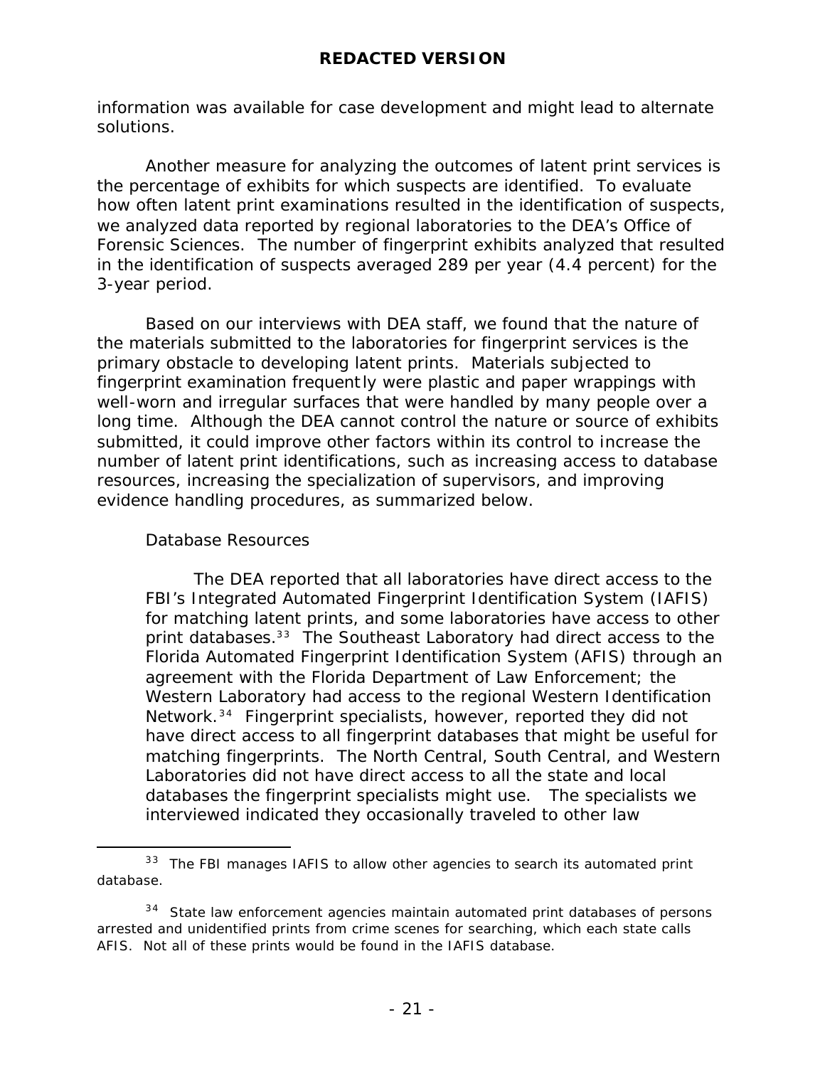information was available for case development and might lead to alternate solutions.

Another measure for analyzing the outcomes of latent print services is the percentage of exhibits for which suspects are identified. To evaluate how often latent print examinations resulted in the identification of suspects, we analyzed data reported by regional laboratories to the DEA's Office of Forensic Sciences. The number of fingerprint exhibits analyzed that resulted in the identification of suspects averaged 289 per year (4.4 percent) for the 3-year period.

Based on our interviews with DEA staff, we found that the nature of the materials submitted to the laboratories for fingerprint services is the primary obstacle to developing latent prints. Materials subjected to fingerprint examination frequently were plastic and paper wrappings with well-worn and irregular surfaces that were handled by many people over a long time. Although the DEA cannot control the nature or source of exhibits submitted, it could improve other factors within its control to increase the number of latent print identifications, such as increasing access to database resources, increasing the specialization of supervisors, and improving evidence handling procedures, as summarized below.

Database Resources

> The DEA reported that all laboratories have direct access to the FBI's Integrated Automated Fingerprint Identification System (IAFIS) for matching latent prints, and some laboratories have access to other print databases.[33] The Southeast Laboratory had direct access to the Florida Automated Fingerprint Identification System (AFIS) through an agreement with the Florida Department of Law Enforcement; the Western Laboratory had access to the regional Western Identification Network.[34] Fingerprint specialists, however, reported they did not have direct access to all fingerprint databases that might be useful for matching fingerprints. The North Central, South Central, and Western Laboratories did not have direct access to all the state and local databases the fingerprint specialists might use. The specialists we interviewed indicated they occasionally traveled to other law

[33] The FBI manages IAFIS to allow other agencies to search its automated print database.

[34] State law enforcement agencies maintain automated print databases of persons arrested and unidentified prints from crime scenes for searching, which each state calls AFIS. Not all of these prints would be found in the IAFIS database.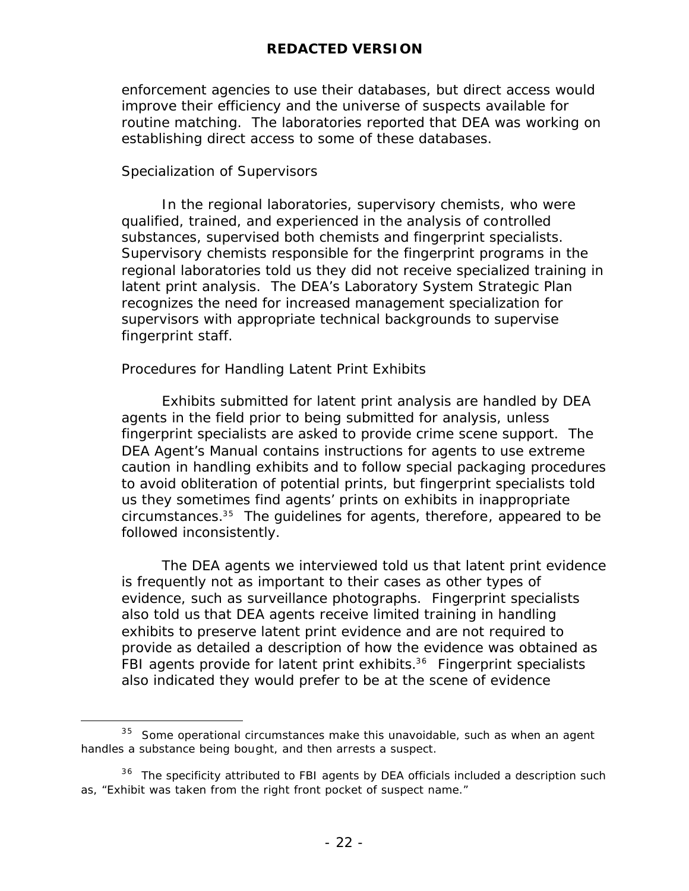enforcement agencies to use their databases, but direct access would improve their efficiency and the universe of suspects available for routine matching. The laboratories reported that DEA was working on establishing direct access to some of these databases.

*Specialization of Supervisors*

In the regional laboratories, supervisory chemists, who were qualified, trained, and experienced in the analysis of controlled substances, supervised both chemists and fingerprint specialists. Supervisory chemists responsible for the fingerprint programs in the regional laboratories told us they did not receive specialized training in latent print analysis. The DEA's Laboratory System Strategic Plan recognizes the need for increased management specialization for supervisors with appropriate technical backgrounds to supervise fingerprint staff.

*Procedures for Handling Latent Print Exhibits*

Exhibits submitted for latent print analysis are handled by DEA agents in the field prior to being submitted for analysis, unless fingerprint specialists are asked to provide crime scene support. The DEA Agent's Manual contains instructions for agents to use extreme caution in handling exhibits and to follow special packaging procedures to avoid obliteration of potential prints, but fingerprint specialists told us they sometimes find agents' prints on exhibits in inappropriate circumstances.[35] The guidelines for agents, therefore, appeared to be followed inconsistently.

The DEA agents we interviewed told us that latent print evidence is frequently not as important to their cases as other types of evidence, such as surveillance photographs. Fingerprint specialists also told us that DEA agents receive limited training in handling exhibits to preserve latent print evidence and are not required to provide as detailed a description of how the evidence was obtained as FBI agents provide for latent print exhibits.[36] Fingerprint specialists also indicated they would prefer to be at the scene of evidence

---

[35] Some operational circumstances make this unavoidable, such as when an agent handles a substance being bought, and then arrests a suspect.

[36] The specificity attributed to FBI agents by DEA officials included a description such as, "Exhibit was taken from the right front pocket of suspect name."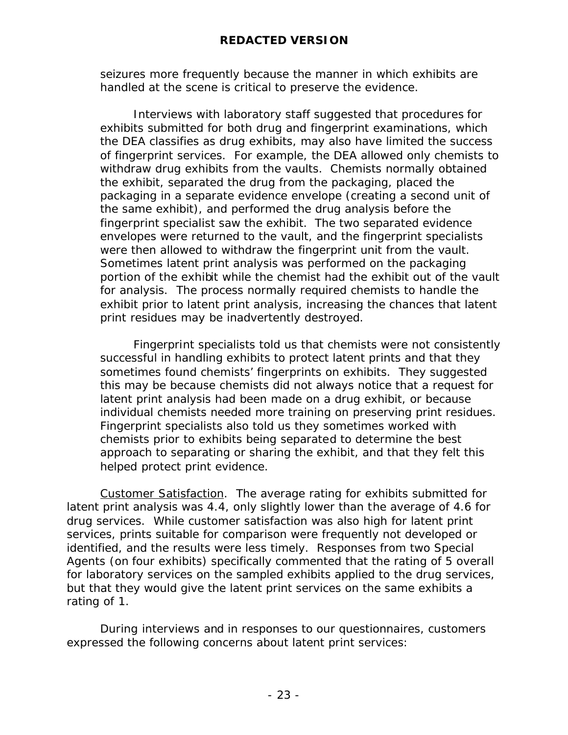seizures more frequently because the manner in which exhibits are handled at the scene is critical to preserve the evidence.

Interviews with laboratory staff suggested that procedures for exhibits submitted for both drug and fingerprint examinations, which the DEA classifies as drug exhibits, may also have limited the success of fingerprint services. For example, the DEA allowed only chemists to withdraw drug exhibits from the vaults. Chemists normally obtained the exhibit, separated the drug from the packaging, placed the packaging in a separate evidence envelope (creating a second unit of the same exhibit), and performed the drug analysis before the fingerprint specialist saw the exhibit. The two separated evidence envelopes were returned to the vault, and the fingerprint specialists were then allowed to withdraw the fingerprint unit from the vault. Sometimes latent print analysis was performed on the packaging portion of the exhibit while the chemist had the exhibit out of the vault for analysis. The process normally required chemists to handle the exhibit prior to latent print analysis, increasing the chances that latent print residues may be inadvertently destroyed.

Fingerprint specialists told us that chemists were not consistently successful in handling exhibits to protect latent prints and that they sometimes found chemists' fingerprints on exhibits. They suggested this may be because chemists did not always notice that a request for latent print analysis had been made on a drug exhibit, or because individual chemists needed more training on preserving print residues. Fingerprint specialists also told us they sometimes worked with chemists prior to exhibits being separated to determine the best approach to separating or sharing the exhibit, and that they felt this helped protect print evidence.

<u>Customer Satisfaction</u>. The average rating for exhibits submitted for latent print analysis was 4.4, only slightly lower than the average of 4.6 for drug services. While customer satisfaction was also high for latent print services, prints suitable for comparison were frequently not developed or identified, and the results were less timely. Responses from two Special Agents (on four exhibits) specifically commented that the rating of 5 overall for laboratory services on the sampled exhibits applied to the drug services, but that they would give the latent print services on the same exhibits a rating of 1.

During interviews and in responses to our questionnaires, customers expressed the following concerns about latent print services: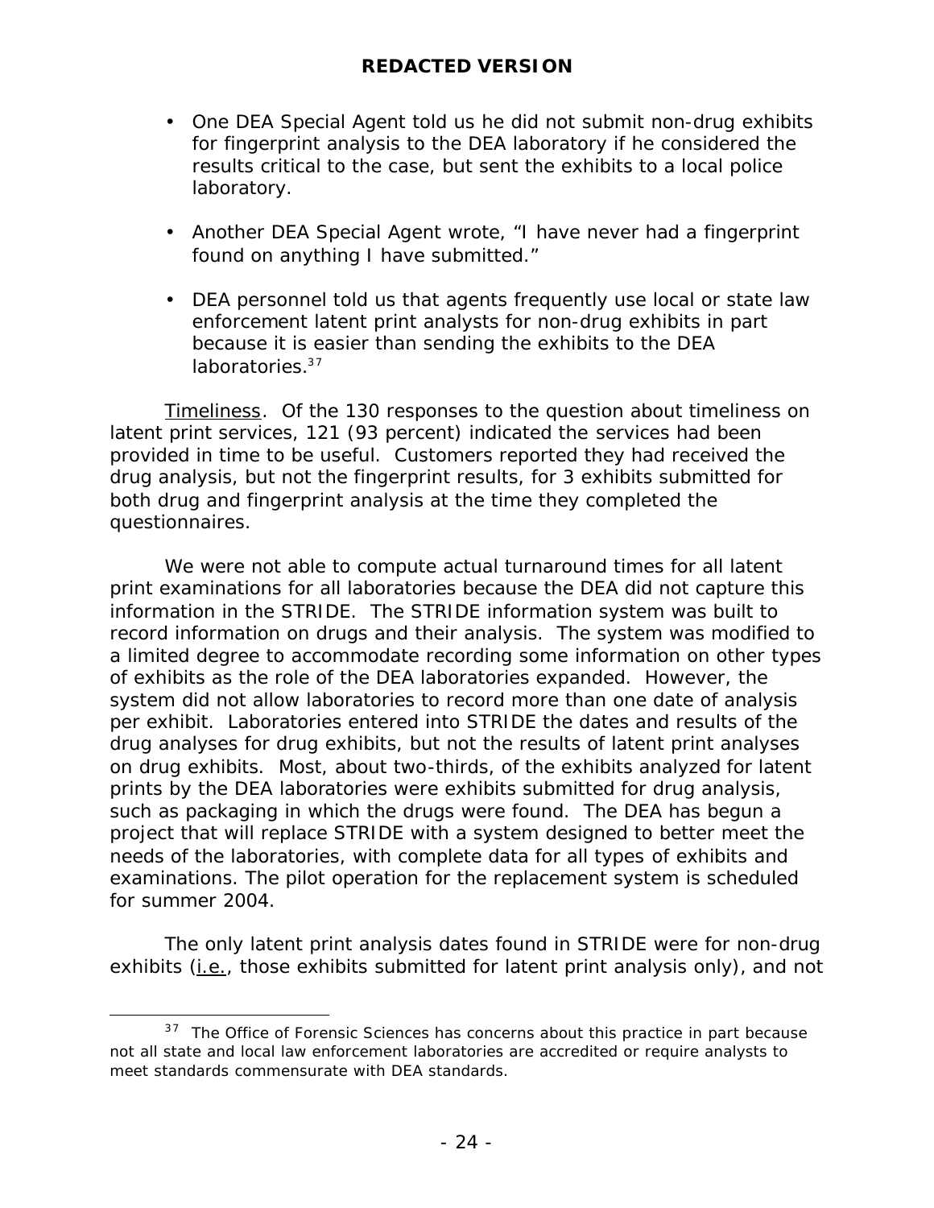- One DEA Special Agent told us he did not submit non-drug exhibits for fingerprint analysis to the DEA laboratory if he considered the results critical to the case, but sent the exhibits to a local police laboratory.

- Another DEA Special Agent wrote, "I have never had a fingerprint found on anything I have submitted."

- DEA personnel told us that agents frequently use local or state law enforcement latent print analysts for non-drug exhibits in part because it is easier than sending the exhibits to the DEA laboratories.[37]

Timeliness. Of the 130 responses to the question about timeliness on latent print services, 121 (93 percent) indicated the services had been provided in time to be useful. Customers reported they had received the drug analysis, but not the fingerprint results, for 3 exhibits submitted for both drug and fingerprint analysis at the time they completed the questionnaires.

We were not able to compute actual turnaround times for all latent print examinations for all laboratories because the DEA did not capture this information in the STRIDE. The STRIDE information system was built to record information on drugs and their analysis. The system was modified to a limited degree to accommodate recording some information on other types of exhibits as the role of the DEA laboratories expanded. However, the system did not allow laboratories to record more than one date of analysis per exhibit. Laboratories entered into STRIDE the dates and results of the drug analyses for drug exhibits, but not the results of latent print analyses on drug exhibits. Most, about two-thirds, of the exhibits analyzed for latent prints by the DEA laboratories were exhibits submitted for drug analysis, such as packaging in which the drugs were found. The DEA has begun a project that will replace STRIDE with a system designed to better meet the needs of the laboratories, with complete data for all types of exhibits and examinations. The pilot operation for the replacement system is scheduled for summer 2004.

The only latent print analysis dates found in STRIDE were for non-drug exhibits (i.e., those exhibits submitted for latent print analysis only), and not

[37] The Office of Forensic Sciences has concerns about this practice in part because not all state and local law enforcement laboratories are accredited or require analysts to meet standards commensurate with DEA standards.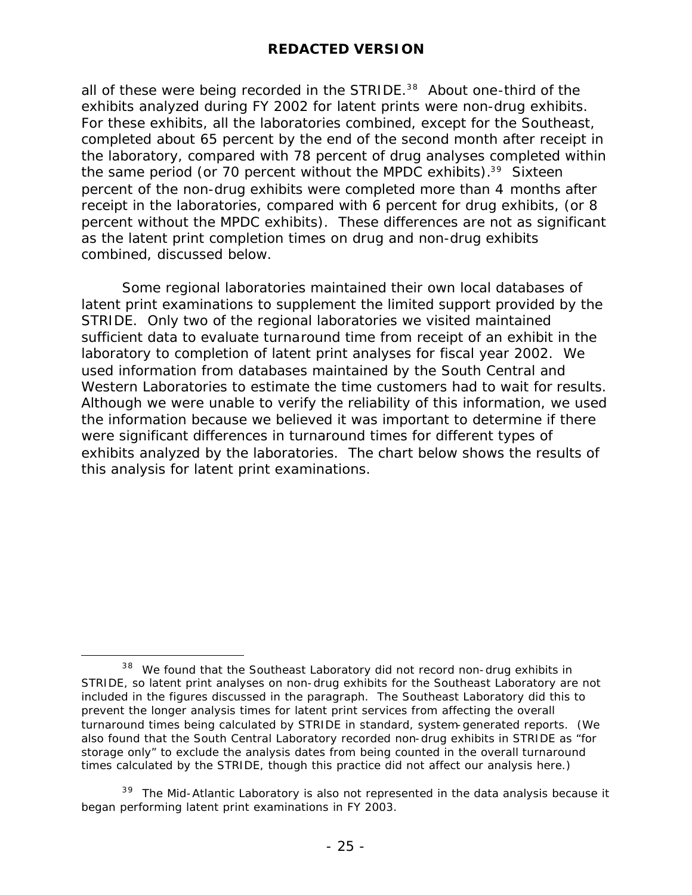all of these were being recorded in the STRIDE.[38] About one-third of the exhibits analyzed during FY 2002 for latent prints were non-drug exhibits. For these exhibits, all the laboratories combined, except for the Southeast, completed about 65 percent by the end of the second month after receipt in the laboratory, compared with 78 percent of drug analyses completed within the same period (or 70 percent without the MPDC exhibits).[39] Sixteen percent of the non-drug exhibits were completed more than 4 months after receipt in the laboratories, compared with 6 percent for drug exhibits, (or 8 percent without the MPDC exhibits). These differences are not as significant as the latent print completion times on drug and non-drug exhibits combined, discussed below.

Some regional laboratories maintained their own local databases of latent print examinations to supplement the limited support provided by the STRIDE. Only two of the regional laboratories we visited maintained sufficient data to evaluate turnaround time from receipt of an exhibit in the laboratory to completion of latent print analyses for fiscal year 2002. We used information from databases maintained by the South Central and Western Laboratories to estimate the time customers had to wait for results. Although we were unable to verify the reliability of this information, we used the information because we believed it was important to determine if there were significant differences in turnaround times for different types of exhibits analyzed by the laboratories. The chart below shows the results of this analysis for latent print examinations.

---

[38] We found that the Southeast Laboratory did not record non-drug exhibits in STRIDE, so latent print analyses on non-drug exhibits for the Southeast Laboratory are not included in the figures discussed in the paragraph. The Southeast Laboratory did this to prevent the longer analysis times for latent print services from affecting the overall turnaround times being calculated by STRIDE in standard, system-generated reports. (We also found that the South Central Laboratory recorded non-drug exhibits in STRIDE as "for storage only" to exclude the analysis dates from being counted in the overall turnaround times calculated by the STRIDE, though this practice did not affect our analysis here.)

[39] The Mid-Atlantic Laboratory is also not represented in the data analysis because it began performing latent print examinations in FY 2003.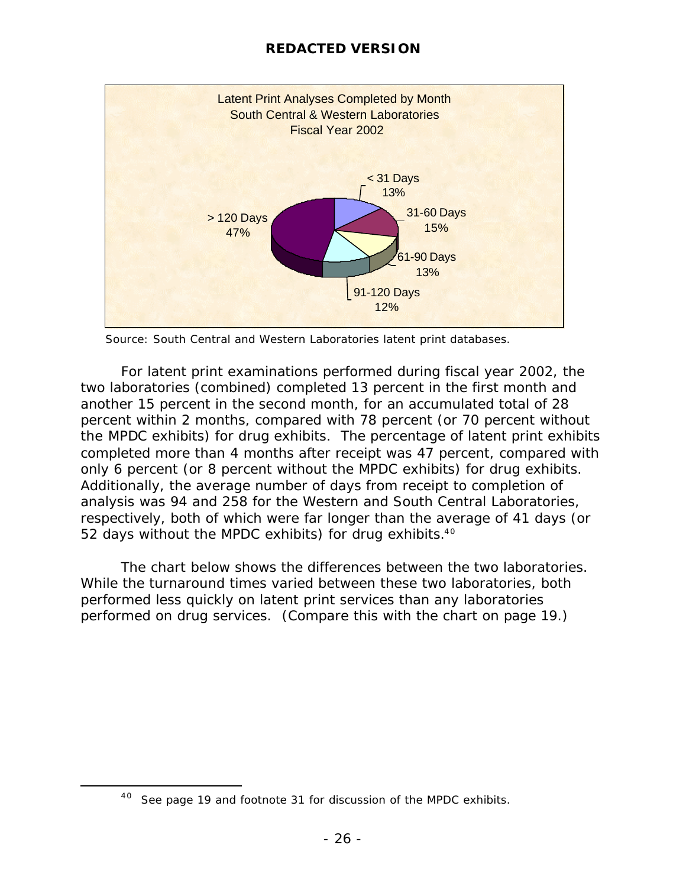**REDACTED VERSION**

Latent Print Analyses Completed by Month
South Central & Western Laboratories
Fiscal Year 2002

| Category | Percent |
| --- | --- |
| < 31 Days | 13% |
| 31-60 Days | 15% |
| 61-90 Days | 13% |
| 91-120 Days | 12% |
| > 120 Days | 47% |

Source: South Central and Western Laboratories latent print databases.

For latent print examinations performed during fiscal year 2002, the two laboratories (combined) completed 13 percent in the first month and another 15 percent in the second month, for an accumulated total of 28 percent within 2 months, compared with 78 percent (or 70 percent without the MPDC exhibits) for drug exhibits. The percentage of latent print exhibits completed more than 4 months after receipt was 47 percent, compared with only 6 percent (or 8 percent without the MPDC exhibits) for drug exhibits. Additionally, the average number of days from receipt to completion of analysis was 94 and 258 for the Western and South Central Laboratories, respectively, both of which were far longer than the average of 41 days (or 52 days without the MPDC exhibits) for drug exhibits.[40]

The chart below shows the differences between the two laboratories. While the turnaround times varied between these two laboratories, both performed less quickly on latent print services than any laboratories performed on drug services. (Compare this with the chart on page 19.)

---

[40] See page 19 and footnote 31 for discussion of the MPDC exhibits.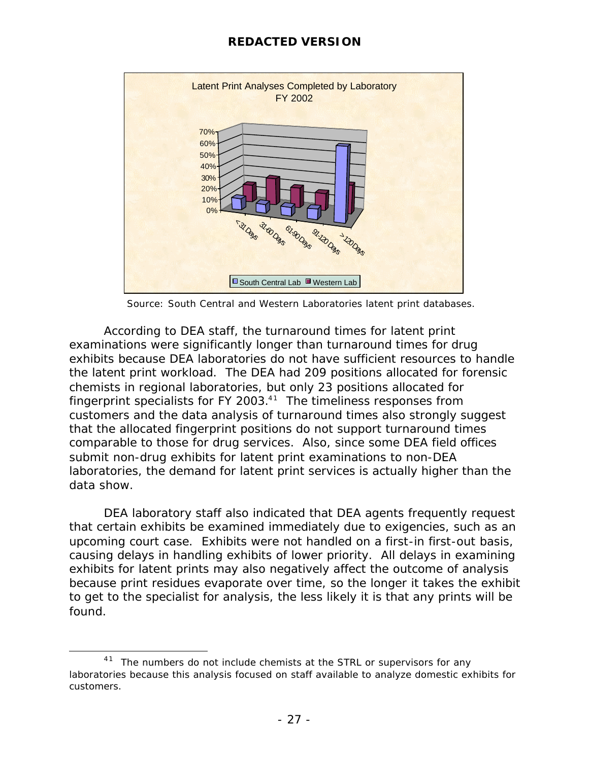**REDACTED VERSION**

Latent Print Analyses Completed by Laboratory
FY 2002

Source: South Central and Western Laboratories latent print databases.

According to DEA staff, the turnaround times for latent print examinations were significantly longer than turnaround times for drug exhibits because DEA laboratories do not have sufficient resources to handle the latent print workload. The DEA had 209 positions allocated for forensic chemists in regional laboratories, but only 23 positions allocated for fingerprint specialists for FY 2003.[41] The timeliness responses from customers and the data analysis of turnaround times also strongly suggest that the allocated fingerprint positions do not support turnaround times comparable to those for drug services. Also, since some DEA field offices submit non-drug exhibits for latent print examinations to non-DEA laboratories, the demand for latent print services is actually higher than the data show.

DEA laboratory staff also indicated that DEA agents frequently request that certain exhibits be examined immediately due to exigencies, such as an upcoming court case. Exhibits were not handled on a first-in first-out basis, causing delays in handling exhibits of lower priority. All delays in examining exhibits for latent prints may also negatively affect the outcome of analysis because print residues evaporate over time, so the longer it takes the exhibit to get to the specialist for analysis, the less likely it is that any prints will be found.

---

[41] The numbers do not include chemists at the STRL or supervisors for any laboratories because this analysis focused on staff available to analyze domestic exhibits for customers.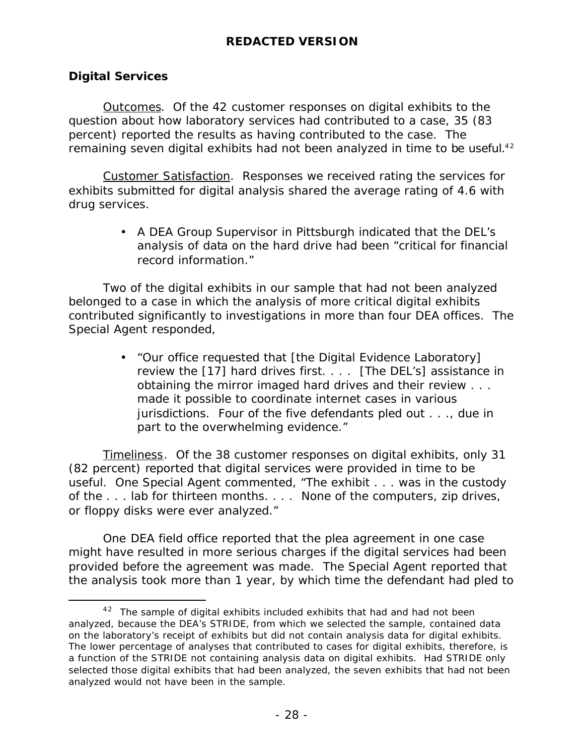**REDACTED VERSION**

### Digital Services

Outcomes. Of the 42 customer responses on digital exhibits to the question about how laboratory services had contributed to a case, 35 (83 percent) reported the results as having contributed to the case. The remaining seven digital exhibits had not been analyzed in time to be useful.[42]

Customer Satisfaction. Responses we received rating the services for exhibits submitted for digital analysis shared the average rating of 4.6 with drug services.

- A DEA Group Supervisor in Pittsburgh indicated that the DEL's analysis of data on the hard drive had been "critical for financial record information."

Two of the digital exhibits in our sample that had not been analyzed belonged to a case in which the analysis of more critical digital exhibits contributed significantly to investigations in more than four DEA offices. The Special Agent responded,

- "Our office requested that [the Digital Evidence Laboratory] review the [17] hard drives first. . . . [The DEL's] assistance in obtaining the mirror imaged hard drives and their review . . . made it possible to coordinate internet cases in various jurisdictions. Four of the five defendants pled out . . ., due in part to the overwhelming evidence."

Timeliness. Of the 38 customer responses on digital exhibits, only 31 (82 percent) reported that digital services were provided in time to be useful. One Special Agent commented, "The exhibit . . . was in the custody of the . . . lab for thirteen months. . . . None of the computers, zip drives, or floppy disks were ever analyzed."

One DEA field office reported that the plea agreement in one case might have resulted in more serious charges if the digital services had been provided before the agreement was made. The Special Agent reported that the analysis took more than 1 year, by which time the defendant had pled to

[42] The sample of digital exhibits included exhibits that had and had not been analyzed, because the DEA's STRIDE, from which we selected the sample, contained data on the laboratory's receipt of exhibits but did not contain analysis data for digital exhibits. The lower percentage of analyses that contributed to cases for digital exhibits, therefore, is a function of the STRIDE not containing analysis data on digital exhibits. Had STRIDE only selected those digital exhibits that had been analyzed, the seven exhibits that had not been analyzed would not have been in the sample.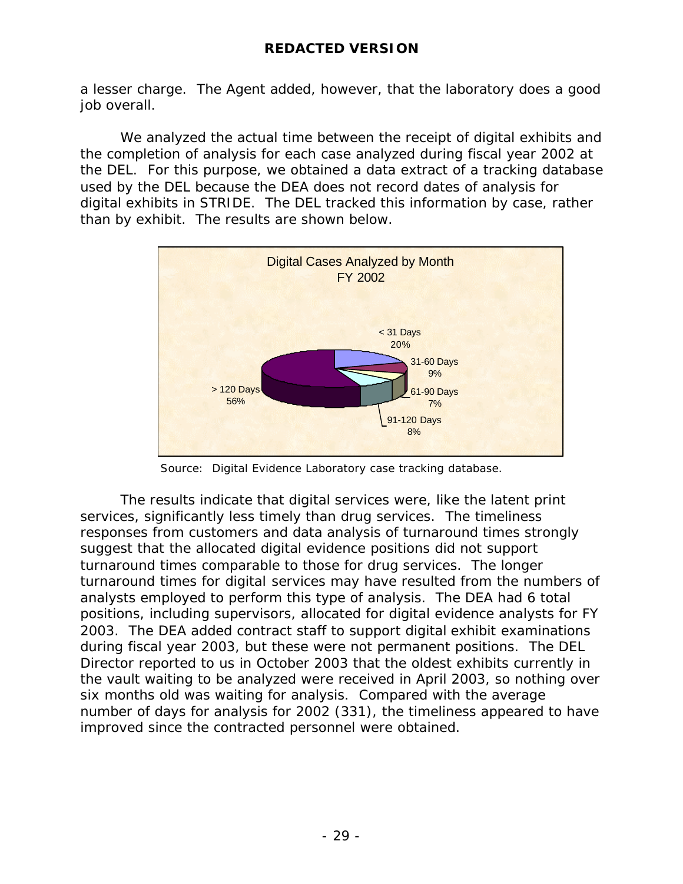a lesser charge. The Agent added, however, that the laboratory does a good job overall.

We analyzed the actual time between the receipt of digital exhibits and the completion of analysis for each case analyzed during fiscal year 2002 at the DEL. For this purpose, we obtained a data extract of a tracking database used by the DEL because the DEA does not record dates of analysis for digital exhibits in STRIDE. The DEL tracked this information by case, rather than by exhibit. The results are shown below.

**Digital Cases Analyzed by Month FY 2002**

| Time Range | Percentage |
| --- | --- |
| < 31 Days | 20% |
| 31-60 Days | 9% |
| 61-90 Days | 7% |
| 91-120 Days | 8% |
| > 120 Days | 56% |

Source: Digital Evidence Laboratory case tracking database.

The results indicate that digital services were, like the latent print services, significantly less timely than drug services. The timeliness responses from customers and data analysis of turnaround times strongly suggest that the allocated digital evidence positions did not support turnaround times comparable to those for drug services. The longer turnaround times for digital services may have resulted from the numbers of analysts employed to perform this type of analysis. The DEA had 6 total positions, including supervisors, allocated for digital evidence analysts for FY 2003. The DEA added contract staff to support digital exhibit examinations during fiscal year 2003, but these were not permanent positions. The DEL Director reported to us in October 2003 that the oldest exhibits currently in the vault waiting to be analyzed were received in April 2003, so nothing over six months old was waiting for analysis. Compared with the average number of days for analysis for 2002 (331), the timeliness appeared to have improved since the contracted personnel were obtained.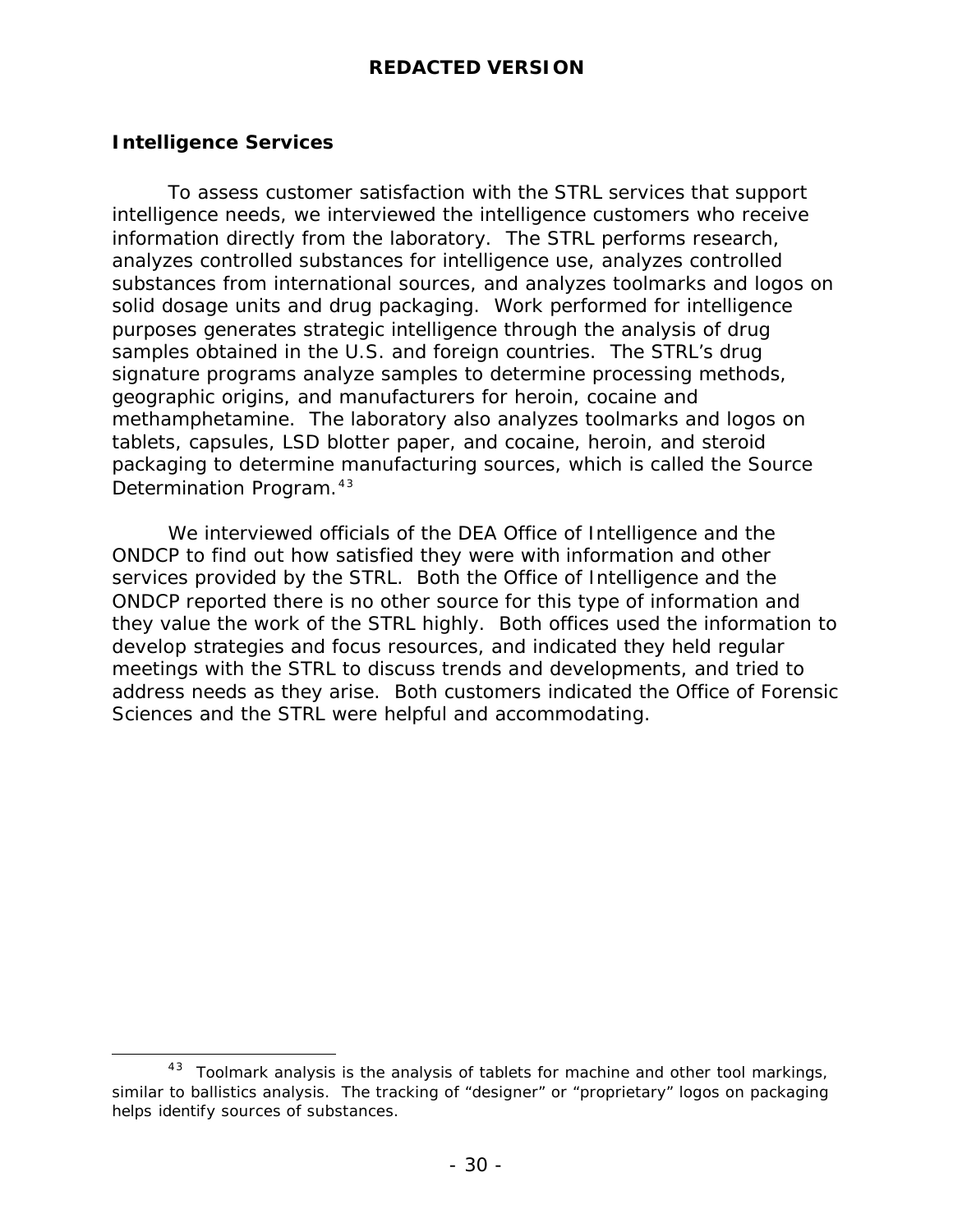## Intelligence Services

To assess customer satisfaction with the STRL services that support intelligence needs, we interviewed the intelligence customers who receive information directly from the laboratory. The STRL performs research, analyzes controlled substances for intelligence use, analyzes controlled substances from international sources, and analyzes toolmarks and logos on solid dosage units and drug packaging. Work performed for intelligence purposes generates strategic intelligence through the analysis of drug samples obtained in the U.S. and foreign countries. The STRL's drug signature programs analyze samples to determine processing methods, geographic origins, and manufacturers for heroin, cocaine and methamphetamine. The laboratory also analyzes toolmarks and logos on tablets, capsules, LSD blotter paper, and cocaine, heroin, and steroid packaging to determine manufacturing sources, which is called the Source Determination Program.[43]

We interviewed officials of the DEA Office of Intelligence and the ONDCP to find out how satisfied they were with information and other services provided by the STRL. Both the Office of Intelligence and the ONDCP reported there is no other source for this type of information and they value the work of the STRL highly. Both offices used the information to develop strategies and focus resources, and indicated they held regular meetings with the STRL to discuss trends and developments, and tried to address needs as they arise. Both customers indicated the Office of Forensic Sciences and the STRL were helpful and accommodating.

[43] Toolmark analysis is the analysis of tablets for machine and other tool markings, similar to ballistics analysis. The tracking of "designer" or "proprietary" logos on packaging helps identify sources of substances.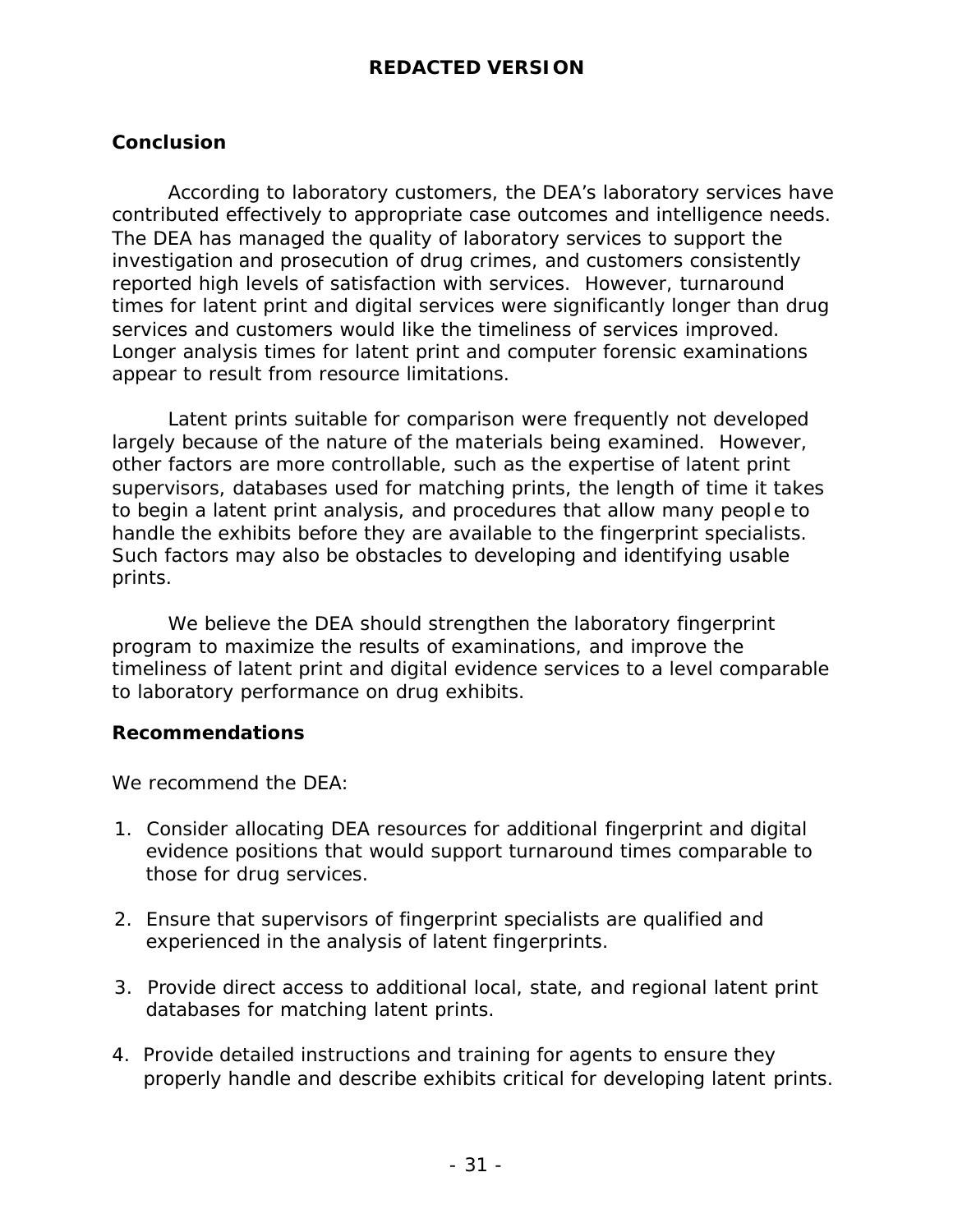## Conclusion

According to laboratory customers, the DEA's laboratory services have contributed effectively to appropriate case outcomes and intelligence needs. The DEA has managed the quality of laboratory services to support the investigation and prosecution of drug crimes, and customers consistently reported high levels of satisfaction with services. However, turnaround times for latent print and digital services were significantly longer than drug services and customers would like the timeliness of services improved. Longer analysis times for latent print and computer forensic examinations appear to result from resource limitations.

Latent prints suitable for comparison were frequently not developed largely because of the nature of the materials being examined. However, other factors are more controllable, such as the expertise of latent print supervisors, databases used for matching prints, the length of time it takes to begin a latent print analysis, and procedures that allow many people to handle the exhibits before they are available to the fingerprint specialists. Such factors may also be obstacles to developing and identifying usable prints.

We believe the DEA should strengthen the laboratory fingerprint program to maximize the results of examinations, and improve the timeliness of latent print and digital evidence services to a level comparable to laboratory performance on drug exhibits.

## Recommendations

We recommend the DEA:

1. Consider allocating DEA resources for additional fingerprint and digital evidence positions that would support turnaround times comparable to those for drug services.

2. Ensure that supervisors of fingerprint specialists are qualified and experienced in the analysis of latent fingerprints.

3. Provide direct access to additional local, state, and regional latent print databases for matching latent prints.

4. Provide detailed instructions and training for agents to ensure they properly handle and describe exhibits critical for developing latent prints.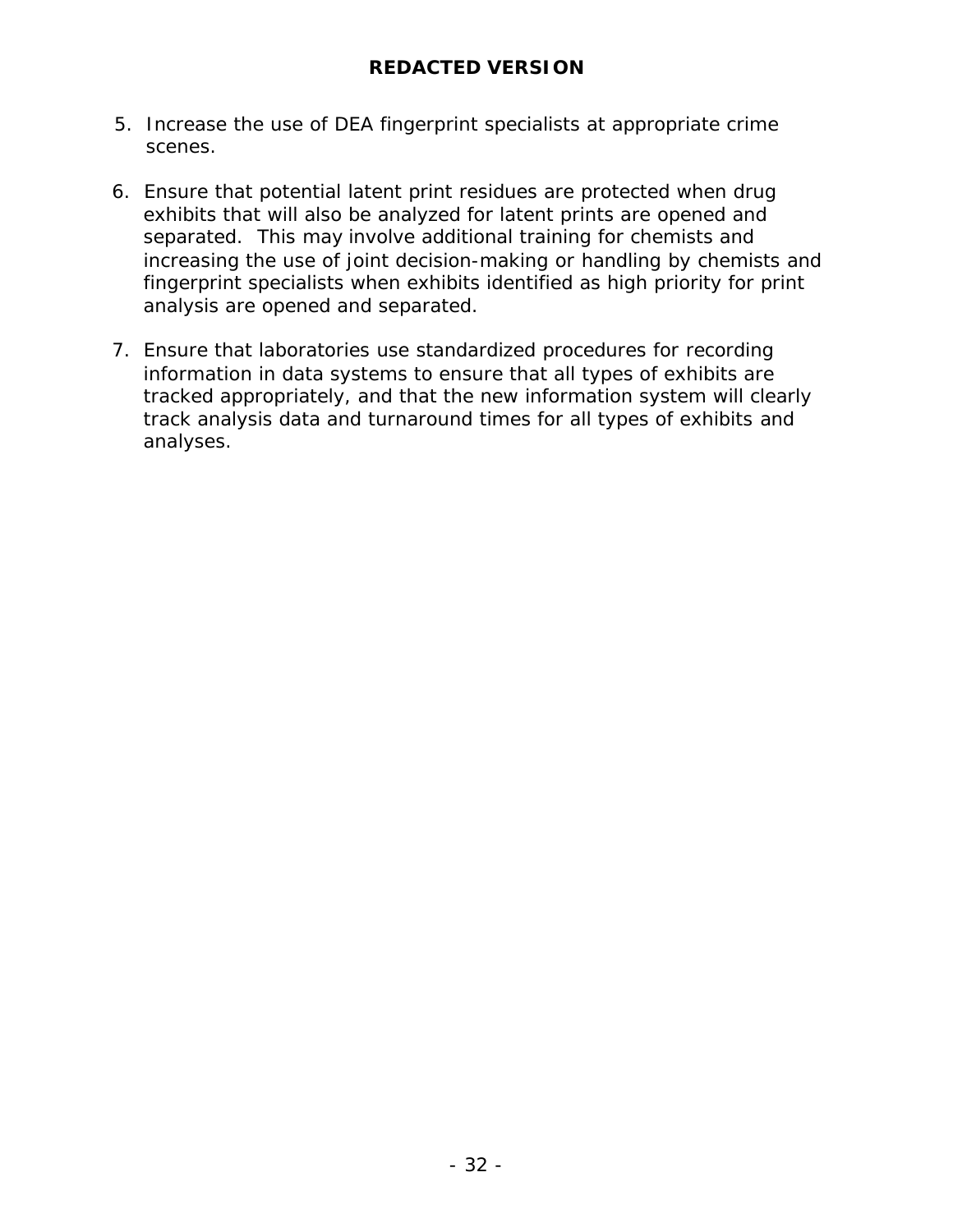5. Increase the use of DEA fingerprint specialists at appropriate crime scenes.

6. Ensure that potential latent print residues are protected when drug exhibits that will also be analyzed for latent prints are opened and separated. This may involve additional training for chemists and increasing the use of joint decision-making or handling by chemists and fingerprint specialists when exhibits identified as high priority for print analysis are opened and separated.

7. Ensure that laboratories use standardized procedures for recording information in data systems to ensure that all types of exhibits are tracked appropriately, and that the new information system will clearly track analysis data and turnaround times for all types of exhibits and analyses.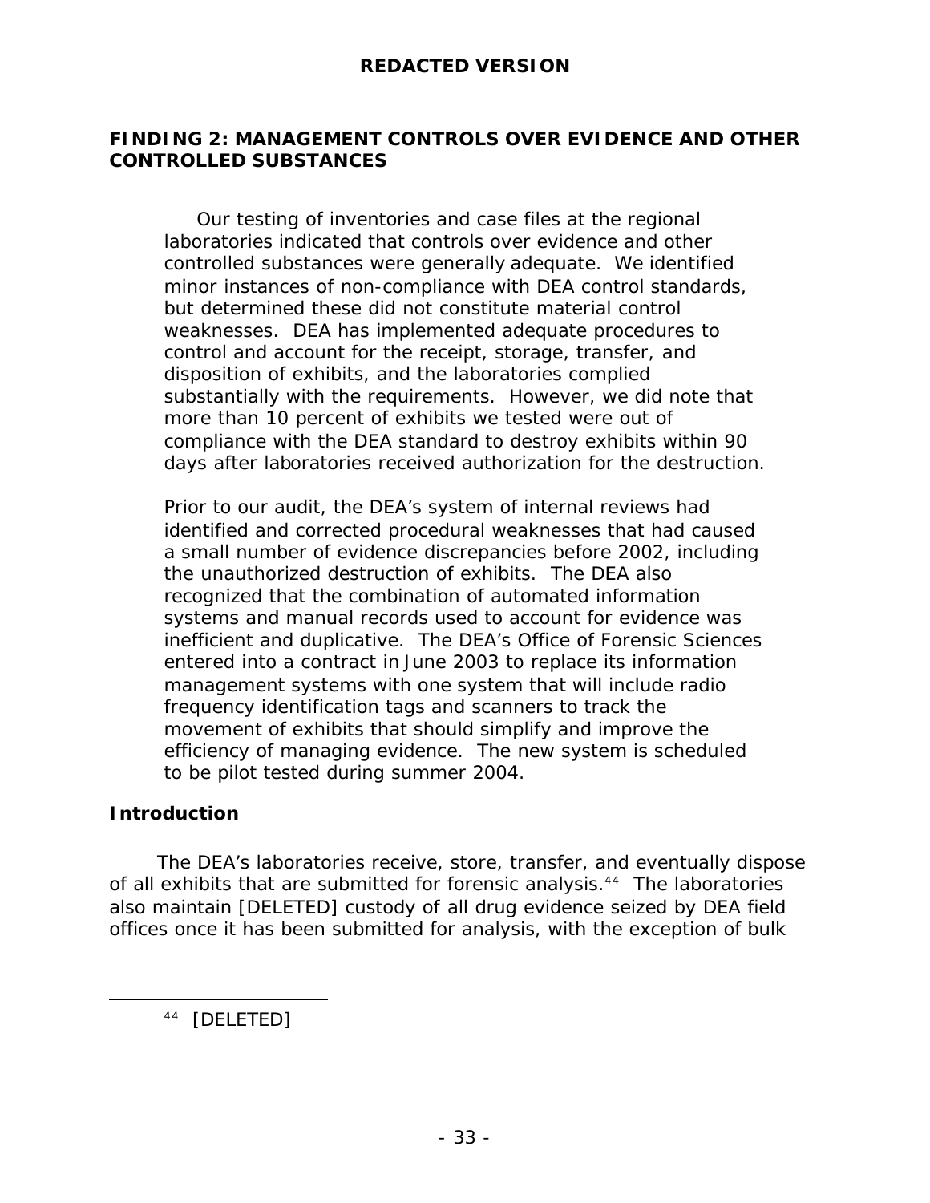## FINDING 2: MANAGEMENT CONTROLS OVER EVIDENCE AND OTHER CONTROLLED SUBSTANCES

Our testing of inventories and case files at the regional laboratories indicated that controls over evidence and other controlled substances were generally adequate. We identified minor instances of non-compliance with DEA control standards, but determined these did not constitute material control weaknesses. DEA has implemented adequate procedures to control and account for the receipt, storage, transfer, and disposition of exhibits, and the laboratories complied substantially with the requirements. However, we did note that more than 10 percent of exhibits we tested were out of compliance with the DEA standard to destroy exhibits within 90 days after laboratories received authorization for the destruction.

Prior to our audit, the DEA's system of internal reviews had identified and corrected procedural weaknesses that had caused a small number of evidence discrepancies before 2002, including the unauthorized destruction of exhibits. The DEA also recognized that the combination of automated information systems and manual records used to account for evidence was inefficient and duplicative. The DEA's Office of Forensic Sciences entered into a contract in June 2003 to replace its information management systems with one system that will include radio frequency identification tags and scanners to track the movement of exhibits that should simplify and improve the efficiency of managing evidence. The new system is scheduled to be pilot tested during summer 2004.

### Introduction

The DEA's laboratories receive, store, transfer, and eventually dispose of all exhibits that are submitted for forensic analysis.[44] The laboratories also maintain [DELETED] custody of all drug evidence seized by DEA field offices once it has been submitted for analysis, with the exception of bulk

---

[44] [DELETED]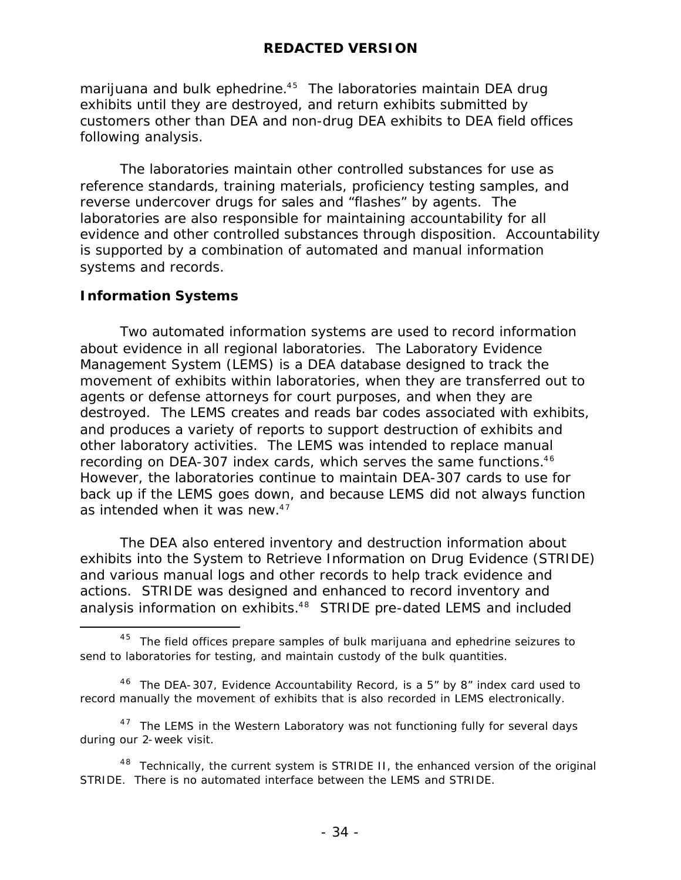marijuana and bulk ephedrine.[45] The laboratories maintain DEA drug exhibits until they are destroyed, and return exhibits submitted by customers other than DEA and non-drug DEA exhibits to DEA field offices following analysis.

The laboratories maintain other controlled substances for use as reference standards, training materials, proficiency testing samples, and reverse undercover drugs for sales and "flashes" by agents. The laboratories are also responsible for maintaining accountability for all evidence and other controlled substances through disposition. Accountability is supported by a combination of automated and manual information systems and records.

### Information Systems

Two automated information systems are used to record information about evidence in all regional laboratories. The Laboratory Evidence Management System (LEMS) is a DEA database designed to track the movement of exhibits within laboratories, when they are transferred out to agents or defense attorneys for court purposes, and when they are destroyed. The LEMS creates and reads bar codes associated with exhibits, and produces a variety of reports to support destruction of exhibits and other laboratory activities. The LEMS was intended to replace manual recording on DEA-307 index cards, which serves the same functions.[46] However, the laboratories continue to maintain DEA-307 cards to use for back up if the LEMS goes down, and because LEMS did not always function as intended when it was new.[47]

The DEA also entered inventory and destruction information about exhibits into the System to Retrieve Information on Drug Evidence (STRIDE) and various manual logs and other records to help track evidence and actions. STRIDE was designed and enhanced to record inventory and analysis information on exhibits.[48] STRIDE pre-dated LEMS and included

---

[45] The field offices prepare samples of bulk marijuana and ephedrine seizures to send to laboratories for testing, and maintain custody of the bulk quantities.

[46] The DEA-307, Evidence Accountability Record, is a 5" by 8" index card used to record manually the movement of exhibits that is also recorded in LEMS electronically.

[47] The LEMS in the Western Laboratory was not functioning fully for several days during our 2-week visit.

[48] Technically, the current system is STRIDE II, the enhanced version of the original STRIDE. There is no automated interface between the LEMS and STRIDE.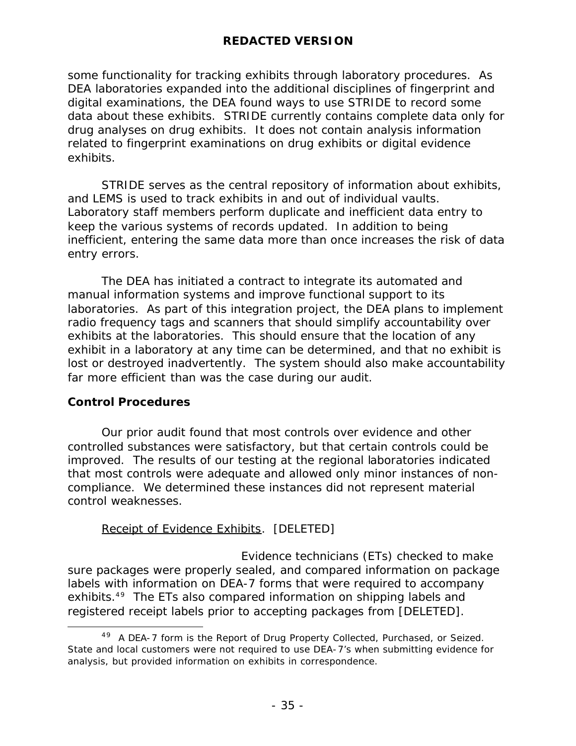some functionality for tracking exhibits through laboratory procedures. As DEA laboratories expanded into the additional disciplines of fingerprint and digital examinations, the DEA found ways to use STRIDE to record some data about these exhibits. STRIDE currently contains complete data only for drug analyses on drug exhibits. It does not contain analysis information related to fingerprint examinations on drug exhibits or digital evidence exhibits.

STRIDE serves as the central repository of information about exhibits, and LEMS is used to track exhibits in and out of individual vaults. Laboratory staff members perform duplicate and inefficient data entry to keep the various systems of records updated. In addition to being inefficient, entering the same data more than once increases the risk of data entry errors.

The DEA has initiated a contract to integrate its automated and manual information systems and improve functional support to its laboratories. As part of this integration project, the DEA plans to implement radio frequency tags and scanners that should simplify accountability over exhibits at the laboratories. This should ensure that the location of any exhibit in a laboratory at any time can be determined, and that no exhibit is lost or destroyed inadvertently. The system should also make accountability far more efficient than was the case during our audit.

### Control Procedures

Our prior audit found that most controls over evidence and other controlled substances were satisfactory, but that certain controls could be improved. The results of our testing at the regional laboratories indicated that most controls were adequate and allowed only minor instances of non-compliance. We determined these instances did not represent material control weaknesses.

Receipt of Evidence Exhibits. [DELETED]

Evidence technicians (ETs) checked to make sure packages were properly sealed, and compared information on package labels with information on DEA-7 forms that were required to accompany exhibits.[49] The ETs also compared information on shipping labels and registered receipt labels prior to accepting packages from [DELETED].

[49] A DEA-7 form is the Report of Drug Property Collected, Purchased, or Seized. State and local customers were not required to use DEA-7's when submitting evidence for analysis, but provided information on exhibits in correspondence.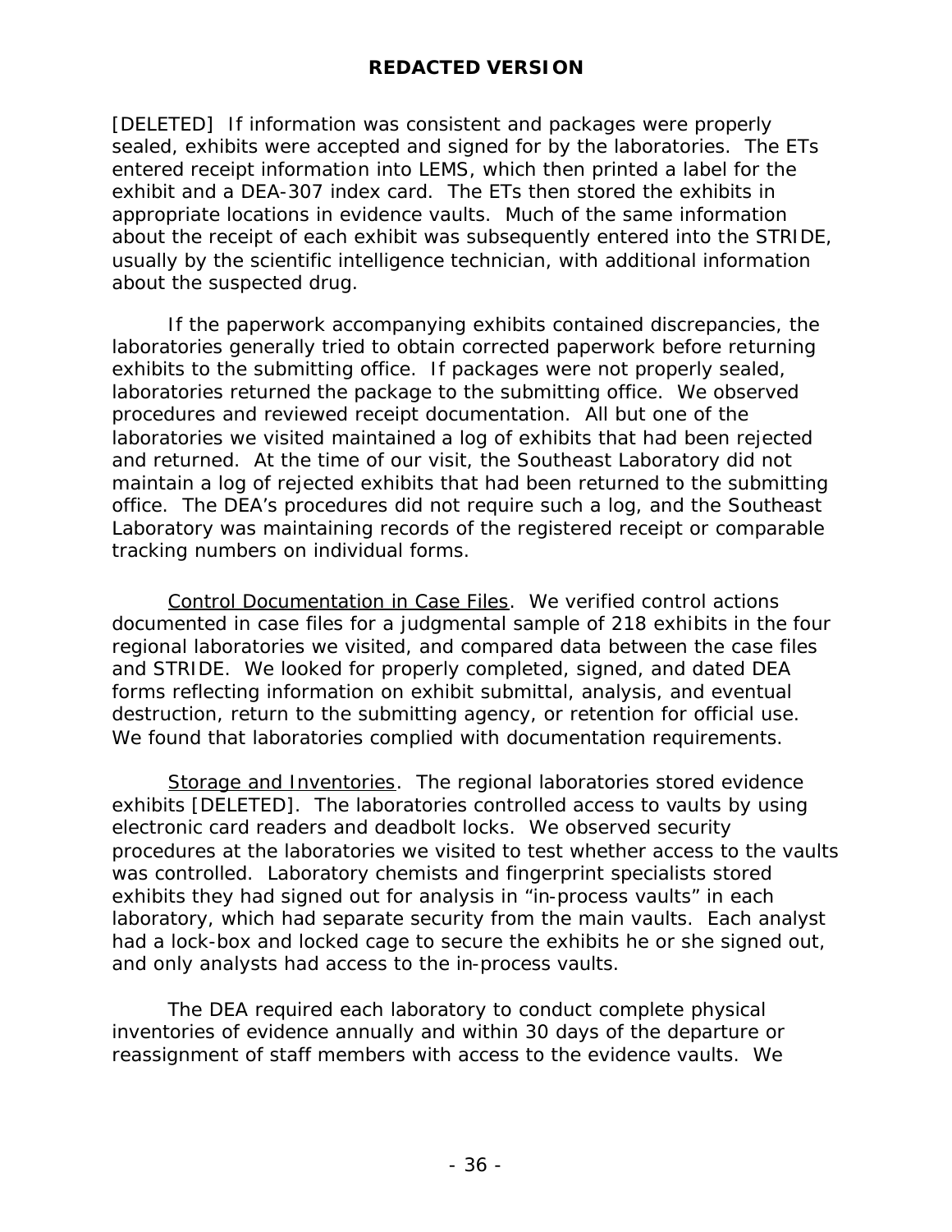[DELETED] If information was consistent and packages were properly sealed, exhibits were accepted and signed for by the laboratories. The ETs entered receipt information into LEMS, which then printed a label for the exhibit and a DEA-307 index card. The ETs then stored the exhibits in appropriate locations in evidence vaults. Much of the same information about the receipt of each exhibit was subsequently entered into the STRIDE, usually by the scientific intelligence technician, with additional information about the suspected drug.

If the paperwork accompanying exhibits contained discrepancies, the laboratories generally tried to obtain corrected paperwork before returning exhibits to the submitting office. If packages were not properly sealed, laboratories returned the package to the submitting office. We observed procedures and reviewed receipt documentation. All but one of the laboratories we visited maintained a log of exhibits that had been rejected and returned. At the time of our visit, the Southeast Laboratory did not maintain a log of rejected exhibits that had been returned to the submitting office. The DEA's procedures did not require such a log, and the Southeast Laboratory was maintaining records of the registered receipt or comparable tracking numbers on individual forms.

<u>Control Documentation in Case Files</u>. We verified control actions documented in case files for a judgmental sample of 218 exhibits in the four regional laboratories we visited, and compared data between the case files and STRIDE. We looked for properly completed, signed, and dated DEA forms reflecting information on exhibit submittal, analysis, and eventual destruction, return to the submitting agency, or retention for official use. We found that laboratories complied with documentation requirements.

<u>Storage and Inventories</u>. The regional laboratories stored evidence exhibits [DELETED]. The laboratories controlled access to vaults by using electronic card readers and deadbolt locks. We observed security procedures at the laboratories we visited to test whether access to the vaults was controlled. Laboratory chemists and fingerprint specialists stored exhibits they had signed out for analysis in "in-process vaults" in each laboratory, which had separate security from the main vaults. Each analyst had a lock-box and locked cage to secure the exhibits he or she signed out, and only analysts had access to the in-process vaults.

The DEA required each laboratory to conduct complete physical inventories of evidence annually and within 30 days of the departure or reassignment of staff members with access to the evidence vaults. We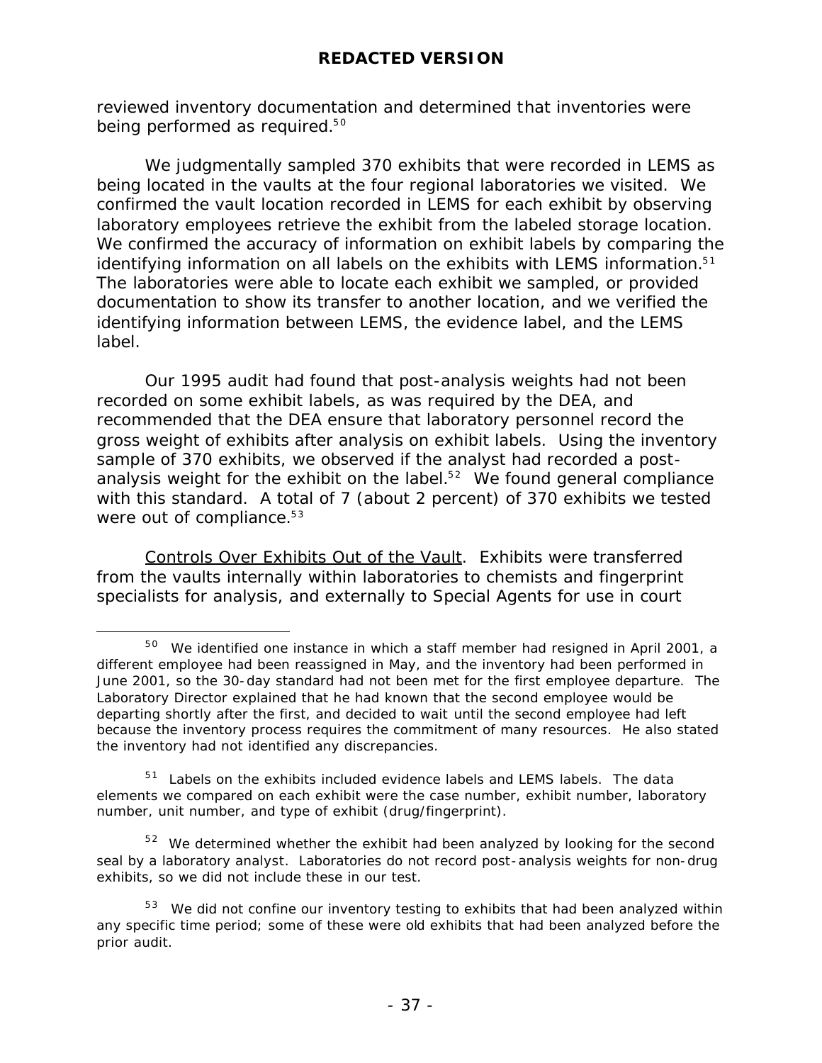reviewed inventory documentation and determined that inventories were being performed as required.[50]

We judgmentally sampled 370 exhibits that were recorded in LEMS as being located in the vaults at the four regional laboratories we visited. We confirmed the vault location recorded in LEMS for each exhibit by observing laboratory employees retrieve the exhibit from the labeled storage location. We confirmed the accuracy of information on exhibit labels by comparing the identifying information on all labels on the exhibits with LEMS information.[51] The laboratories were able to locate each exhibit we sampled, or provided documentation to show its transfer to another location, and we verified the identifying information between LEMS, the evidence label, and the LEMS label.

Our 1995 audit had found that post-analysis weights had not been recorded on some exhibit labels, as was required by the DEA, and recommended that the DEA ensure that laboratory personnel record the gross weight of exhibits after analysis on exhibit labels. Using the inventory sample of 370 exhibits, we observed if the analyst had recorded a post-analysis weight for the exhibit on the label.[52] We found general compliance with this standard. A total of 7 (about 2 percent) of 370 exhibits we tested were out of compliance.[53]

Controls Over Exhibits Out of the Vault. Exhibits were transferred from the vaults internally within laboratories to chemists and fingerprint specialists for analysis, and externally to Special Agents for use in court

---

[50] We identified one instance in which a staff member had resigned in April 2001, a different employee had been reassigned in May, and the inventory had been performed in June 2001, so the 30-day standard had not been met for the first employee departure. The Laboratory Director explained that he had known that the second employee would be departing shortly after the first, and decided to wait until the second employee had left because the inventory process requires the commitment of many resources. He also stated the inventory had not identified any discrepancies.

[51] Labels on the exhibits included evidence labels and LEMS labels. The data elements we compared on each exhibit were the case number, exhibit number, laboratory number, unit number, and type of exhibit (drug/fingerprint).

[52] We determined whether the exhibit had been analyzed by looking for the second seal by a laboratory analyst. Laboratories do not record post-analysis weights for non-drug exhibits, so we did not include these in our test.

[53] We did not confine our inventory testing to exhibits that had been analyzed within any specific time period; some of these were old exhibits that had been analyzed before the prior audit.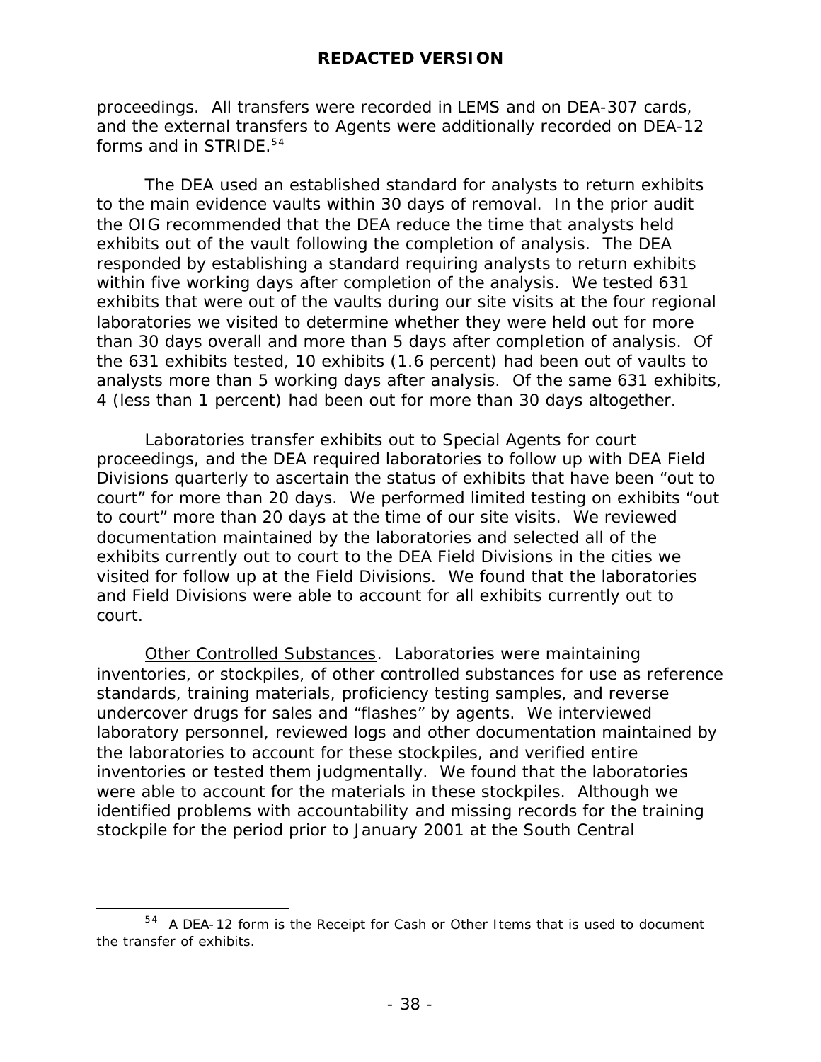proceedings. All transfers were recorded in LEMS and on DEA-307 cards, and the external transfers to Agents were additionally recorded on DEA-12 forms and in STRIDE.[54]

The DEA used an established standard for analysts to return exhibits to the main evidence vaults within 30 days of removal. In the prior audit the OIG recommended that the DEA reduce the time that analysts held exhibits out of the vault following the completion of analysis. The DEA responded by establishing a standard requiring analysts to return exhibits within five working days after completion of the analysis. We tested 631 exhibits that were out of the vaults during our site visits at the four regional laboratories we visited to determine whether they were held out for more than 30 days overall and more than 5 days after completion of analysis. Of the 631 exhibits tested, 10 exhibits (1.6 percent) had been out of vaults to analysts more than 5 working days after analysis. Of the same 631 exhibits, 4 (less than 1 percent) had been out for more than 30 days altogether.

Laboratories transfer exhibits out to Special Agents for court proceedings, and the DEA required laboratories to follow up with DEA Field Divisions quarterly to ascertain the status of exhibits that have been "out to court" for more than 20 days. We performed limited testing on exhibits "out to court" more than 20 days at the time of our site visits. We reviewed documentation maintained by the laboratories and selected all of the exhibits currently out to court to the DEA Field Divisions in the cities we visited for follow up at the Field Divisions. We found that the laboratories and Field Divisions were able to account for all exhibits currently out to court.

<u>Other Controlled Substances</u>. Laboratories were maintaining inventories, or stockpiles, of other controlled substances for use as reference standards, training materials, proficiency testing samples, and reverse undercover drugs for sales and "flashes" by agents. We interviewed laboratory personnel, reviewed logs and other documentation maintained by the laboratories to account for these stockpiles, and verified entire inventories or tested them judgmentally. We found that the laboratories were able to account for the materials in these stockpiles. Although we identified problems with accountability and missing records for the training stockpile for the period prior to January 2001 at the South Central

---

[54] A DEA-12 form is the Receipt for Cash or Other Items that is used to document the transfer of exhibits.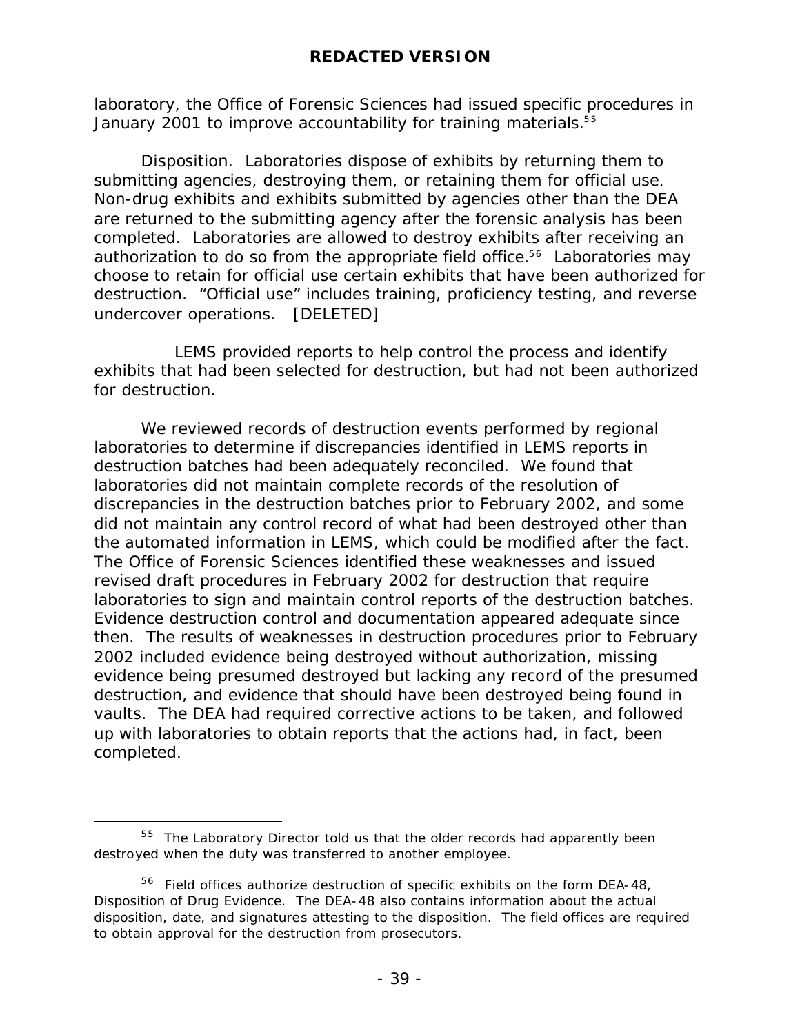laboratory, the Office of Forensic Sciences had issued specific procedures in January 2001 to improve accountability for training materials.[55]

Disposition. Laboratories dispose of exhibits by returning them to submitting agencies, destroying them, or retaining them for official use. Non-drug exhibits and exhibits submitted by agencies other than the DEA are returned to the submitting agency after the forensic analysis has been completed. Laboratories are allowed to destroy exhibits after receiving an authorization to do so from the appropriate field office.[56] Laboratories may choose to retain for official use certain exhibits that have been authorized for destruction. "Official use" includes training, proficiency testing, and reverse undercover operations. [DELETED]

LEMS provided reports to help control the process and identify exhibits that had been selected for destruction, but had not been authorized for destruction.

We reviewed records of destruction events performed by regional laboratories to determine if discrepancies identified in LEMS reports in destruction batches had been adequately reconciled. We found that laboratories did not maintain complete records of the resolution of discrepancies in the destruction batches prior to February 2002, and some did not maintain any control record of what had been destroyed other than the automated information in LEMS, which could be modified after the fact. The Office of Forensic Sciences identified these weaknesses and issued revised draft procedures in February 2002 for destruction that require laboratories to sign and maintain control reports of the destruction batches. Evidence destruction control and documentation appeared adequate since then. The results of weaknesses in destruction procedures prior to February 2002 included evidence being destroyed without authorization, missing evidence being presumed destroyed but lacking any record of the presumed destruction, and evidence that should have been destroyed being found in vaults. The DEA had required corrective actions to be taken, and followed up with laboratories to obtain reports that the actions had, in fact, been completed.

---

[55] The Laboratory Director told us that the older records had apparently been destroyed when the duty was transferred to another employee.

[56] Field offices authorize destruction of specific exhibits on the form DEA-48, Disposition of Drug Evidence. The DEA-48 also contains information about the actual disposition, date, and signatures attesting to the disposition. The field offices are required to obtain approval for the destruction from prosecutors.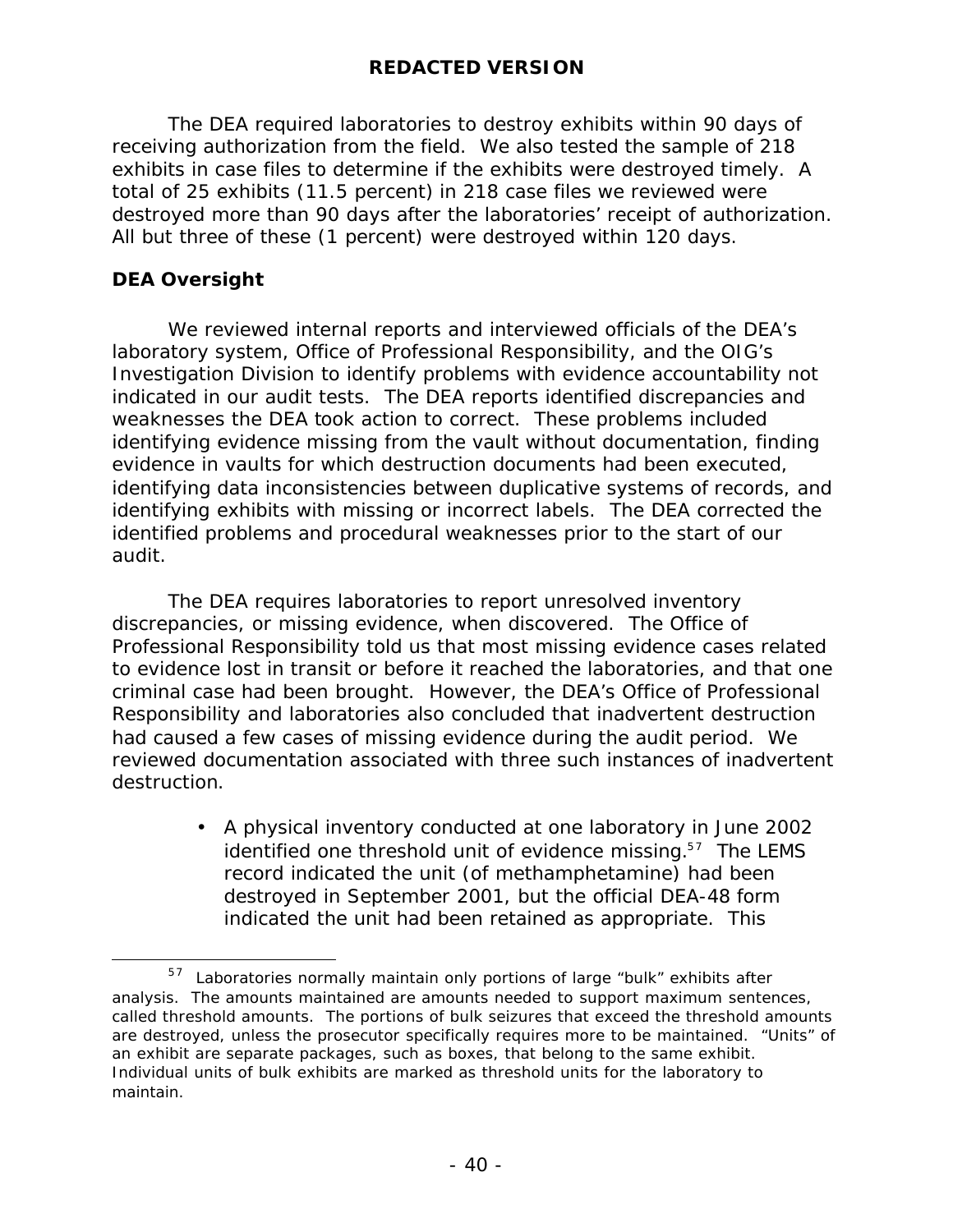The DEA required laboratories to destroy exhibits within 90 days of receiving authorization from the field. We also tested the sample of 218 exhibits in case files to determine if the exhibits were destroyed timely. A total of 25 exhibits (11.5 percent) in 218 case files we reviewed were destroyed more than 90 days after the laboratories' receipt of authorization. All but three of these (1 percent) were destroyed within 120 days.

**DEA Oversight**

We reviewed internal reports and interviewed officials of the DEA's laboratory system, Office of Professional Responsibility, and the OIG's Investigation Division to identify problems with evidence accountability not indicated in our audit tests. The DEA reports identified discrepancies and weaknesses the DEA took action to correct. These problems included identifying evidence missing from the vault without documentation, finding evidence in vaults for which destruction documents had been executed, identifying data inconsistencies between duplicative systems of records, and identifying exhibits with missing or incorrect labels. The DEA corrected the identified problems and procedural weaknesses prior to the start of our audit.

The DEA requires laboratories to report unresolved inventory discrepancies, or missing evidence, when discovered. The Office of Professional Responsibility told us that most missing evidence cases related to evidence lost in transit or before it reached the laboratories, and that one criminal case had been brought. However, the DEA's Office of Professional Responsibility and laboratories also concluded that inadvertent destruction had caused a few cases of missing evidence during the audit period. We reviewed documentation associated with three such instances of inadvertent destruction.

- A physical inventory conducted at one laboratory in June 2002 identified one threshold unit of evidence missing.[57] The LEMS record indicated the unit (of methamphetamine) had been destroyed in September 2001, but the official DEA-48 form indicated the unit had been retained as appropriate. This

[57] Laboratories normally maintain only portions of large "bulk" exhibits after analysis. The amounts maintained are amounts needed to support maximum sentences, called threshold amounts. The portions of bulk seizures that exceed the threshold amounts are destroyed, unless the prosecutor specifically requires more to be maintained. "Units" of an exhibit are separate packages, such as boxes, that belong to the same exhibit. Individual units of bulk exhibits are marked as threshold units for the laboratory to maintain.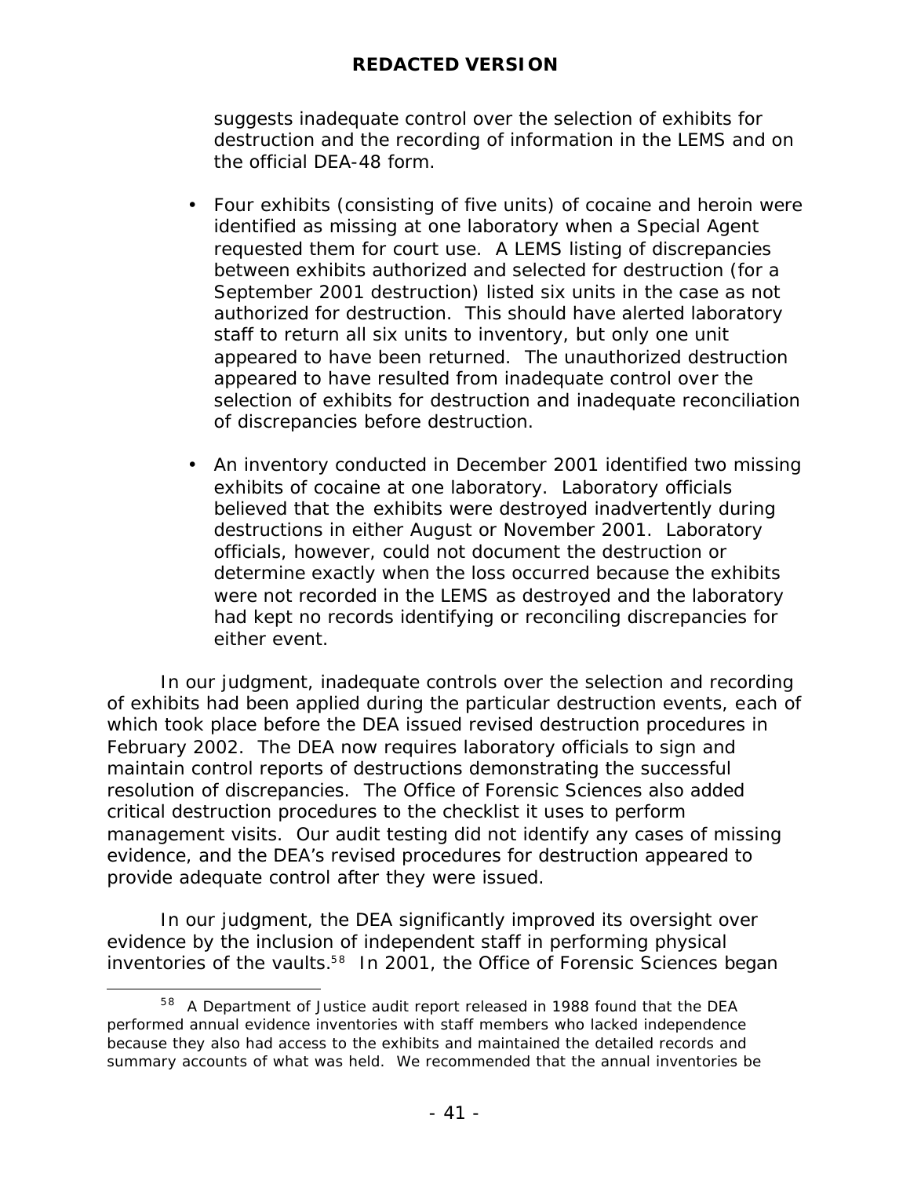suggests inadequate control over the selection of exhibits for destruction and the recording of information in the LEMS and on the official DEA-48 form.

- Four exhibits (consisting of five units) of cocaine and heroin were identified as missing at one laboratory when a Special Agent requested them for court use. A LEMS listing of discrepancies between exhibits authorized and selected for destruction (for a September 2001 destruction) listed six units in the case as not authorized for destruction. This should have alerted laboratory staff to return all six units to inventory, but only one unit appeared to have been returned. The unauthorized destruction appeared to have resulted from inadequate control over the selection of exhibits for destruction and inadequate reconciliation of discrepancies before destruction.

- An inventory conducted in December 2001 identified two missing exhibits of cocaine at one laboratory. Laboratory officials believed that the exhibits were destroyed inadvertently during destructions in either August or November 2001. Laboratory officials, however, could not document the destruction or determine exactly when the loss occurred because the exhibits were not recorded in the LEMS as destroyed and the laboratory had kept no records identifying or reconciling discrepancies for either event.

In our judgment, inadequate controls over the selection and recording of exhibits had been applied during the particular destruction events, each of which took place before the DEA issued revised destruction procedures in February 2002. The DEA now requires laboratory officials to sign and maintain control reports of destructions demonstrating the successful resolution of discrepancies. The Office of Forensic Sciences also added critical destruction procedures to the checklist it uses to perform management visits. Our audit testing did not identify any cases of missing evidence, and the DEA's revised procedures for destruction appeared to provide adequate control after they were issued.

In our judgment, the DEA significantly improved its oversight over evidence by the inclusion of independent staff in performing physical inventories of the vaults.[58] In 2001, the Office of Forensic Sciences began

[58] A Department of Justice audit report released in 1988 found that the DEA performed annual evidence inventories with staff members who lacked independence because they also had access to the exhibits and maintained the detailed records and summary accounts of what was held. We recommended that the annual inventories be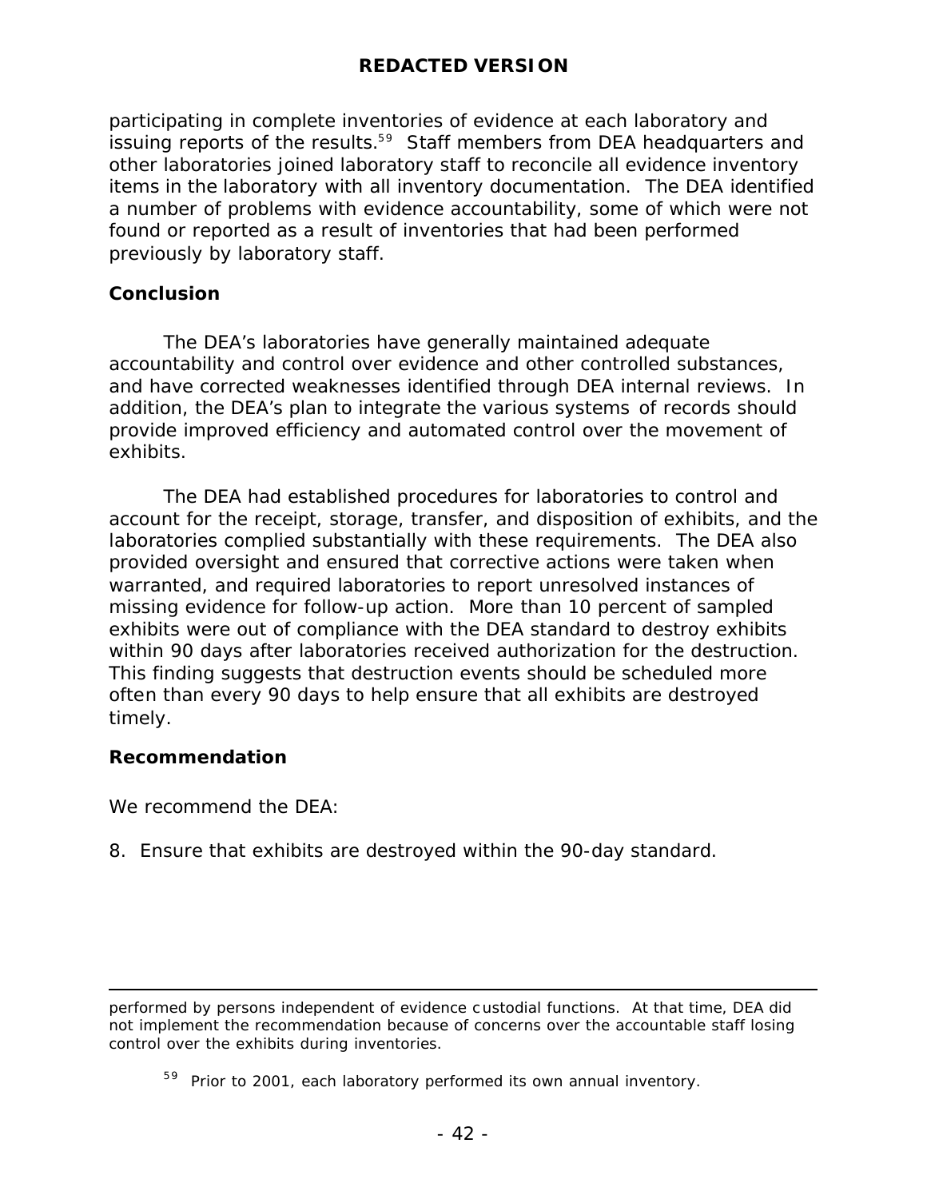participating in complete inventories of evidence at each laboratory and issuing reports of the results.[59] Staff members from DEA headquarters and other laboratories joined laboratory staff to reconcile all evidence inventory items in the laboratory with all inventory documentation. The DEA identified a number of problems with evidence accountability, some of which were not found or reported as a result of inventories that had been performed previously by laboratory staff.

**Conclusion**

The DEA's laboratories have generally maintained adequate accountability and control over evidence and other controlled substances, and have corrected weaknesses identified through DEA internal reviews. In addition, the DEA's plan to integrate the various systems of records should provide improved efficiency and automated control over the movement of exhibits.

The DEA had established procedures for laboratories to control and account for the receipt, storage, transfer, and disposition of exhibits, and the laboratories complied substantially with these requirements. The DEA also provided oversight and ensured that corrective actions were taken when warranted, and required laboratories to report unresolved instances of missing evidence for follow-up action. More than 10 percent of sampled exhibits were out of compliance with the DEA standard to destroy exhibits within 90 days after laboratories received authorization for the destruction. This finding suggests that destruction events should be scheduled more often than every 90 days to help ensure that all exhibits are destroyed timely.

**Recommendation**

We recommend the DEA:

8. Ensure that exhibits are destroyed within the 90-day standard.

---

performed by persons independent of evidence custodial functions. At that time, DEA did not implement the recommendation because of concerns over the accountable staff losing control over the exhibits during inventories.

[59] Prior to 2001, each laboratory performed its own annual inventory.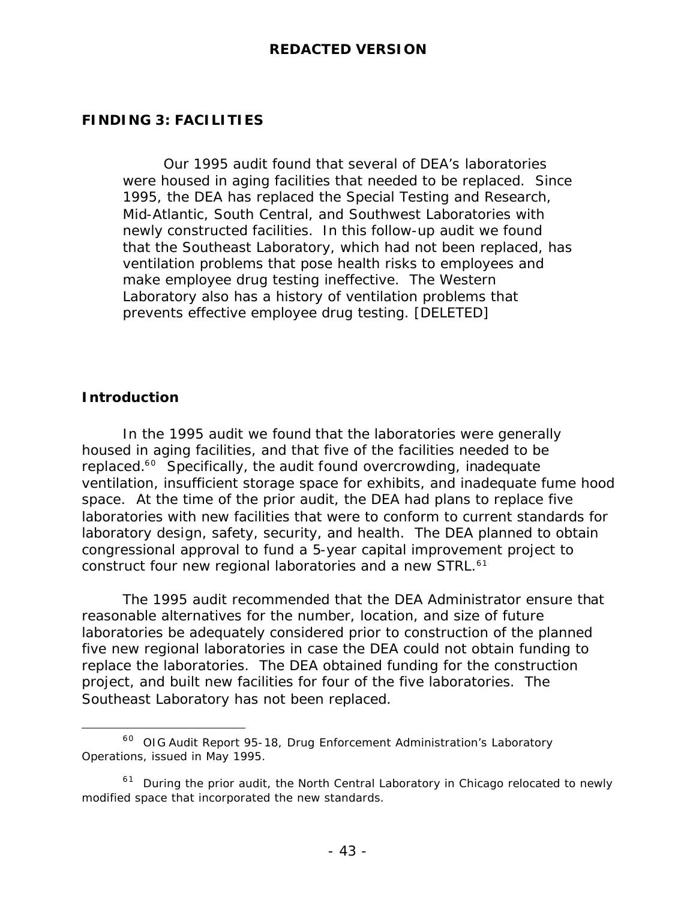## FINDING 3: FACILITIES

> Our 1995 audit found that several of DEA's laboratories were housed in aging facilities that needed to be replaced. Since 1995, the DEA has replaced the Special Testing and Research, Mid-Atlantic, South Central, and Southwest Laboratories with newly constructed facilities. In this follow-up audit we found that the Southeast Laboratory, which had not been replaced, has ventilation problems that pose health risks to employees and make employee drug testing ineffective. The Western Laboratory also has a history of ventilation problems that prevents effective employee drug testing. [DELETED]

### Introduction

In the 1995 audit we found that the laboratories were generally housed in aging facilities, and that five of the facilities needed to be replaced.[60] Specifically, the audit found overcrowding, inadequate ventilation, insufficient storage space for exhibits, and inadequate fume hood space. At the time of the prior audit, the DEA had plans to replace five laboratories with new facilities that were to conform to current standards for laboratory design, safety, security, and health. The DEA planned to obtain congressional approval to fund a 5-year capital improvement project to construct four new regional laboratories and a new STRL.[61]

The 1995 audit recommended that the DEA Administrator ensure that reasonable alternatives for the number, location, and size of future laboratories be adequately considered prior to construction of the planned five new regional laboratories in case the DEA could not obtain funding to replace the laboratories. The DEA obtained funding for the construction project, and built new facilities for four of the five laboratories. The Southeast Laboratory has not been replaced.

---

[60] OIG Audit Report 95-18, *Drug Enforcement Administration's Laboratory Operations*, issued in May 1995.

[61] During the prior audit, the North Central Laboratory in Chicago relocated to newly modified space that incorporated the new standards.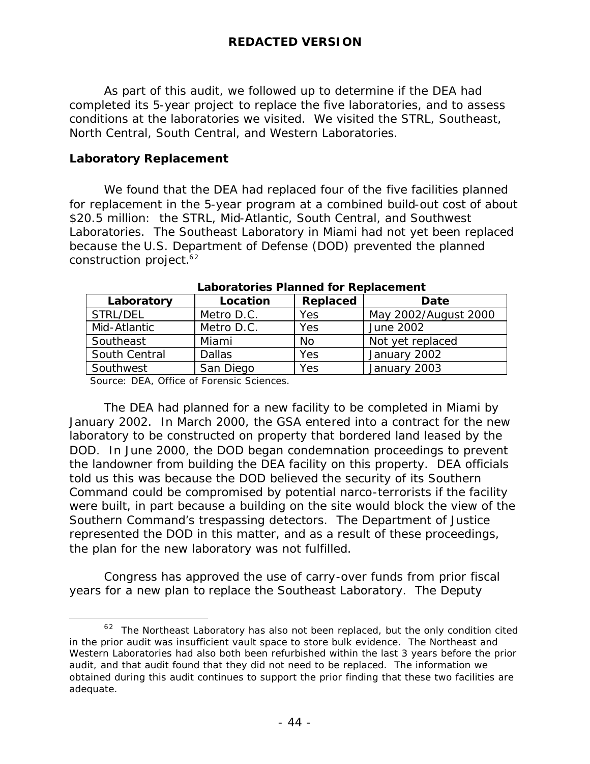As part of this audit, we followed up to determine if the DEA had completed its 5-year project to replace the five laboratories, and to assess conditions at the laboratories we visited. We visited the STRL, Southeast, North Central, South Central, and Western Laboratories.

## Laboratory Replacement

We found that the DEA had replaced four of the five facilities planned for replacement in the 5-year program at a combined build-out cost of about $20.5 million: the STRL, Mid-Atlantic, South Central, and Southwest Laboratories. The Southeast Laboratory in Miami had not yet been replaced because the U.S. Department of Defense (DOD) prevented the planned construction project.[62]

**Laboratories Planned for Replacement**

| Laboratory | Location | Replaced | Date |
|---|---|---|---|
| STRL/DEL | Metro D.C. | Yes | May 2002/August 2000 |
| Mid-Atlantic | Metro D.C. | Yes | June 2002 |
| Southeast | Miami | No | Not yet replaced |
| South Central | Dallas | Yes | January 2002 |
| Southwest | San Diego | Yes | January 2003 |

Source: DEA, Office of Forensic Sciences.

The DEA had planned for a new facility to be completed in Miami by January 2002. In March 2000, the GSA entered into a contract for the new laboratory to be constructed on property that bordered land leased by the DOD. In June 2000, the DOD began condemnation proceedings to prevent the landowner from building the DEA facility on this property. DEA officials told us this was because the DOD believed the security of its Southern Command could be compromised by potential narco-terrorists if the facility were built, in part because a building on the site would block the view of the Southern Command's trespassing detectors. The Department of Justice represented the DOD in this matter, and as a result of these proceedings, the plan for the new laboratory was not fulfilled.

Congress has approved the use of carry-over funds from prior fiscal years for a new plan to replace the Southeast Laboratory. The Deputy

[62] The Northeast Laboratory has also not been replaced, but the only condition cited in the prior audit was insufficient vault space to store bulk evidence. The Northeast and Western Laboratories had also both been refurbished within the last 3 years before the prior audit, and that audit found that they did not need to be replaced. The information we obtained during this audit continues to support the prior finding that these two facilities are adequate.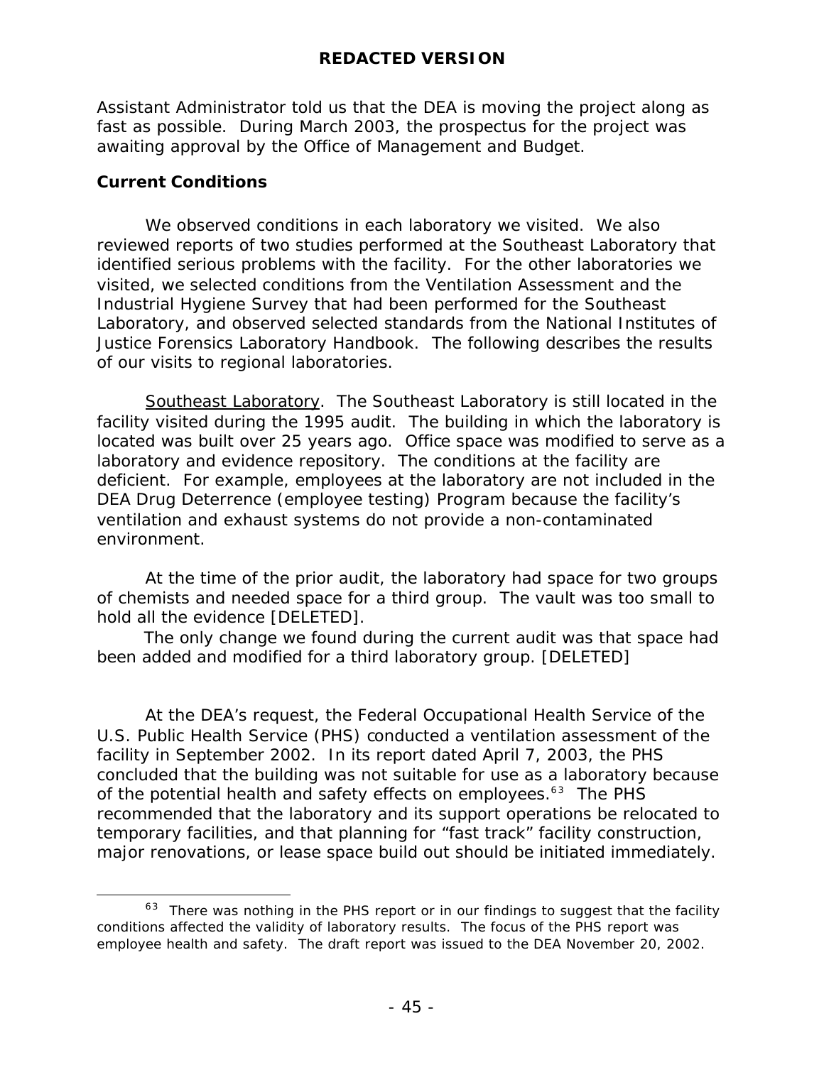Assistant Administrator told us that the DEA is moving the project along as fast as possible. During March 2003, the prospectus for the project was awaiting approval by the Office of Management and Budget.

**Current Conditions**

We observed conditions in each laboratory we visited. We also reviewed reports of two studies performed at the Southeast Laboratory that identified serious problems with the facility. For the other laboratories we visited, we selected conditions from the Ventilation Assessment and the Industrial Hygiene Survey that had been performed for the Southeast Laboratory, and observed selected standards from the National Institutes of Justice Forensics Laboratory Handbook. The following describes the results of our visits to regional laboratories.

Southeast Laboratory. The Southeast Laboratory is still located in the facility visited during the 1995 audit. The building in which the laboratory is located was built over 25 years ago. Office space was modified to serve as a laboratory and evidence repository. The conditions at the facility are deficient. For example, employees at the laboratory are not included in the DEA Drug Deterrence (employee testing) Program because the facility's ventilation and exhaust systems do not provide a non-contaminated environment.

At the time of the prior audit, the laboratory had space for two groups of chemists and needed space for a third group. The vault was too small to hold all the evidence [DELETED].

The only change we found during the current audit was that space had been added and modified for a third laboratory group. [DELETED]

At the DEA's request, the Federal Occupational Health Service of the U.S. Public Health Service (PHS) conducted a ventilation assessment of the facility in September 2002. In its report dated April 7, 2003, the PHS concluded that the building was not suitable for use as a laboratory because of the potential health and safety effects on employees.[63] The PHS recommended that the laboratory and its support operations be relocated to temporary facilities, and that planning for "fast track" facility construction, major renovations, or lease space build out should be initiated immediately.

[63] There was nothing in the PHS report or in our findings to suggest that the facility conditions affected the validity of laboratory results. The focus of the PHS report was employee health and safety. The draft report was issued to the DEA November 20, 2002.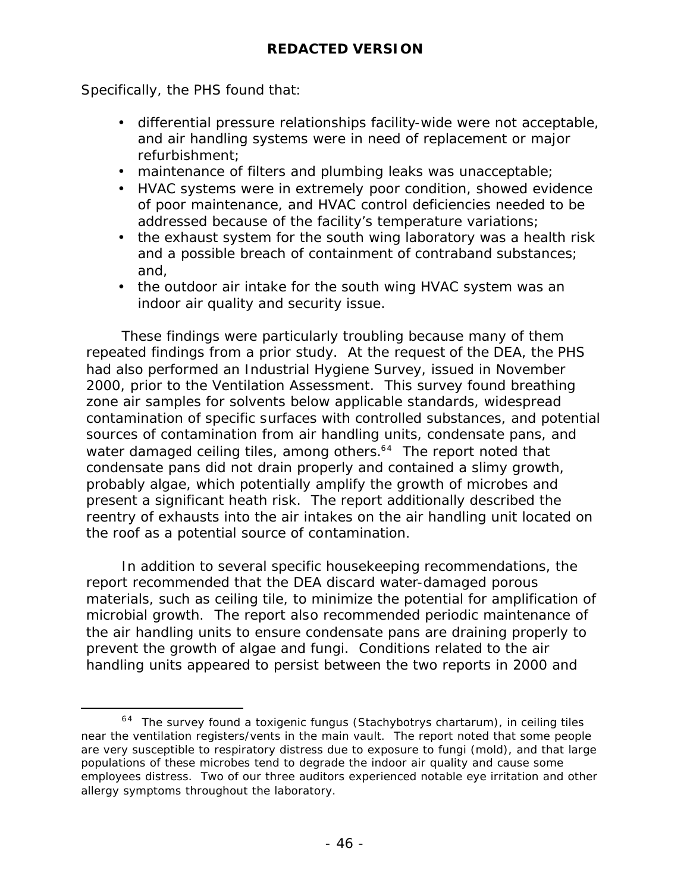Specifically, the PHS found that:

- differential pressure relationships facility-wide were not acceptable, and air handling systems were in need of replacement or major refurbishment;
- maintenance of filters and plumbing leaks was unacceptable;
- HVAC systems were in extremely poor condition, showed evidence of poor maintenance, and HVAC control deficiencies needed to be addressed because of the facility's temperature variations;
- the exhaust system for the south wing laboratory was a health risk and a possible breach of containment of contraband substances; and,
- the outdoor air intake for the south wing HVAC system was an indoor air quality and security issue.

These findings were particularly troubling because many of them repeated findings from a prior study. At the request of the DEA, the PHS had also performed an Industrial Hygiene Survey, issued in November 2000, prior to the Ventilation Assessment. This survey found breathing zone air samples for solvents below applicable standards, widespread contamination of specific surfaces with controlled substances, and potential sources of contamination from air handling units, condensate pans, and water damaged ceiling tiles, among others.[64] The report noted that condensate pans did not drain properly and contained a slimy growth, probably algae, which potentially amplify the growth of microbes and present a significant heath risk. The report additionally described the reentry of exhausts into the air intakes on the air handling unit located on the roof as a potential source of contamination.

In addition to several specific housekeeping recommendations, the report recommended that the DEA discard water-damaged porous materials, such as ceiling tile, to minimize the potential for amplification of microbial growth. The report also recommended periodic maintenance of the air handling units to ensure condensate pans are draining properly to prevent the growth of algae and fungi. Conditions related to the air handling units appeared to persist between the two reports in 2000 and

[64] The survey found a toxigenic fungus (*Stachybotrys chartarum*), in ceiling tiles near the ventilation registers/vents in the main vault. The report noted that some people are very susceptible to respiratory distress due to exposure to fungi (mold), and that large populations of these microbes tend to degrade the indoor air quality and cause some employees distress. Two of our three auditors experienced notable eye irritation and other allergy symptoms throughout the laboratory.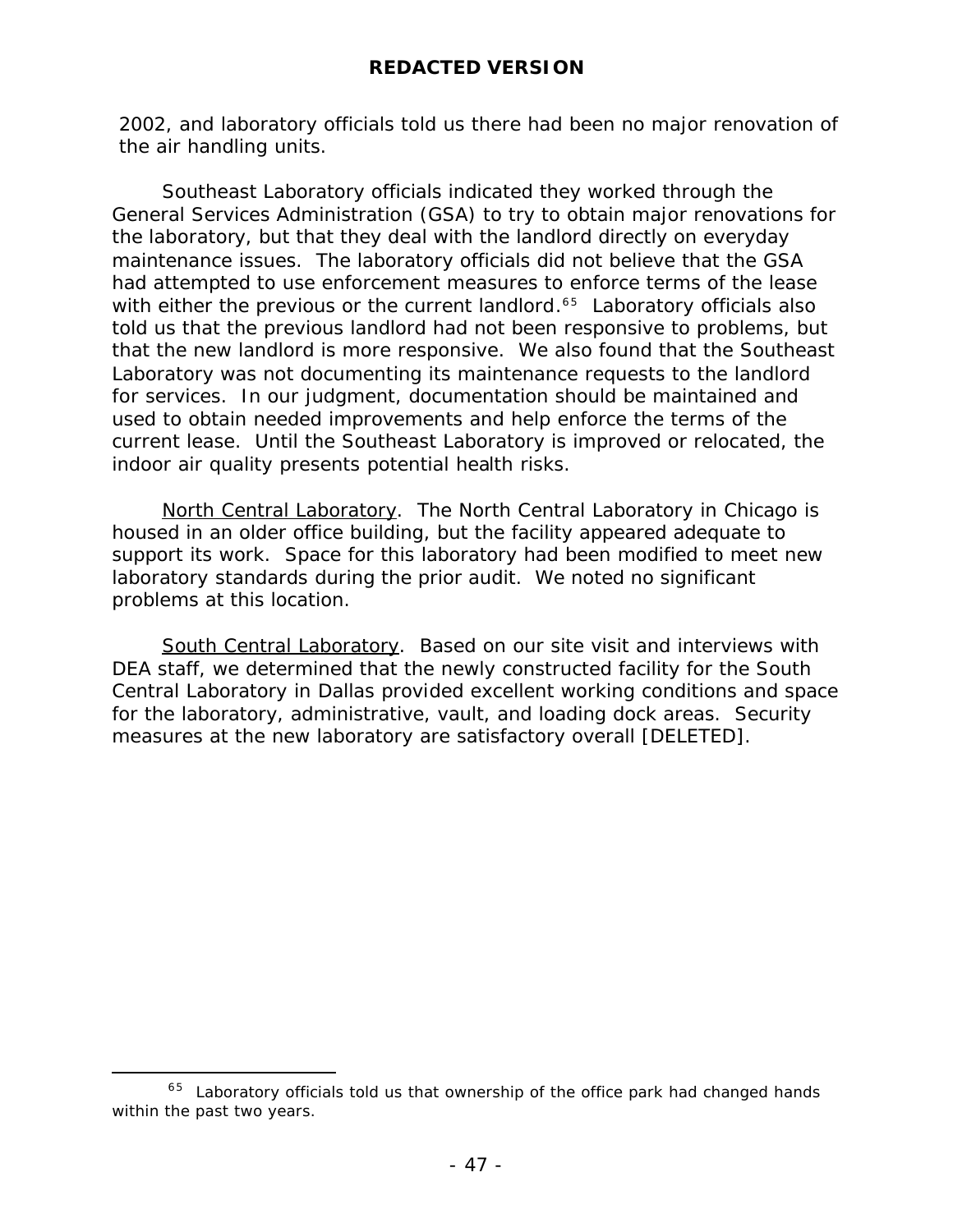2002, and laboratory officials told us there had been no major renovation of the air handling units.

Southeast Laboratory officials indicated they worked through the General Services Administration (GSA) to try to obtain major renovations for the laboratory, but that they deal with the landlord directly on everyday maintenance issues. The laboratory officials did not believe that the GSA had attempted to use enforcement measures to enforce terms of the lease with either the previous or the current landlord.[65] Laboratory officials also told us that the previous landlord had not been responsive to problems, but that the new landlord is more responsive. We also found that the Southeast Laboratory was not documenting its maintenance requests to the landlord for services. In our judgment, documentation should be maintained and used to obtain needed improvements and help enforce the terms of the current lease. Until the Southeast Laboratory is improved or relocated, the indoor air quality presents potential health risks.

North Central Laboratory. The North Central Laboratory in Chicago is housed in an older office building, but the facility appeared adequate to support its work. Space for this laboratory had been modified to meet new laboratory standards during the prior audit. We noted no significant problems at this location.

South Central Laboratory. Based on our site visit and interviews with DEA staff, we determined that the newly constructed facility for the South Central Laboratory in Dallas provided excellent working conditions and space for the laboratory, administrative, vault, and loading dock areas. Security measures at the new laboratory are satisfactory overall [DELETED].

---

[65] Laboratory officials told us that ownership of the office park had changed hands within the past two years.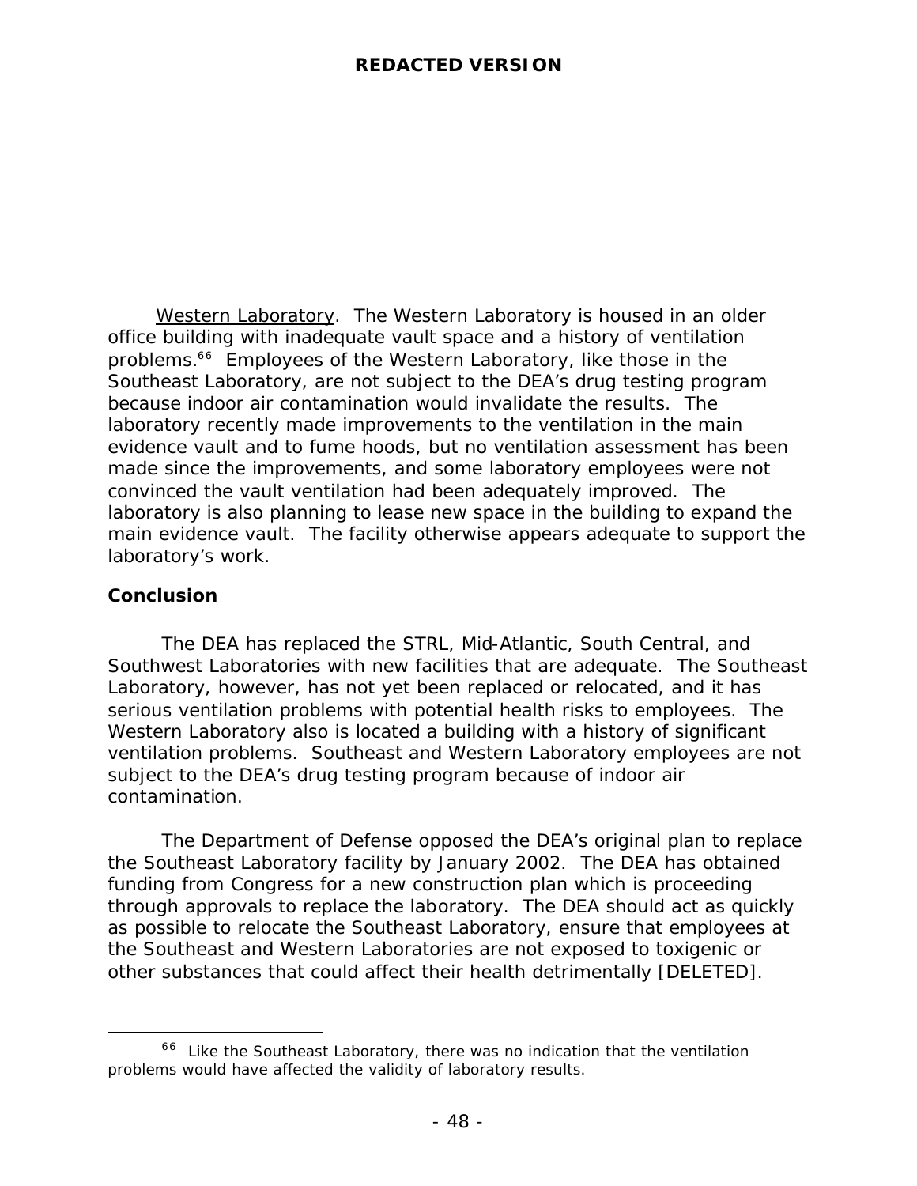Western Laboratory. The Western Laboratory is housed in an older office building with inadequate vault space and a history of ventilation problems.[66] Employees of the Western Laboratory, like those in the Southeast Laboratory, are not subject to the DEA's drug testing program because indoor air contamination would invalidate the results. The laboratory recently made improvements to the ventilation in the main evidence vault and to fume hoods, but no ventilation assessment has been made since the improvements, and some laboratory employees were not convinced the vault ventilation had been adequately improved. The laboratory is also planning to lease new space in the building to expand the main evidence vault. The facility otherwise appears adequate to support the laboratory's work.

## Conclusion

The DEA has replaced the STRL, Mid-Atlantic, South Central, and Southwest Laboratories with new facilities that are adequate. The Southeast Laboratory, however, has not yet been replaced or relocated, and it has serious ventilation problems with potential health risks to employees. The Western Laboratory also is located a building with a history of significant ventilation problems. Southeast and Western Laboratory employees are not subject to the DEA's drug testing program because of indoor air contamination.

The Department of Defense opposed the DEA's original plan to replace the Southeast Laboratory facility by January 2002. The DEA has obtained funding from Congress for a new construction plan which is proceeding through approvals to replace the laboratory. The DEA should act as quickly as possible to relocate the Southeast Laboratory, ensure that employees at the Southeast and Western Laboratories are not exposed to toxigenic or other substances that could affect their health detrimentally [DELETED].

[66] Like the Southeast Laboratory, there was no indication that the ventilation problems would have affected the validity of laboratory results.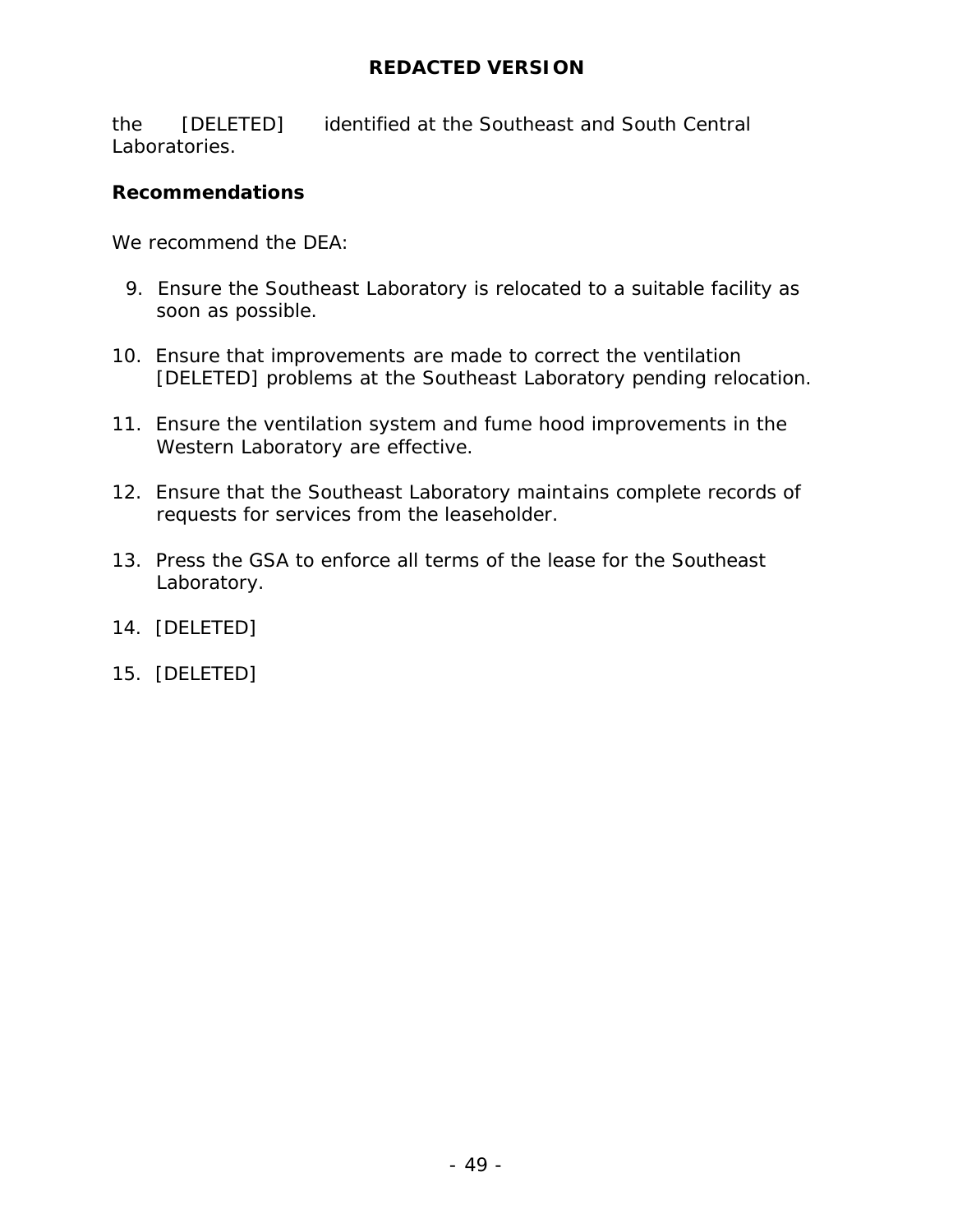the [DELETED] identified at the Southeast and South Central Laboratories.

**Recommendations**

We recommend the DEA:

9. Ensure the Southeast Laboratory is relocated to a suitable facility as soon as possible.

10. Ensure that improvements are made to correct the ventilation [DELETED] problems at the Southeast Laboratory pending relocation.

11. Ensure the ventilation system and fume hood improvements in the Western Laboratory are effective.

12. Ensure that the Southeast Laboratory maintains complete records of requests for services from the leaseholder.

13. Press the GSA to enforce all terms of the lease for the Southeast Laboratory.

14. [DELETED]

15. [DELETED]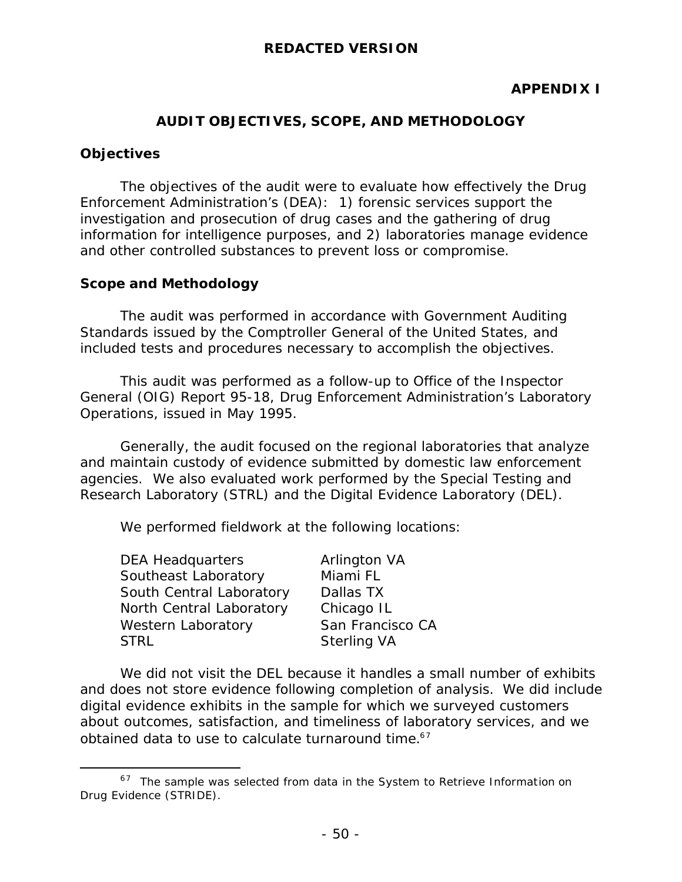**REDACTED VERSION**

**APPENDIX I**

## AUDIT OBJECTIVES, SCOPE, AND METHODOLOGY

### Objectives

The objectives of the audit were to evaluate how effectively the Drug Enforcement Administration's (DEA): 1) forensic services support the investigation and prosecution of drug cases and the gathering of drug information for intelligence purposes, and 2) laboratories manage evidence and other controlled substances to prevent loss or compromise.

### Scope and Methodology

The audit was performed in accordance with Government Auditing Standards issued by the Comptroller General of the United States, and included tests and procedures necessary to accomplish the objectives.

This audit was performed as a follow-up to Office of the Inspector General (OIG) Report 95-18, Drug Enforcement Administration's Laboratory Operations, issued in May 1995.

Generally, the audit focused on the regional laboratories that analyze and maintain custody of evidence submitted by domestic law enforcement agencies. We also evaluated work performed by the Special Testing and Research Laboratory (STRL) and the Digital Evidence Laboratory (DEL).

We performed fieldwork at the following locations:

| | |
|---|---|
| DEA Headquarters | Arlington VA |
| Southeast Laboratory | Miami FL |
| South Central Laboratory | Dallas TX |
| North Central Laboratory | Chicago IL |
| Western Laboratory | San Francisco CA |
| STRL | Sterling VA |

We did not visit the DEL because it handles a small number of exhibits and does not store evidence following completion of analysis. We did include digital evidence exhibits in the sample for which we surveyed customers about outcomes, satisfaction, and timeliness of laboratory services, and we obtained data to use to calculate turnaround time.[67]

---

[67] The sample was selected from data in the System to Retrieve Information on Drug Evidence (STRIDE).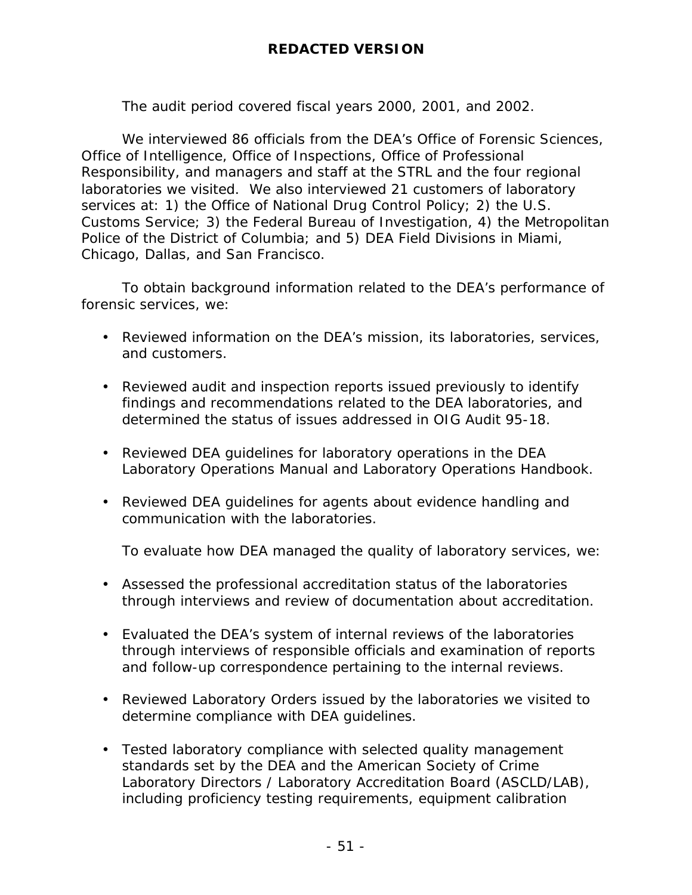The audit period covered fiscal years 2000, 2001, and 2002.

We interviewed 86 officials from the DEA's Office of Forensic Sciences, Office of Intelligence, Office of Inspections, Office of Professional Responsibility, and managers and staff at the STRL and the four regional laboratories we visited. We also interviewed 21 customers of laboratory services at: 1) the Office of National Drug Control Policy; 2) the U.S. Customs Service; 3) the Federal Bureau of Investigation, 4) the Metropolitan Police of the District of Columbia; and 5) DEA Field Divisions in Miami, Chicago, Dallas, and San Francisco.

To obtain background information related to the DEA's performance of forensic services, we:

- Reviewed information on the DEA's mission, its laboratories, services, and customers.
- Reviewed audit and inspection reports issued previously to identify findings and recommendations related to the DEA laboratories, and determined the status of issues addressed in OIG Audit 95-18.
- Reviewed DEA guidelines for laboratory operations in the DEA Laboratory Operations Manual and Laboratory Operations Handbook.
- Reviewed DEA guidelines for agents about evidence handling and communication with the laboratories.

To evaluate how DEA managed the quality of laboratory services, we:

- Assessed the professional accreditation status of the laboratories through interviews and review of documentation about accreditation.
- Evaluated the DEA's system of internal reviews of the laboratories through interviews of responsible officials and examination of reports and follow-up correspondence pertaining to the internal reviews.
- Reviewed Laboratory Orders issued by the laboratories we visited to determine compliance with DEA guidelines.
- Tested laboratory compliance with selected quality management standards set by the DEA and the American Society of Crime Laboratory Directors / Laboratory Accreditation Board (ASCLD/LAB), including proficiency testing requirements, equipment calibration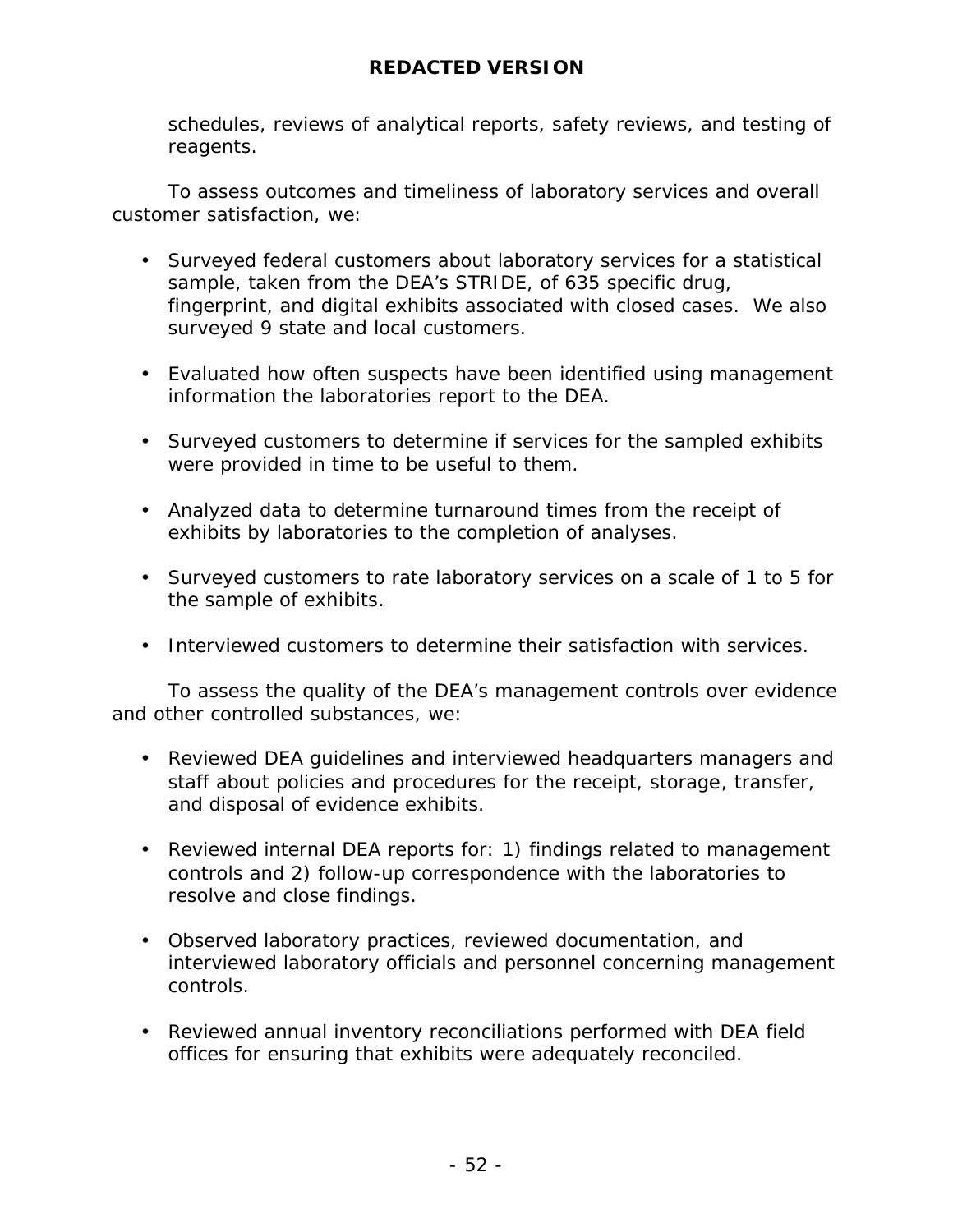schedules, reviews of analytical reports, safety reviews, and testing of reagents.

To assess outcomes and timeliness of laboratory services and overall customer satisfaction, we:

- Surveyed federal customers about laboratory services for a statistical sample, taken from the DEA's STRIDE, of 635 specific drug, fingerprint, and digital exhibits associated with closed cases. We also surveyed 9 state and local customers.

- Evaluated how often suspects have been identified using management information the laboratories report to the DEA.

- Surveyed customers to determine if services for the sampled exhibits were provided in time to be useful to them.

- Analyzed data to determine turnaround times from the receipt of exhibits by laboratories to the completion of analyses.

- Surveyed customers to rate laboratory services on a scale of 1 to 5 for the sample of exhibits.

- Interviewed customers to determine their satisfaction with services.

To assess the quality of the DEA's management controls over evidence and other controlled substances, we:

- Reviewed DEA guidelines and interviewed headquarters managers and staff about policies and procedures for the receipt, storage, transfer, and disposal of evidence exhibits.

- Reviewed internal DEA reports for: 1) findings related to management controls and 2) follow-up correspondence with the laboratories to resolve and close findings.

- Observed laboratory practices, reviewed documentation, and interviewed laboratory officials and personnel concerning management controls.

- Reviewed annual inventory reconciliations performed with DEA field offices for ensuring that exhibits were adequately reconciled.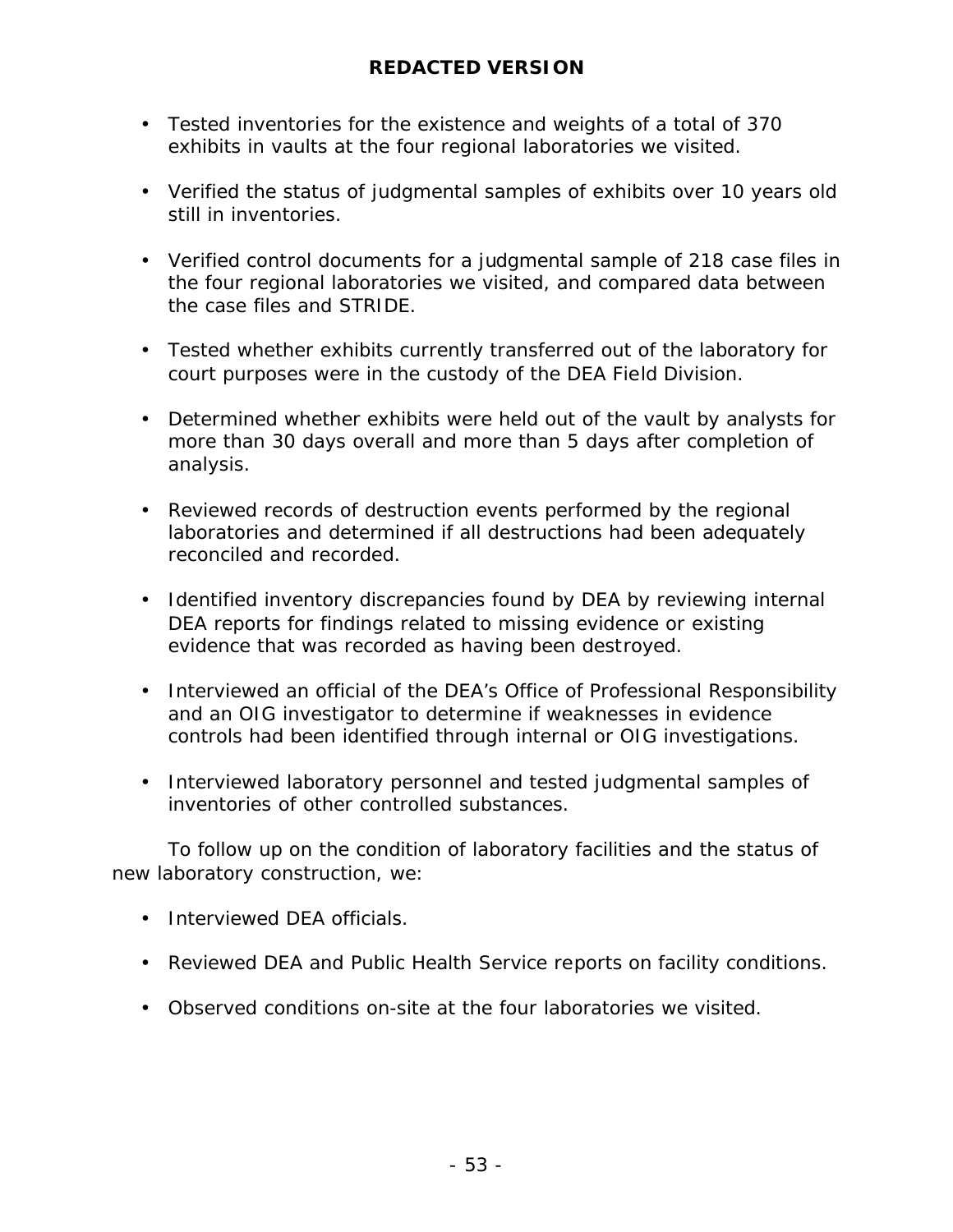- Tested inventories for the existence and weights of a total of 370 exhibits in vaults at the four regional laboratories we visited.

- Verified the status of judgmental samples of exhibits over 10 years old still in inventories.

- Verified control documents for a judgmental sample of 218 case files in the four regional laboratories we visited, and compared data between the case files and STRIDE.

- Tested whether exhibits currently transferred out of the laboratory for court purposes were in the custody of the DEA Field Division.

- Determined whether exhibits were held out of the vault by analysts for more than 30 days overall and more than 5 days after completion of analysis.

- Reviewed records of destruction events performed by the regional laboratories and determined if all destructions had been adequately reconciled and recorded.

- Identified inventory discrepancies found by DEA by reviewing internal DEA reports for findings related to missing evidence or existing evidence that was recorded as having been destroyed.

- Interviewed an official of the DEA's Office of Professional Responsibility and an OIG investigator to determine if weaknesses in evidence controls had been identified through internal or OIG investigations.

- Interviewed laboratory personnel and tested judgmental samples of inventories of other controlled substances.

To follow up on the condition of laboratory facilities and the status of new laboratory construction, we:

- Interviewed DEA officials.

- Reviewed DEA and Public Health Service reports on facility conditions.

- Observed conditions on-site at the four laboratories we visited.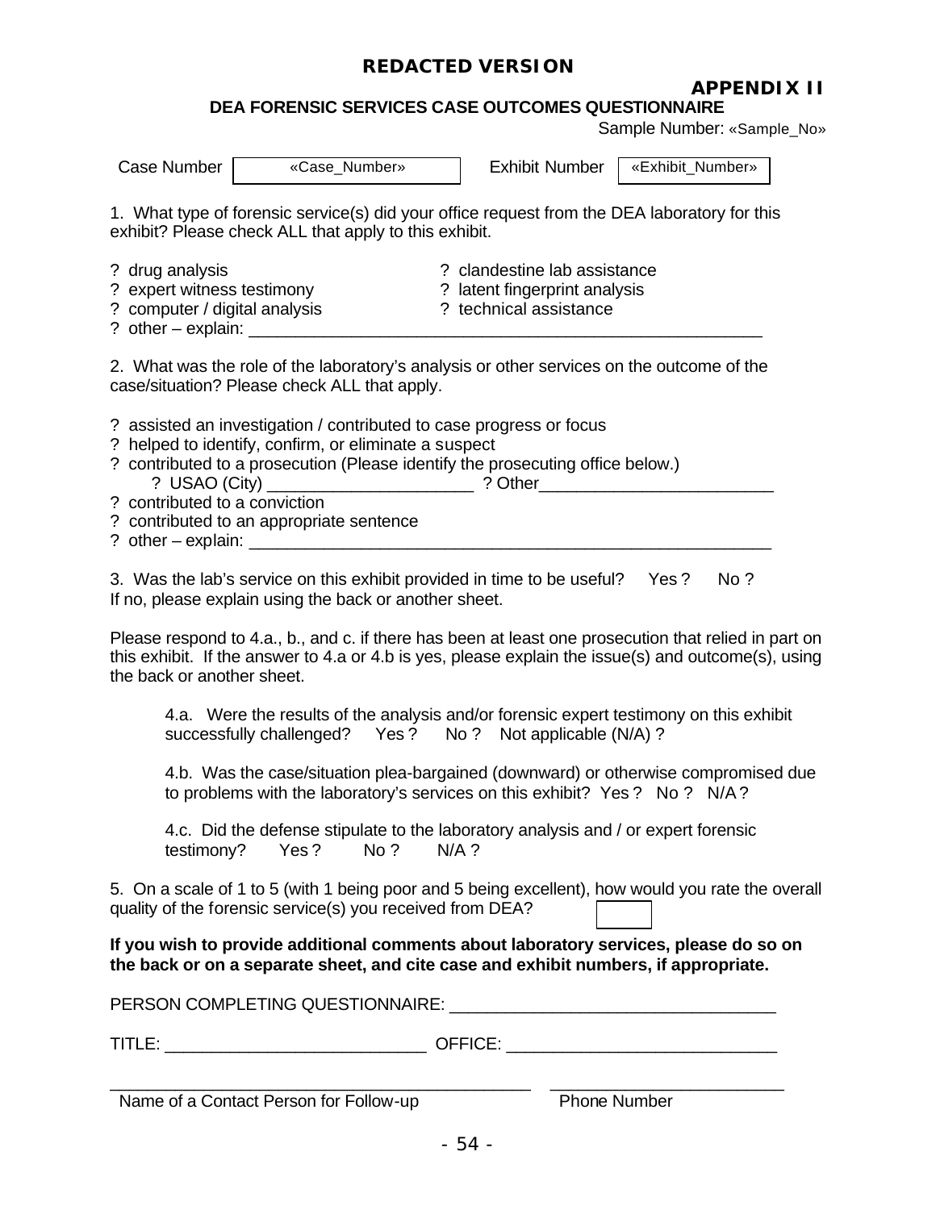**REDACTED VERSION**

**APPENDIX II**

**DEA FORENSIC SERVICES CASE OUTCOMES QUESTIONNAIRE**

Sample Number: «Sample_No»

Case Number «Case_Number» Exhibit Number «Exhibit_Number»

1. What type of forensic service(s) did your office request from the DEA laboratory for this exhibit? Please check ALL that apply to this exhibit.

? drug analysis
? clandestine lab assistance
? expert witness testimony
? latent fingerprint analysis
? computer / digital analysis
? technical assistance
? other – explain: ________________________________________________________

2. What was the role of the laboratory's analysis or other services on the outcome of the case/situation? Please check ALL that apply.

? assisted an investigation / contributed to case progress or focus
? helped to identify, confirm, or eliminate a suspect
? contributed to a prosecution (Please identify the prosecuting office below.)
? USAO (City) ______________________ ? Other_________________________
? contributed to a conviction
? contributed to an appropriate sentence
? other – explain: ________________________________________________________

3. Was the lab's service on this exhibit provided in time to be useful? Yes ? No ?
If no, please explain using the back or another sheet.

Please respond to 4.a., b., and c. if there has been at least one prosecution that relied in part on this exhibit. If the answer to 4.a or 4.b is yes, please explain the issue(s) and outcome(s), using the back or another sheet.

4.a. Were the results of the analysis and/or forensic expert testimony on this exhibit successfully challenged? Yes ? No ? Not applicable (N/A) ?

4.b. Was the case/situation plea-bargained (downward) or otherwise compromised due to problems with the laboratory's services on this exhibit? Yes ? No ? N/A ?

4.c. Did the defense stipulate to the laboratory analysis and / or expert forensic testimony? Yes ? No ? N/A ?

5. On a scale of 1 to 5 (with 1 being poor and 5 being excellent), how would you rate the overall quality of the forensic service(s) you received from DEA? [ ]

**If you wish to provide additional comments about laboratory services, please do so on the back or on a separate sheet, and cite case and exhibit numbers, if appropriate.**

PERSON COMPLETING QUESTIONNAIRE: ________________________________

TITLE: ___________________________ OFFICE: ___________________________

_________________________________________ ______________________

Name of a Contact Person for Follow-up Phone Number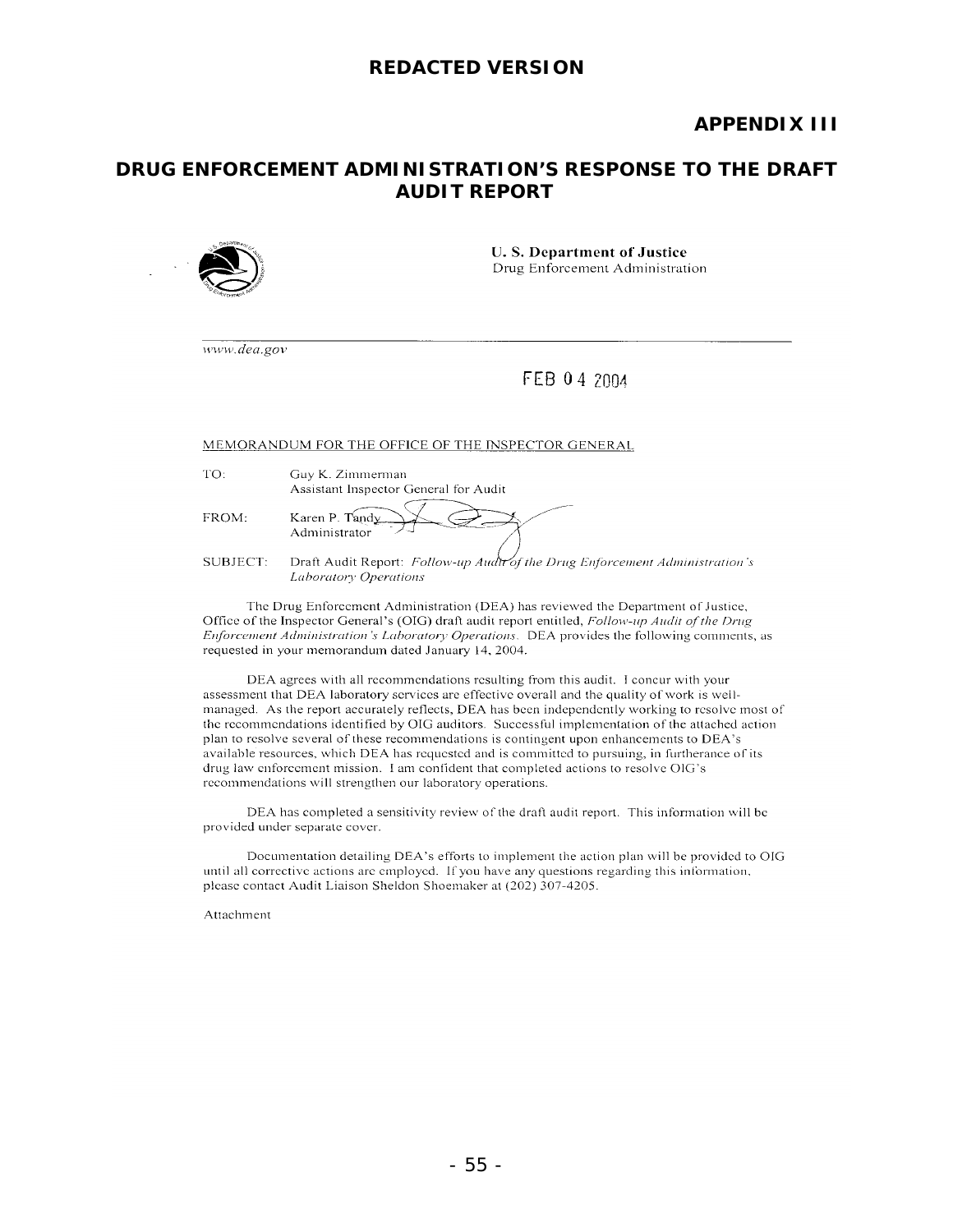**REDACTED VERSION**

**APPENDIX III**

## DRUG ENFORCEMENT ADMINISTRATION'S RESPONSE TO THE DRAFT AUDIT REPORT

**U. S. Department of Justice**
Drug Enforcement Administration

*www.dea.gov*

FEB 04 2004

MEMORANDUM FOR THE OFFICE OF THE INSPECTOR GENERAL

TO: Guy K. Zimmerman
Assistant Inspector General for Audit

FROM: Karen P. Tandy
Administrator

SUBJECT: Draft Audit Report: *Follow-up Audit of the Drug Enforcement Administration's Laboratory Operations*

The Drug Enforcement Administration (DEA) has reviewed the Department of Justice, Office of the Inspector General's (OIG) draft audit report entitled, *Follow-up Audit of the Drug Enforcement Administration's Laboratory Operations*. DEA provides the following comments, as requested in your memorandum dated January 14, 2004.

DEA agrees with all recommendations resulting from this audit. I concur with your assessment that DEA laboratory services are effective overall and the quality of work is well-managed. As the report accurately reflects, DEA has been independently working to resolve most of the recommendations identified by OIG auditors. Successful implementation of the attached action plan to resolve several of these recommendations is contingent upon enhancements to DEA's available resources, which DEA has requested and is committed to pursuing, in furtherance of its drug law enforcement mission. I am confident that completed actions to resolve OIG's recommendations will strengthen our laboratory operations.

DEA has completed a sensitivity review of the draft audit report. This information will be provided under separate cover.

Documentation detailing DEA's efforts to implement the action plan will be provided to OIG until all corrective actions are employed. If you have any questions regarding this information, please contact Audit Liaison Sheldon Shoemaker at (202) 307-4205.

Attachment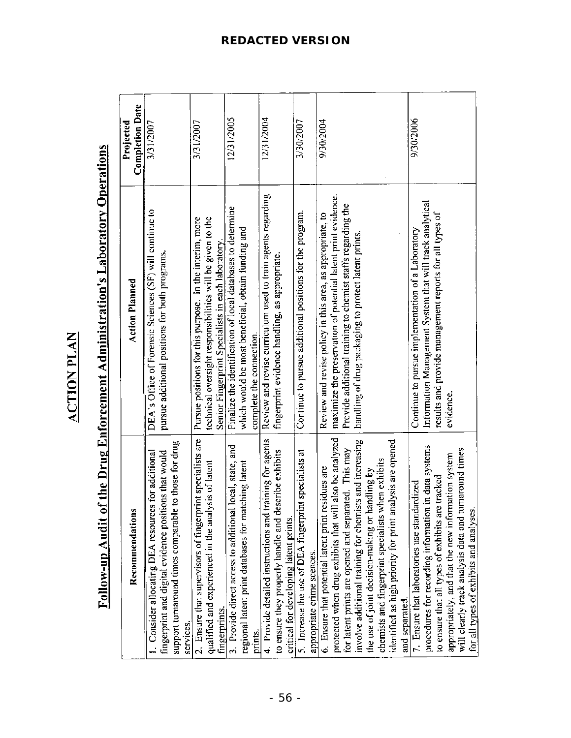**REDACTED VERSION**

# ACTION PLAN

## Follow-up Audit of the Drug Enforcement Administration's Laboratory Operations

| Recommendations | Action Planned | Projected Completion Date |
|---|---|---|
| 1. Consider allocating DEA resources for additional fingerprint and digital evidence positions that would support turnaround times comparable to those for drug services. | DEA's Office of Forensic Sciences (SF) will continue to pursue additional positions for both programs. | 3/31/2007 |
| 2. Ensure that supervisors of fingerprint specialists are qualified and experienced in the analysis of latent fingerprints. | Pursue positions for this purpose. In the interim, more technical oversight responsibilities will be given to the Senior Fingerprint Specialists in each laboratory. | 3/31/2007 |
| 3. Provide direct access to additional local, state, and regional latent print databases for matching latent prints. | Finalize the identification of local databases to determine which would be most beneficial, obtain funding and complete the connection. | 12/31/2005 |
| 4. Provide detailed instructions and training for agents to ensure they properly handle and describe exhibits critical for developing latent prints. | Review and revise curriculum used to train agents regarding fingerprint evidence handling, as appropriate. | 12/31/2004 |
| 5. Increase the use of DEA fingerprint specialists at appropriate crime scences. | Continue to pursue additional positions for the program. | 3/30/2007 |
| 6. Ensure that potential latent print residues are protected when drug exhibits that will also be analyzed for latent prints are opened and separated. This may involve additional training for chemists and increasing the use of joint decision-making or handling by chemists and fingerprint specialists when exhibits identified as high priority for print analysis are opened and separated. | Review and revise policy in this area, as appropriate, to maximize the preservation of potential latent print evidence. Provide additional training to chemist staffs regarding the handling of drug packaging to protect latent prints. | 9/30/2004 |
| 7. Ensure that laboratories use standardized procedures for recording information in data systems to ensure that all types of exhibits are tracked appropriately, and that the new information system will clearly track analysis data and turnaround times for all types of exhibits and analyses. | Continue to pursue implementation of a Laboratory Information Management System that will track analytical results and provide management reports for all types of evidence. | 9/30/2006 |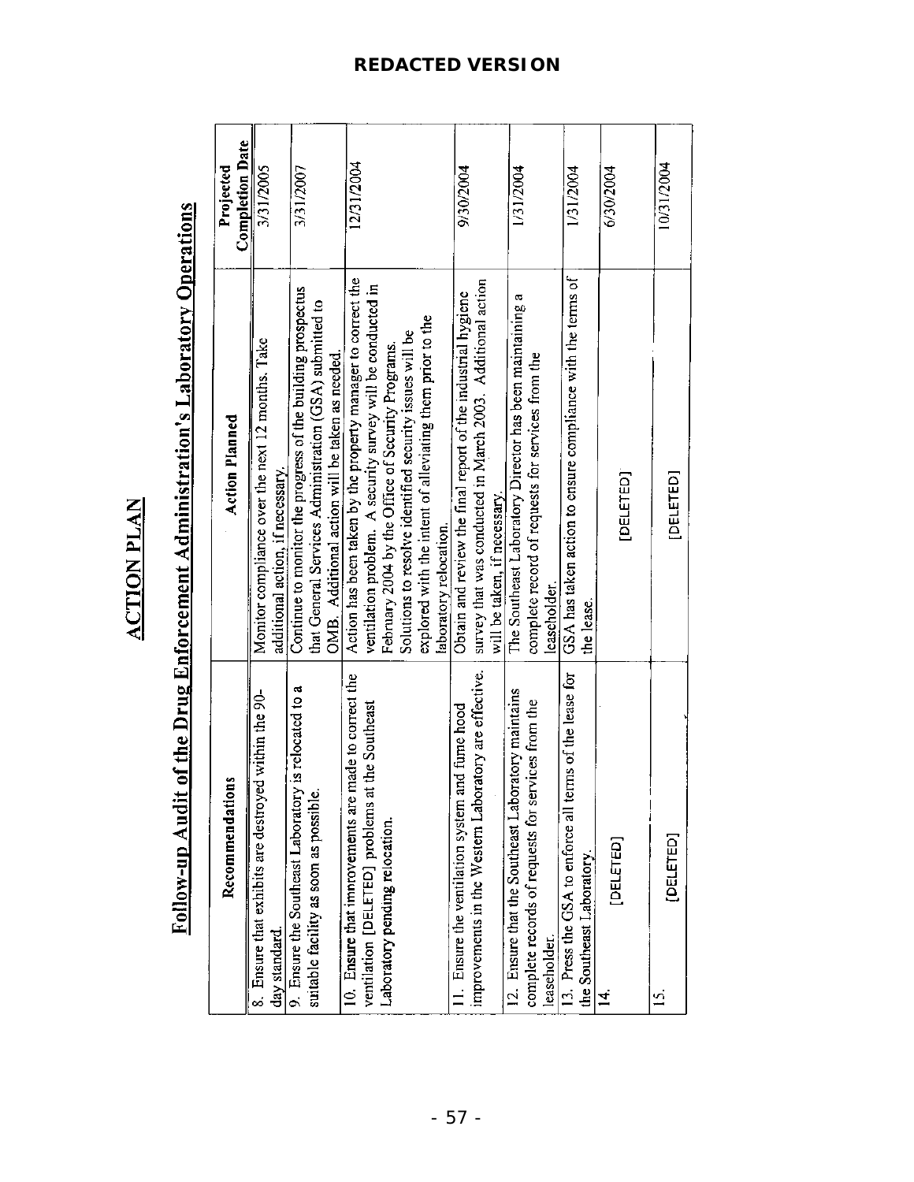**REDACTED VERSION**

# ACTION PLAN

## Follow-up Audit of the Drug Enforcement Administration's Laboratory Operations

| Recommendations | Action Planned | Projected Completion Date |
|---|---|---|
| 8. Ensure that exhibits are destroyed within the 90-day standard. | Monitor compliance over the next 12 months. Take additional action, if necessary. | 3/31/2005 |
| 9. Ensure the Southeast Laboratory is relocated to a suitable facility as soon as possible. | Continue to monitor the progress of the building prospectus that General Services Administration (GSA) submitted to OMB. Additional action will be taken as needed. | 3/31/2007 |
| 10. Ensure that improvements are made to correct the ventilation [DELETED] problems at the Southeast Laboratory pending relocation. | Action has been taken by the property manager to correct the ventilation problem. A security survey will be conducted in February 2004 by the Office of Security Programs. Solutions to resolve identified security issues will be explored with the intent of alleviating them prior to the laboratory relocation. | 12/31/2004 |
| 11. Ensure the ventilation system and fume hood improvements in the Western Laboratory are effective. | Obtain and review the final report of the industrial hygiene survey that was conducted in March 2003. Additional action will be taken, if necessary. | 9/30/2004 |
| 12. Ensure that the Southeast Laboratory maintains complete records of requests for services from the leaseholder. | The Southeast Laboratory Director has been maintaining a complete record of requests for services from the leaseholder. | 1/31/2004 |
| 13. Press the GSA to enforce all terms of the lease for the Southeast Laboratory. | GSA has taken action to ensure compliance with the terms of the lease. | 1/31/2004 |
| 14. [DELETED] | [DELETED] | 6/30/2004 |
| 15. [DELETED] | [DELETED] | 10/31/2004 |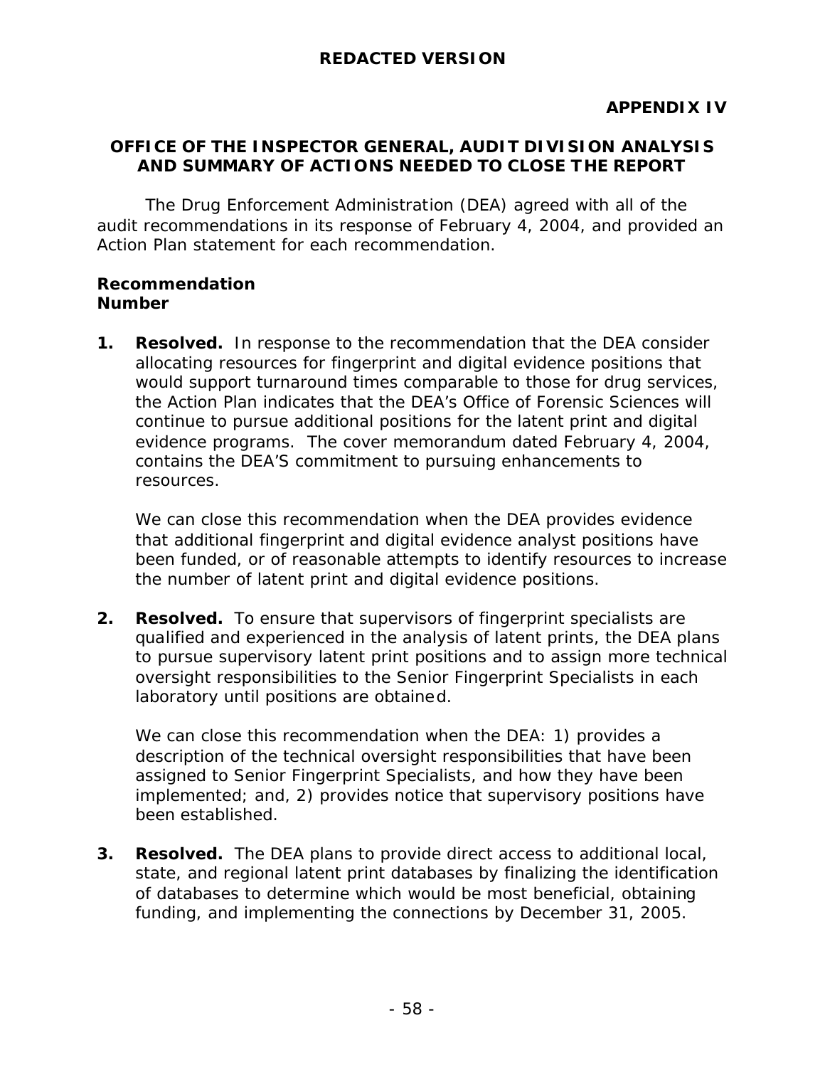**REDACTED VERSION**

**APPENDIX IV**

## OFFICE OF THE INSPECTOR GENERAL, AUDIT DIVISION ANALYSIS AND SUMMARY OF ACTIONS NEEDED TO CLOSE THE REPORT

The Drug Enforcement Administration (DEA) agreed with all of the audit recommendations in its response of February 4, 2004, and provided an Action Plan statement for each recommendation.

**Recommendation Number**

1. **Resolved.** In response to the recommendation that the DEA consider allocating resources for fingerprint and digital evidence positions that would support turnaround times comparable to those for drug services, the Action Plan indicates that the DEA's Office of Forensic Sciences will continue to pursue additional positions for the latent print and digital evidence programs. The cover memorandum dated February 4, 2004, contains the DEA'S commitment to pursuing enhancements to resources.

   We can close this recommendation when the DEA provides evidence that additional fingerprint and digital evidence analyst positions have been funded, or of reasonable attempts to identify resources to increase the number of latent print and digital evidence positions.

2. **Resolved.** To ensure that supervisors of fingerprint specialists are qualified and experienced in the analysis of latent prints, the DEA plans to pursue supervisory latent print positions and to assign more technical oversight responsibilities to the Senior Fingerprint Specialists in each laboratory until positions are obtained.

   We can close this recommendation when the DEA: 1) provides a description of the technical oversight responsibilities that have been assigned to Senior Fingerprint Specialists, and how they have been implemented; and, 2) provides notice that supervisory positions have been established.

3. **Resolved.** The DEA plans to provide direct access to additional local, state, and regional latent print databases by finalizing the identification of databases to determine which would be most beneficial, obtaining funding, and implementing the connections by December 31, 2005.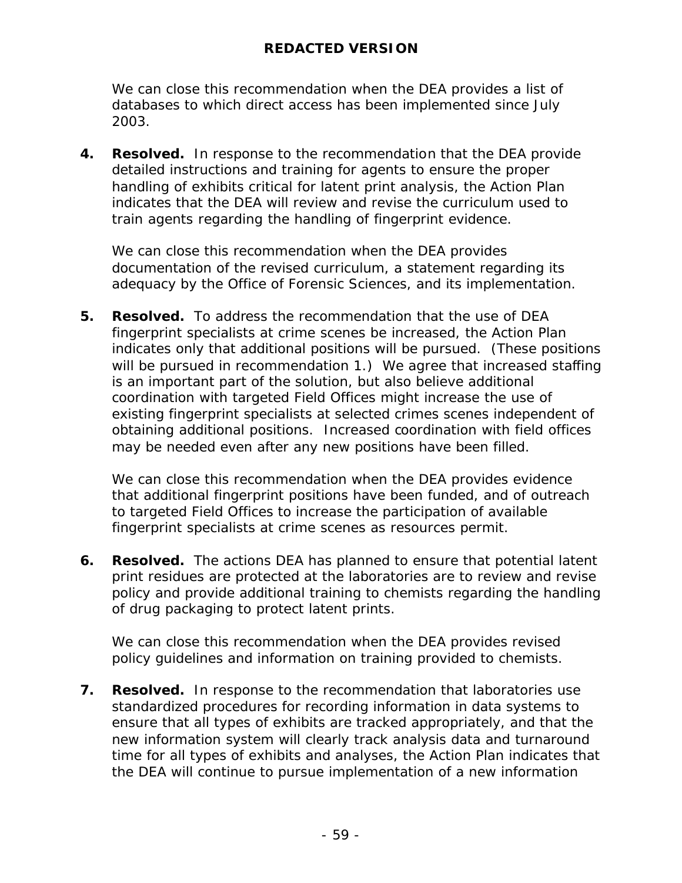We can close this recommendation when the DEA provides a list of databases to which direct access has been implemented since July 2003.

4. **Resolved.** In response to the recommendation that the DEA provide detailed instructions and training for agents to ensure the proper handling of exhibits critical for latent print analysis, the Action Plan indicates that the DEA will review and revise the curriculum used to train agents regarding the handling of fingerprint evidence.

   We can close this recommendation when the DEA provides documentation of the revised curriculum, a statement regarding its adequacy by the Office of Forensic Sciences, and its implementation.

5. **Resolved.** To address the recommendation that the use of DEA fingerprint specialists at crime scenes be increased, the Action Plan indicates only that additional positions will be pursued. (These positions will be pursued in recommendation 1.) We agree that increased staffing is an important part of the solution, but also believe additional coordination with targeted Field Offices might increase the use of existing fingerprint specialists at selected crimes scenes independent of obtaining additional positions. Increased coordination with field offices may be needed even after any new positions have been filled.

   We can close this recommendation when the DEA provides evidence that additional fingerprint positions have been funded, and of outreach to targeted Field Offices to increase the participation of available fingerprint specialists at crime scenes as resources permit.

6. **Resolved.** The actions DEA has planned to ensure that potential latent print residues are protected at the laboratories are to review and revise policy and provide additional training to chemists regarding the handling of drug packaging to protect latent prints.

   We can close this recommendation when the DEA provides revised policy guidelines and information on training provided to chemists.

7. **Resolved.** In response to the recommendation that laboratories use standardized procedures for recording information in data systems to ensure that all types of exhibits are tracked appropriately, and that the new information system will clearly track analysis data and turnaround time for all types of exhibits and analyses, the Action Plan indicates that the DEA will continue to pursue implementation of a new information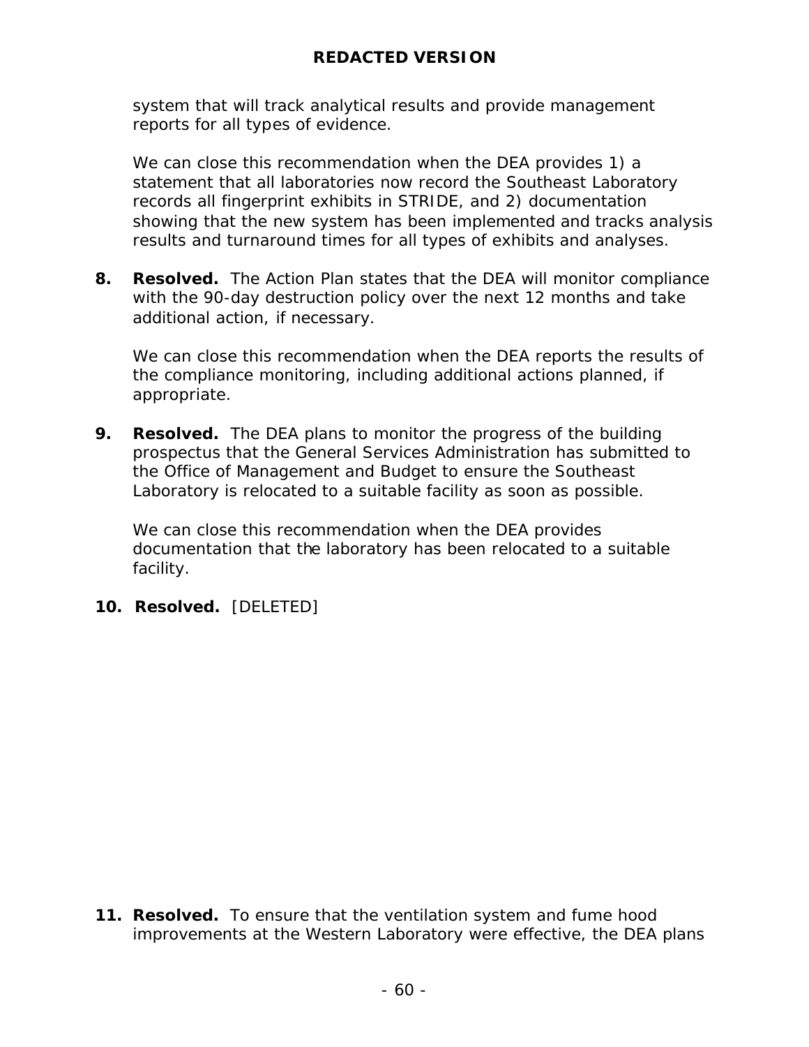system that will track analytical results and provide management reports for all types of evidence.

We can close this recommendation when the DEA provides 1) a statement that all laboratories now record the Southeast Laboratory records all fingerprint exhibits in STRIDE, and 2) documentation showing that the new system has been implemented and tracks analysis results and turnaround times for all types of exhibits and analyses.

8. **Resolved.** The Action Plan states that the DEA will monitor compliance with the 90-day destruction policy over the next 12 months and take additional action, if necessary.

   We can close this recommendation when the DEA reports the results of the compliance monitoring, including additional actions planned, if appropriate.

9. **Resolved.** The DEA plans to monitor the progress of the building prospectus that the General Services Administration has submitted to the Office of Management and Budget to ensure the Southeast Laboratory is relocated to a suitable facility as soon as possible.

   We can close this recommendation when the DEA provides documentation that the laboratory has been relocated to a suitable facility.

10. **Resolved.** [DELETED]

11. **Resolved.** To ensure that the ventilation system and fume hood improvements at the Western Laboratory were effective, the DEA plans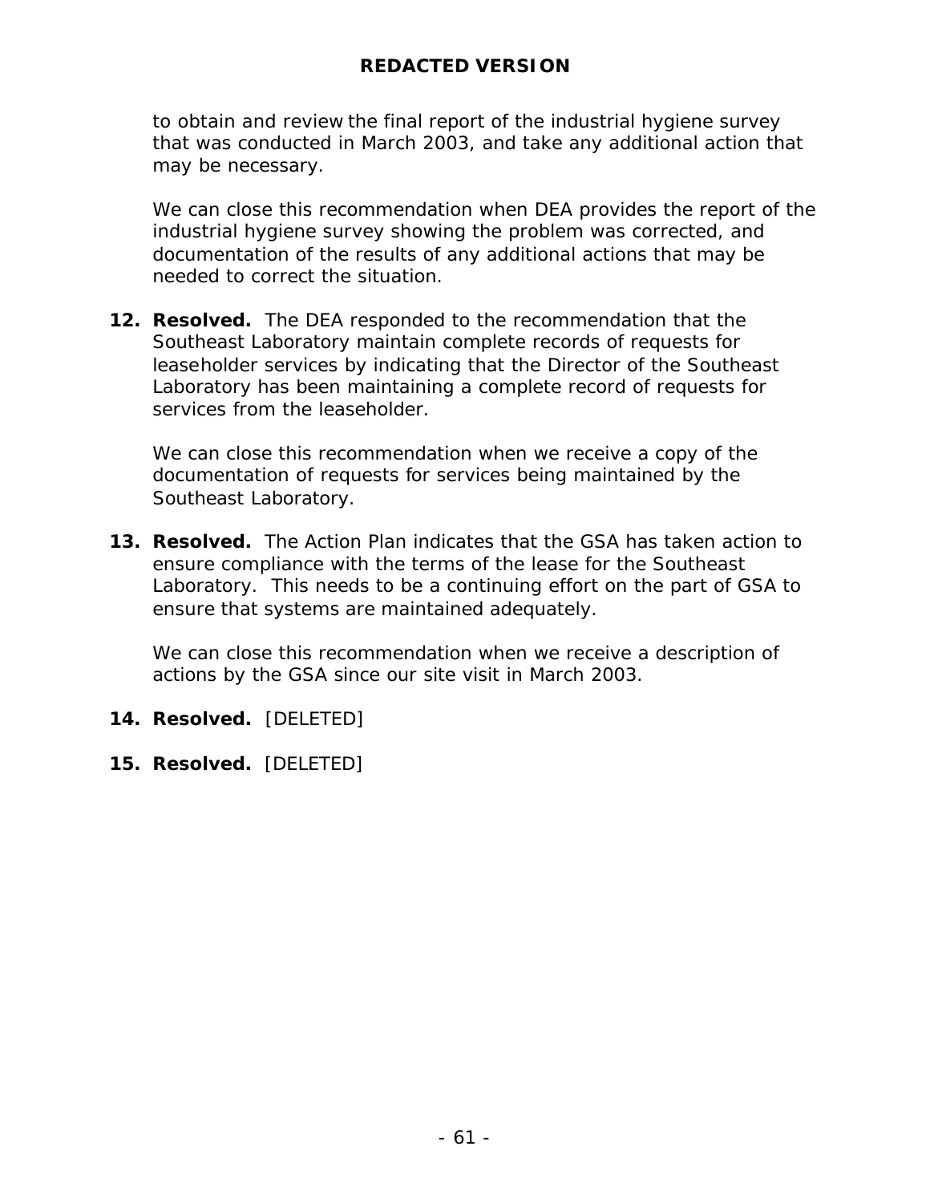to obtain and review the final report of the industrial hygiene survey that was conducted in March 2003, and take any additional action that may be necessary.

We can close this recommendation when DEA provides the report of the industrial hygiene survey showing the problem was corrected, and documentation of the results of any additional actions that may be needed to correct the situation.

12. **Resolved.** The DEA responded to the recommendation that the Southeast Laboratory maintain complete records of requests for leaseholder services by indicating that the Director of the Southeast Laboratory has been maintaining a complete record of requests for services from the leaseholder.

    We can close this recommendation when we receive a copy of the documentation of requests for services being maintained by the Southeast Laboratory.

13. **Resolved.** The Action Plan indicates that the GSA has taken action to ensure compliance with the terms of the lease for the Southeast Laboratory. This needs to be a continuing effort on the part of GSA to ensure that systems are maintained adequately.

    We can close this recommendation when we receive a description of actions by the GSA since our site visit in March 2003.

14. **Resolved.** [DELETED]

15. **Resolved.** [DELETED]